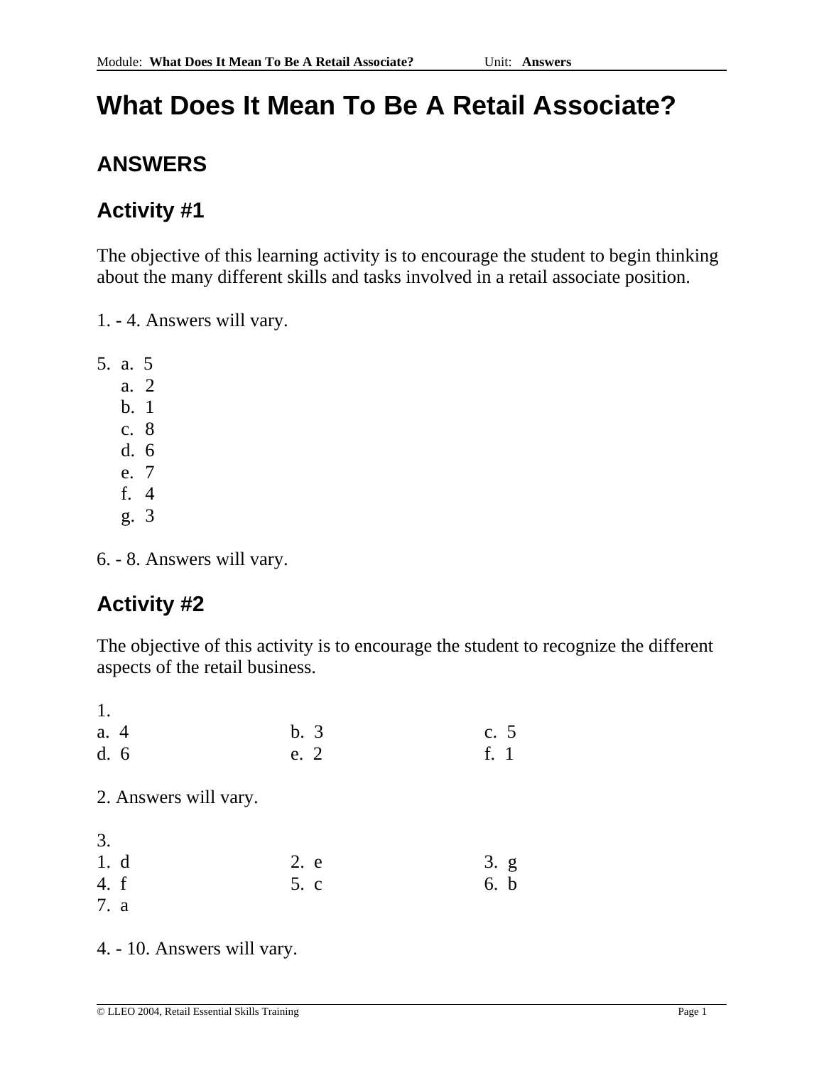# What Does It Mean To Be A Retail Associate?

## ANSWERS

## Activity #1

The objective of this learning activity is to encourage the student to begin thinking about the many different skills and tasks involved in a retail associate position.

1. - 4. Answers will vary.

5. a. 5
   a. 2
   b. 1
   c. 8
   d. 6
   e. 7
   f. 4
   g. 3

6. - 8. Answers will vary.

## Activity #2

The objective of this activity is to encourage the student to recognize the different aspects of the retail business.

1.

| | | |
|---|---|---|
| a. 4 | b. 3 | c. 5 |
| d. 6 | e. 2 | f. 1 |

2. Answers will vary.

3.

| | | |
|---|---|---|
| 1. d | 2. e | 3. g |
| 4. f | 5. c | 6. b |
| 7. a | | |

4. - 10. Answers will vary.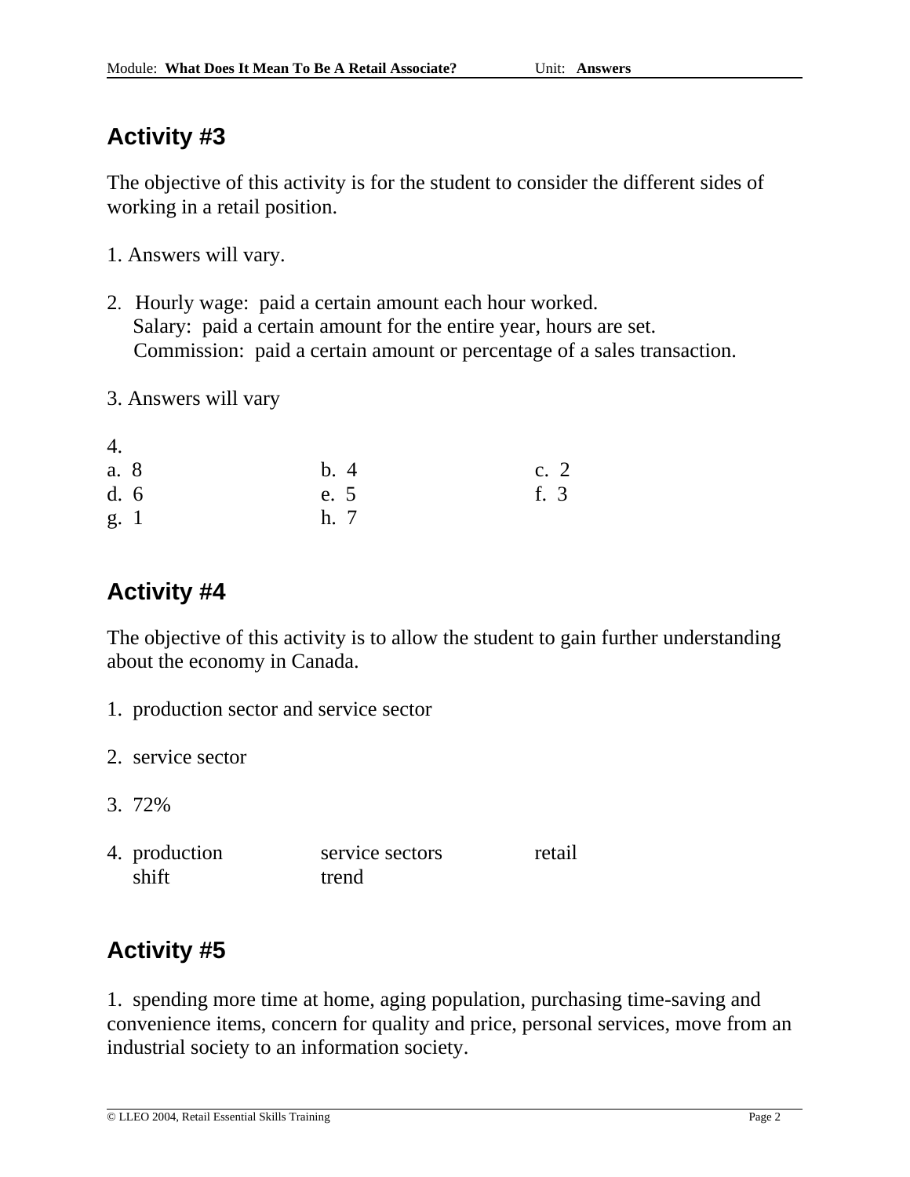## Activity #3

The objective of this activity is for the student to consider the different sides of working in a retail position.

1. Answers will vary.

2. Hourly wage: paid a certain amount each hour worked.
   Salary: paid a certain amount for the entire year, hours are set.
   Commission: paid a certain amount or percentage of a sales transaction.

3. Answers will vary

4.

| | | |
|---|---|---|
| a. 8 | b. 4 | c. 2 |
| d. 6 | e. 5 | f. 3 |
| g. 1 | h. 7 | |

## Activity #4

The objective of this activity is to allow the student to gain further understanding about the economy in Canada.

1. production sector and service sector

2. service sector

3. 72%

4.

| | | |
|---|---|---|
| production | service sectors | retail |
| shift | trend | |

## Activity #5

1. spending more time at home, aging population, purchasing time-saving and convenience items, concern for quality and price, personal services, move from an industrial society to an information society.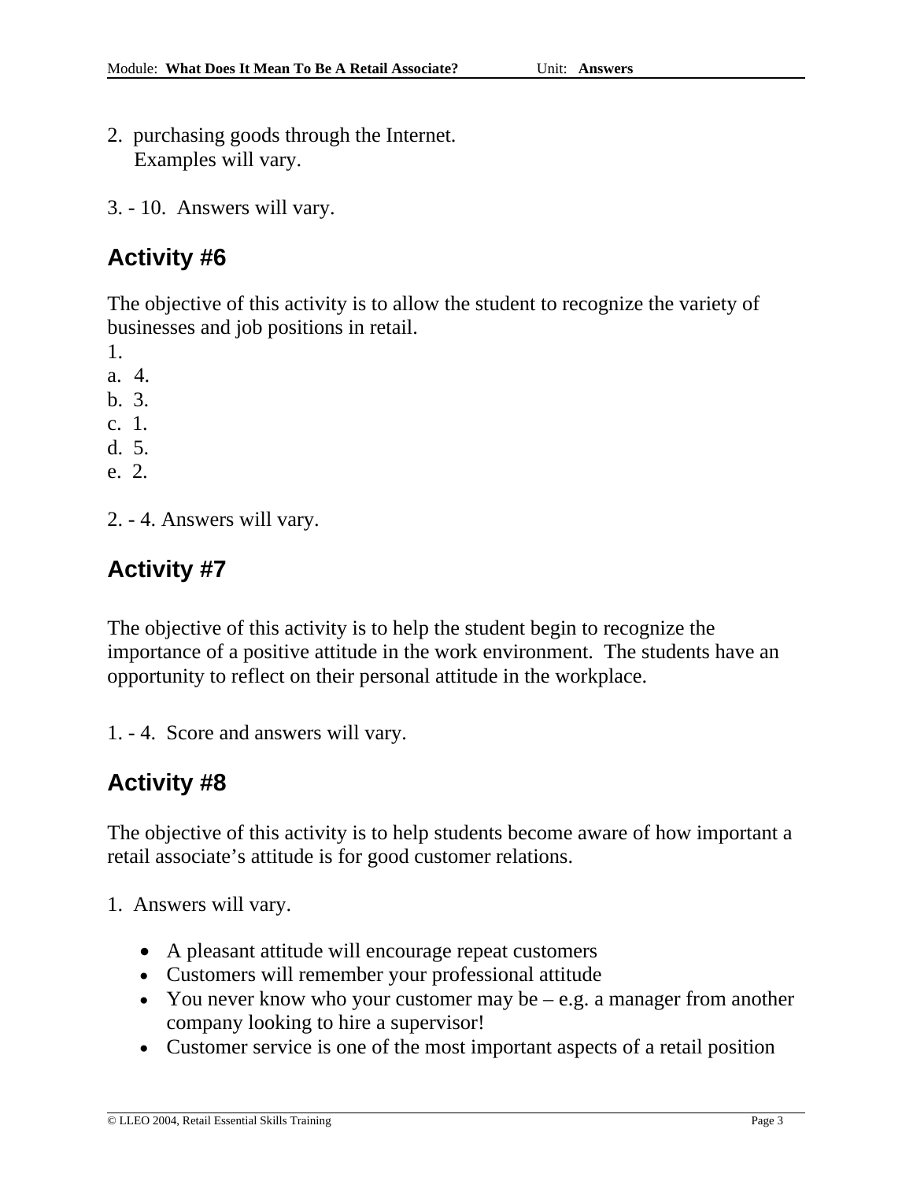2. purchasing goods through the Internet.
   Examples will vary.

3. - 10. Answers will vary.

## Activity #6

The objective of this activity is to allow the student to recognize the variety of businesses and job positions in retail.

1.

a. 4.

b. 3.

c. 1.

d. 5.

e. 2.

2. - 4. Answers will vary.

## Activity #7

The objective of this activity is to help the student begin to recognize the importance of a positive attitude in the work environment. The students have an opportunity to reflect on their personal attitude in the workplace.

1. - 4. Score and answers will vary.

## Activity #8

The objective of this activity is to help students become aware of how important a retail associate's attitude is for good customer relations.

1. Answers will vary.

- A pleasant attitude will encourage repeat customers
- Customers will remember your professional attitude
- You never know who your customer may be – e.g. a manager from another company looking to hire a supervisor!
- Customer service is one of the most important aspects of a retail position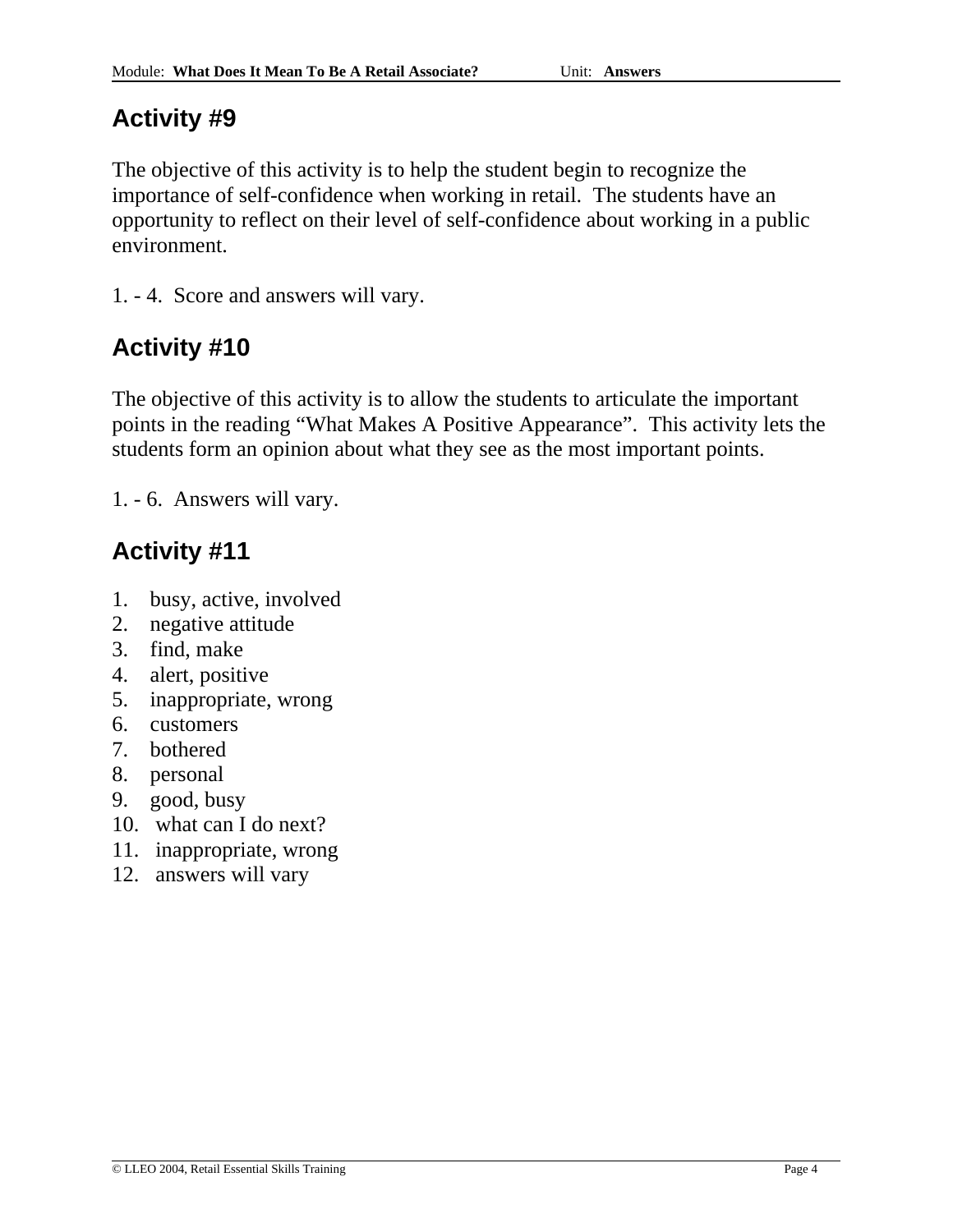## Activity #9

The objective of this activity is to help the student begin to recognize the importance of self-confidence when working in retail. The students have an opportunity to reflect on their level of self-confidence about working in a public environment.

1. - 4. Score and answers will vary.

## Activity #10

The objective of this activity is to allow the students to articulate the important points in the reading "What Makes A Positive Appearance". This activity lets the students form an opinion about what they see as the most important points.

1. - 6. Answers will vary.

## Activity #11

1. busy, active, involved
2. negative attitude
3. find, make
4. alert, positive
5. inappropriate, wrong
6. customers
7. bothered
8. personal
9. good, busy
10. what can I do next?
11. inappropriate, wrong
12. answers will vary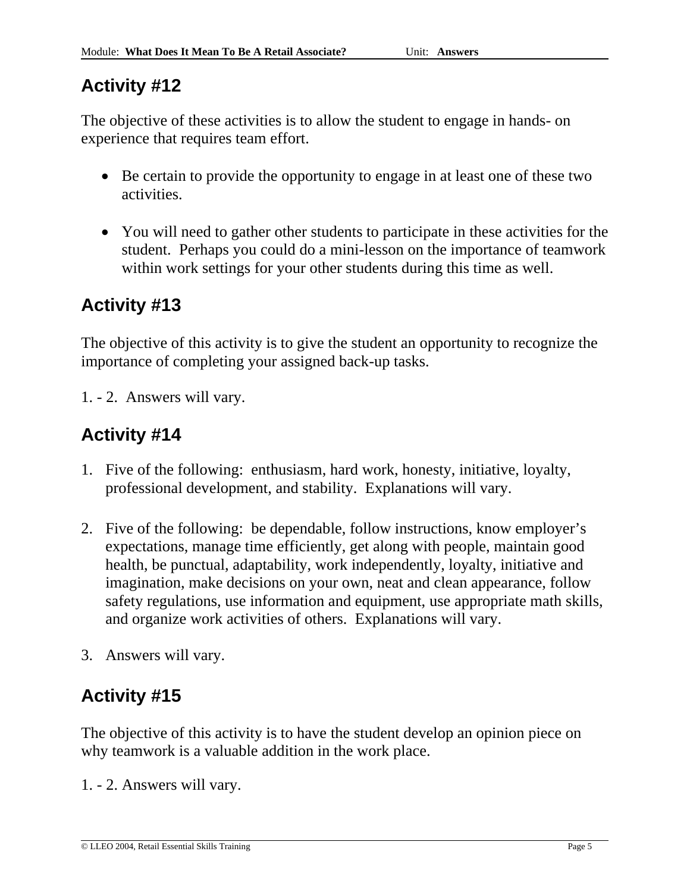## Activity #12

The objective of these activities is to allow the student to engage in hands- on experience that requires team effort.

- Be certain to provide the opportunity to engage in at least one of these two activities.

- You will need to gather other students to participate in these activities for the student. Perhaps you could do a mini-lesson on the importance of teamwork within work settings for your other students during this time as well.

## Activity #13

The objective of this activity is to give the student an opportunity to recognize the importance of completing your assigned back-up tasks.

1. - 2. Answers will vary.

## Activity #14

1. Five of the following: enthusiasm, hard work, honesty, initiative, loyalty, professional development, and stability. Explanations will vary.

2. Five of the following: be dependable, follow instructions, know employer's expectations, manage time efficiently, get along with people, maintain good health, be punctual, adaptability, work independently, loyalty, initiative and imagination, make decisions on your own, neat and clean appearance, follow safety regulations, use information and equipment, use appropriate math skills, and organize work activities of others. Explanations will vary.

3. Answers will vary.

## Activity #15

The objective of this activity is to have the student develop an opinion piece on why teamwork is a valuable addition in the work place.

1. - 2. Answers will vary.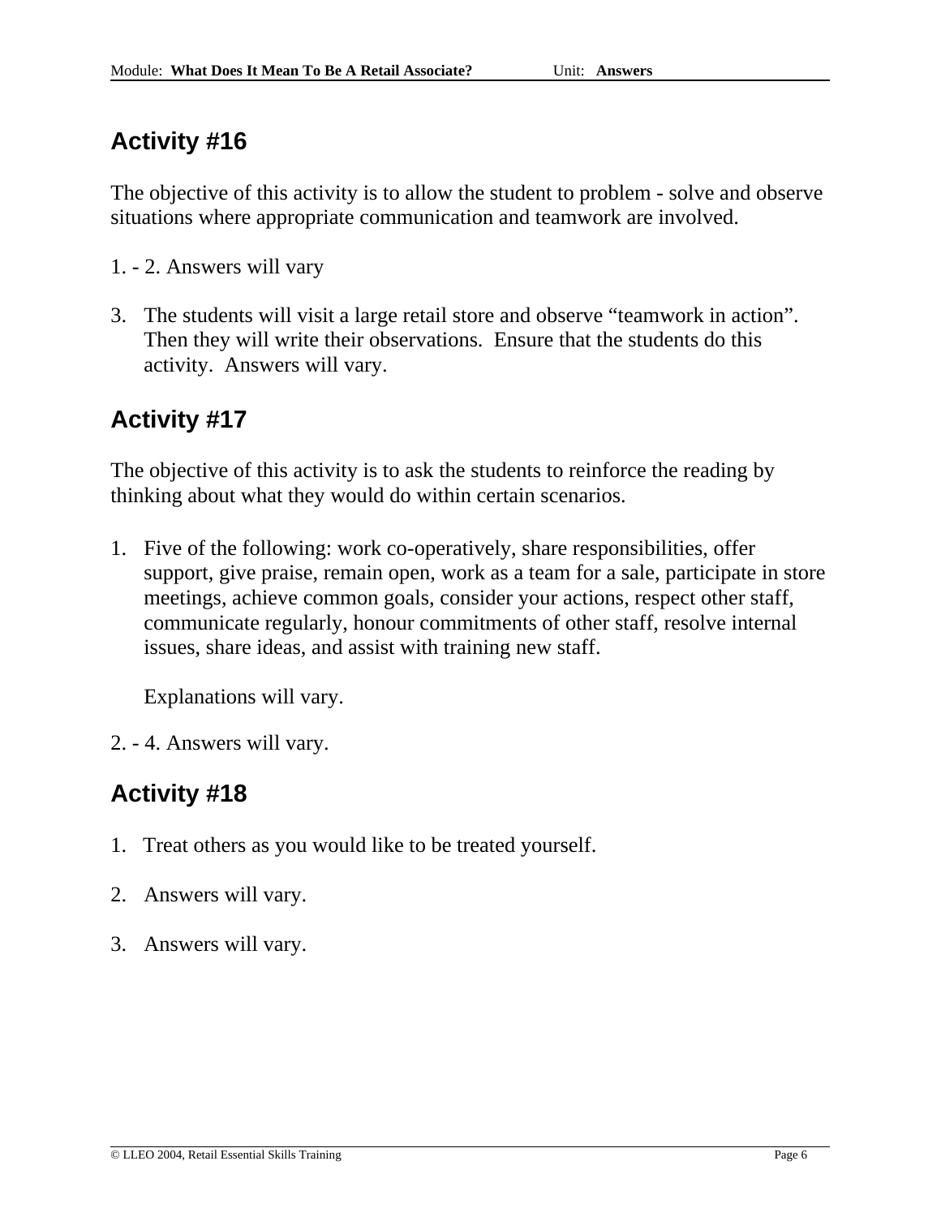## Activity #16

The objective of this activity is to allow the student to problem - solve and observe situations where appropriate communication and teamwork are involved.

1. - 2. Answers will vary

3. The students will visit a large retail store and observe “teamwork in action”. Then they will write their observations. Ensure that the students do this activity. Answers will vary.

## Activity #17

The objective of this activity is to ask the students to reinforce the reading by thinking about what they would do within certain scenarios.

1. Five of the following: work co-operatively, share responsibilities, offer support, give praise, remain open, work as a team for a sale, participate in store meetings, achieve common goals, consider your actions, respect other staff, communicate regularly, honour commitments of other staff, resolve internal issues, share ideas, and assist with training new staff.

   Explanations will vary.

2. - 4. Answers will vary.

## Activity #18

1. Treat others as you would like to be treated yourself.

2. Answers will vary.

3. Answers will vary.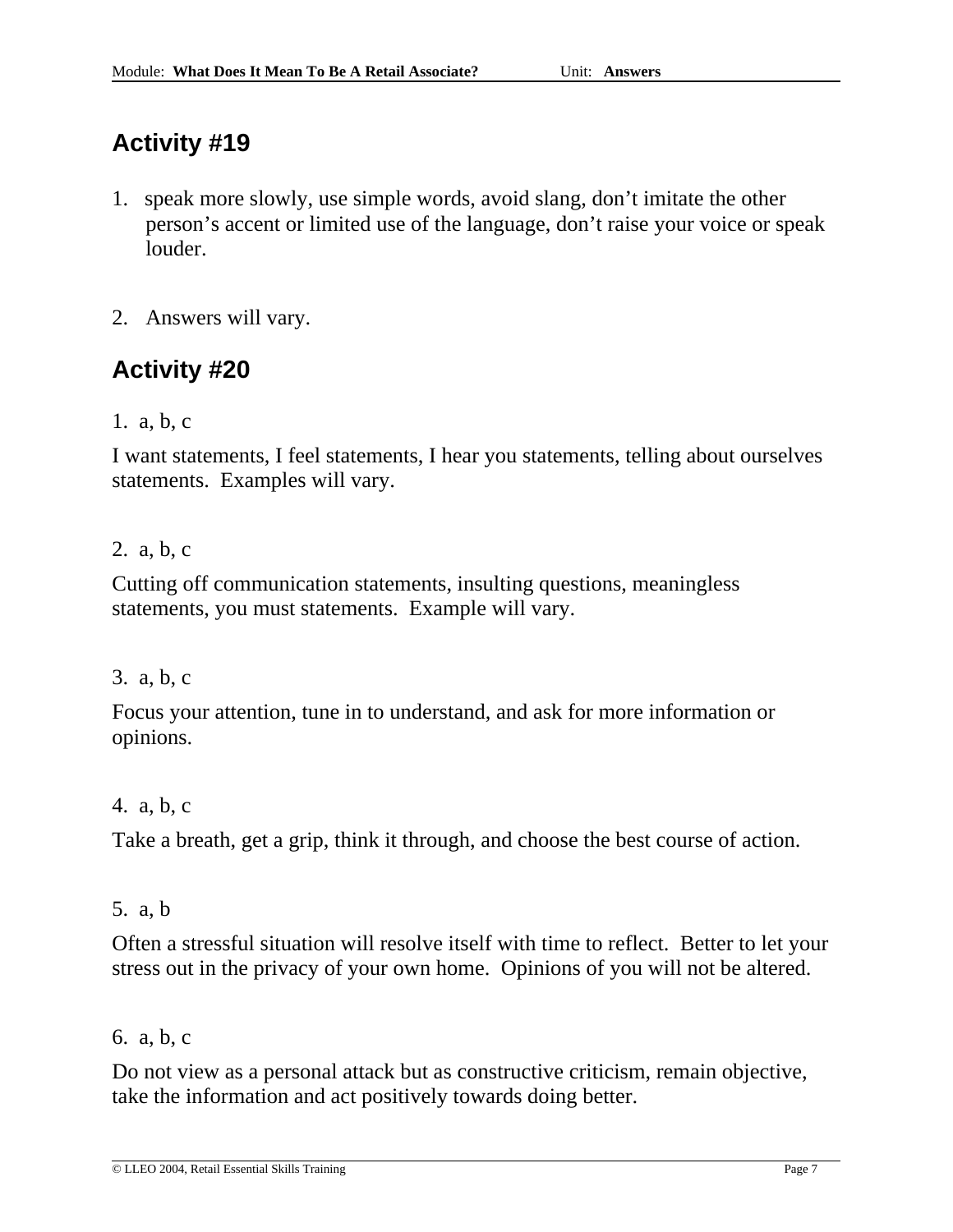## Activity #19

1. speak more slowly, use simple words, avoid slang, don’t imitate the other person’s accent or limited use of the language, don’t raise your voice or speak louder.

2. Answers will vary.

## Activity #20

1. a, b, c

I want statements, I feel statements, I hear you statements, telling about ourselves statements. Examples will vary.

2. a, b, c

Cutting off communication statements, insulting questions, meaningless statements, you must statements. Example will vary.

3. a, b, c

Focus your attention, tune in to understand, and ask for more information or opinions.

4. a, b, c

Take a breath, get a grip, think it through, and choose the best course of action.

5. a, b

Often a stressful situation will resolve itself with time to reflect. Better to let your stress out in the privacy of your own home. Opinions of you will not be altered.

6. a, b, c

Do not view as a personal attack but as constructive criticism, remain objective, take the information and act positively towards doing better.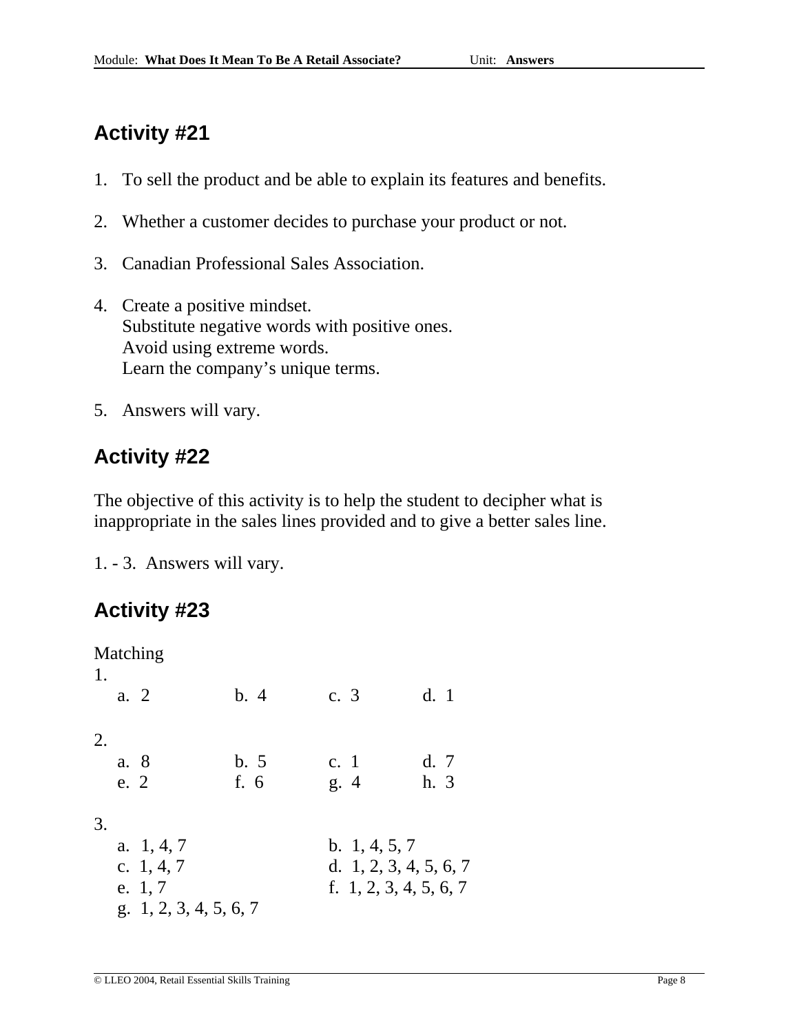## Activity #21

1. To sell the product and be able to explain its features and benefits.

2. Whether a customer decides to purchase your product or not.

3. Canadian Professional Sales Association.

4. Create a positive mindset.
   Substitute negative words with positive ones.
   Avoid using extreme words.
   Learn the company's unique terms.

5. Answers will vary.

## Activity #22

The objective of this activity is to help the student to decipher what is inappropriate in the sales lines provided and to give a better sales line.

1. - 3. Answers will vary.

## Activity #23

Matching

1.
   a. 2 b. 4 c. 3 d. 1

2.
   a. 8 b. 5 c. 1 d. 7
   e. 2 f. 6 g. 4 h. 3

3.
   a. 1, 4, 7
   b. 1, 4, 5, 7
   c. 1, 4, 7
   d. 1, 2, 3, 4, 5, 6, 7
   e. 1, 7
   f. 1, 2, 3, 4, 5, 6, 7
   g. 1, 2, 3, 4, 5, 6, 7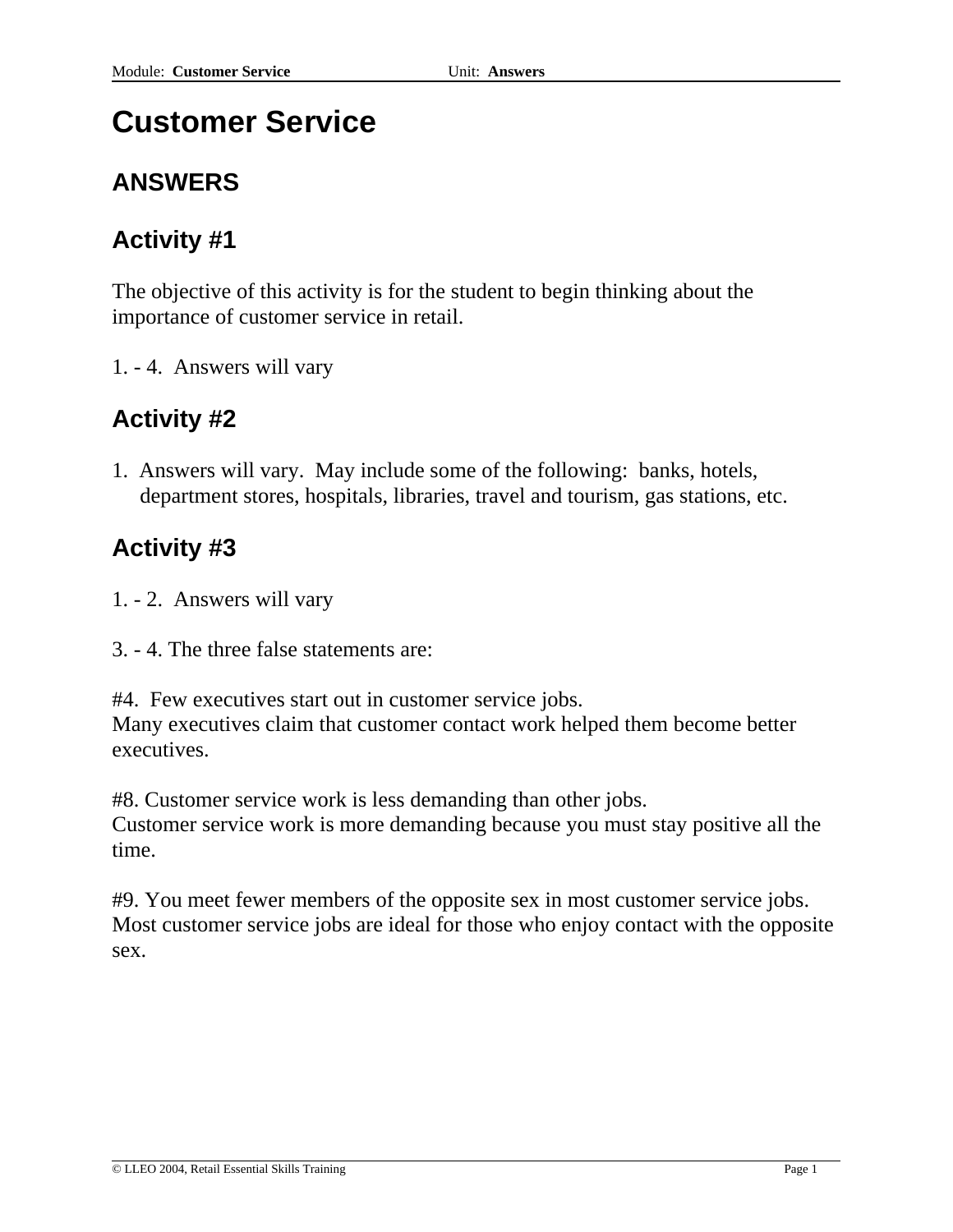# Customer Service

## ANSWERS

### Activity #1

The objective of this activity is for the student to begin thinking about the importance of customer service in retail.

1. - 4.  Answers will vary

### Activity #2

1. Answers will vary.  May include some of the following:  banks, hotels, department stores, hospitals, libraries, travel and tourism, gas stations, etc.

### Activity #3

1. - 2.  Answers will vary

3. - 4. The three false statements are:

#4.  Few executives start out in customer service jobs.
Many executives claim that customer contact work helped them become better executives.

#8. Customer service work is less demanding than other jobs.
Customer service work is more demanding because you must stay positive all the time.

#9. You meet fewer members of the opposite sex in most customer service jobs.
Most customer service jobs are ideal for those who enjoy contact with the opposite sex.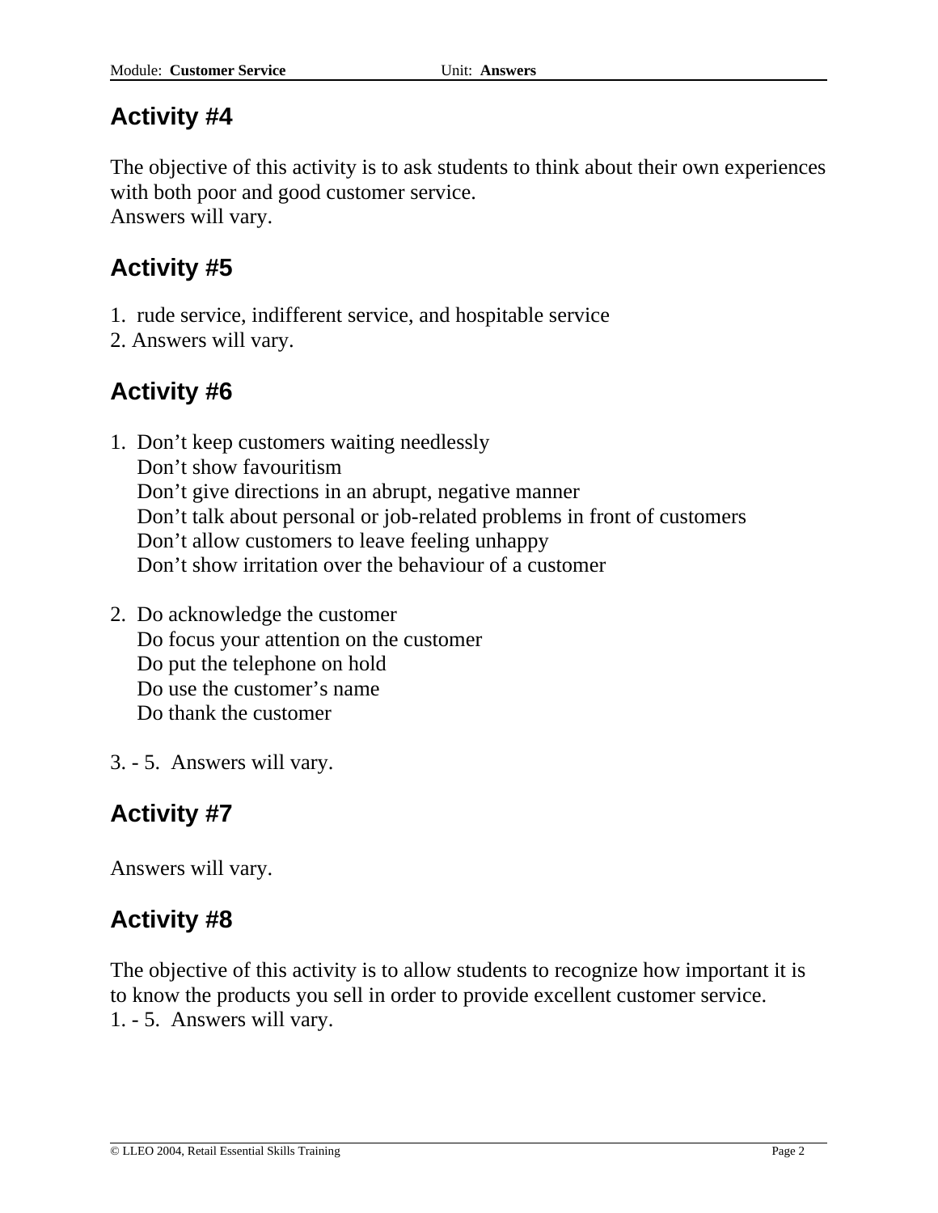## Activity #4

The objective of this activity is to ask students to think about their own experiences with both poor and good customer service.
Answers will vary.

## Activity #5

1. rude service, indifferent service, and hospitable service
2. Answers will vary.

## Activity #6

1. Don't keep customers waiting needlessly
   Don't show favouritism
   Don't give directions in an abrupt, negative manner
   Don't talk about personal or job-related problems in front of customers
   Don't allow customers to leave feeling unhappy
   Don't show irritation over the behaviour of a customer

2. Do acknowledge the customer
   Do focus your attention on the customer
   Do put the telephone on hold
   Do use the customer's name
   Do thank the customer

3. - 5. Answers will vary.

## Activity #7

Answers will vary.

## Activity #8

The objective of this activity is to allow students to recognize how important it is to know the products you sell in order to provide excellent customer service.
1. - 5. Answers will vary.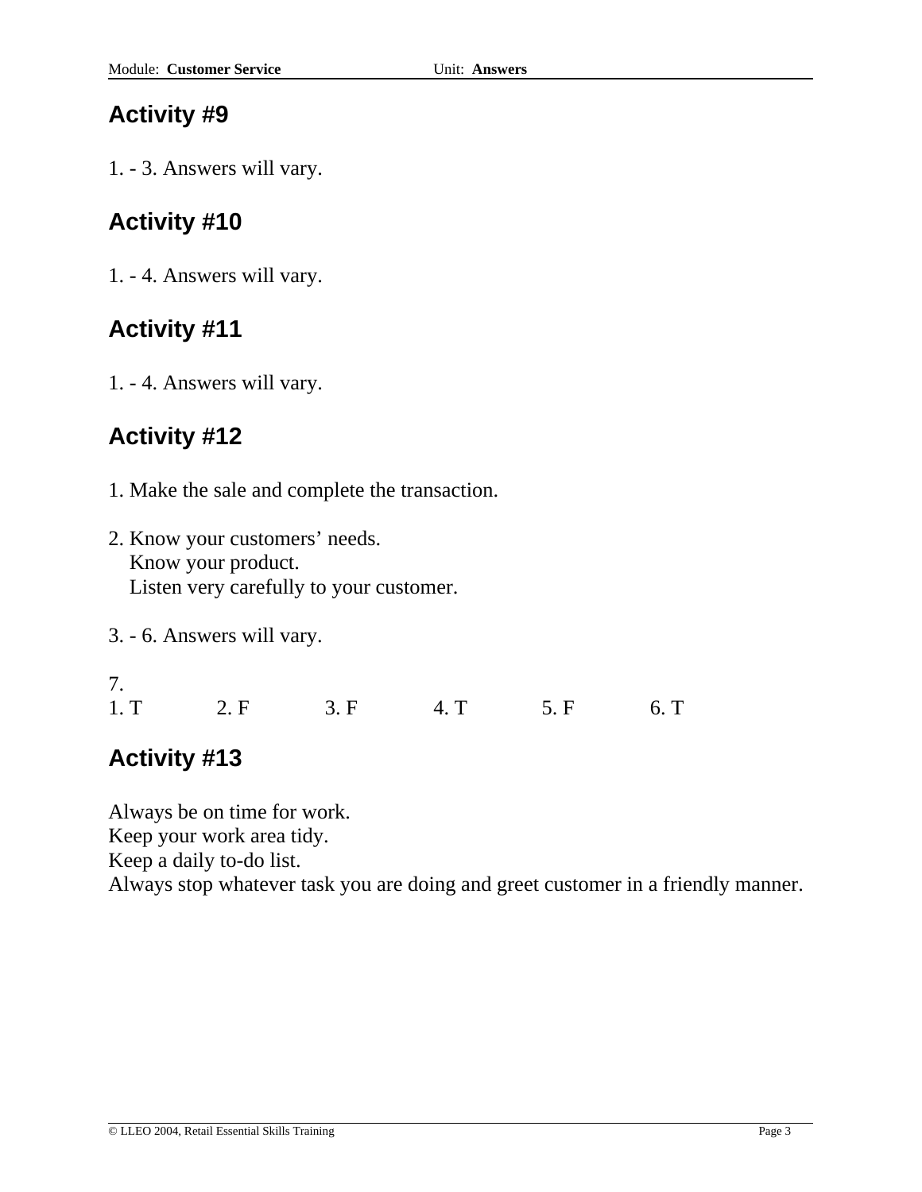## Activity #9

1. - 3. Answers will vary.

## Activity #10

1. - 4. Answers will vary.

## Activity #11

1. - 4. Answers will vary.

## Activity #12

1. Make the sale and complete the transaction.

2. Know your customers' needs.
   Know your product.
   Listen very carefully to your customer.

3. - 6. Answers will vary.

7.

| 1. T | 2. F | 3. F | 4. T | 5. F | 6. T |
|---|---|---|---|---|---|

## Activity #13

Always be on time for work.
Keep your work area tidy.
Keep a daily to-do list.
Always stop whatever task you are doing and greet customer in a friendly manner.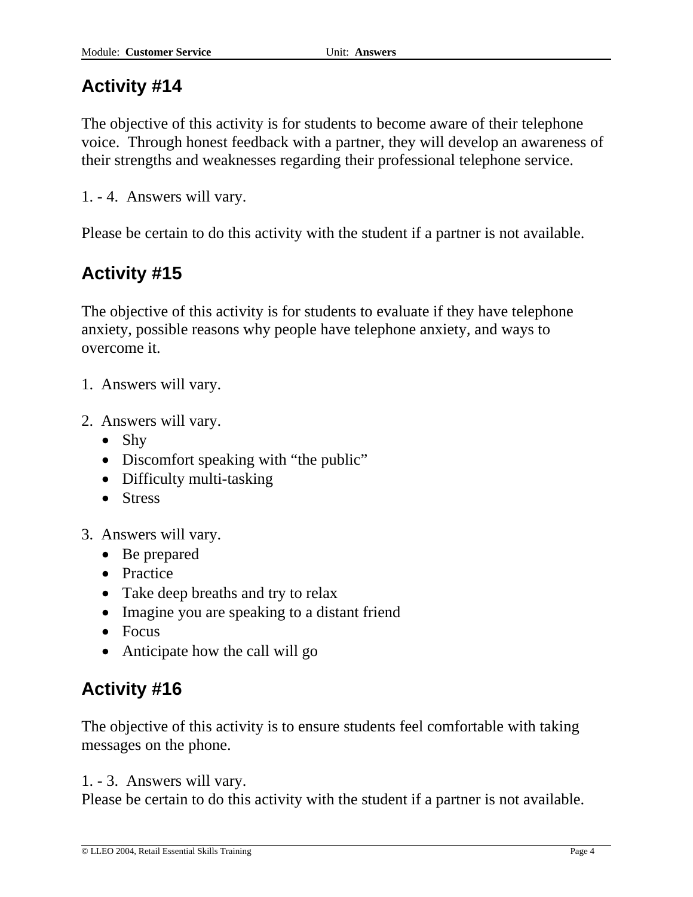## Activity #14

The objective of this activity is for students to become aware of their telephone voice. Through honest feedback with a partner, they will develop an awareness of their strengths and weaknesses regarding their professional telephone service.

1. - 4. Answers will vary.

Please be certain to do this activity with the student if a partner is not available.

## Activity #15

The objective of this activity is for students to evaluate if they have telephone anxiety, possible reasons why people have telephone anxiety, and ways to overcome it.

1. Answers will vary.

2. Answers will vary.
   - Shy
   - Discomfort speaking with "the public"
   - Difficulty multi-tasking
   - Stress

3. Answers will vary.
   - Be prepared
   - Practice
   - Take deep breaths and try to relax
   - Imagine you are speaking to a distant friend
   - Focus
   - Anticipate how the call will go

## Activity #16

The objective of this activity is to ensure students feel comfortable with taking messages on the phone.

1. - 3. Answers will vary.
Please be certain to do this activity with the student if a partner is not available.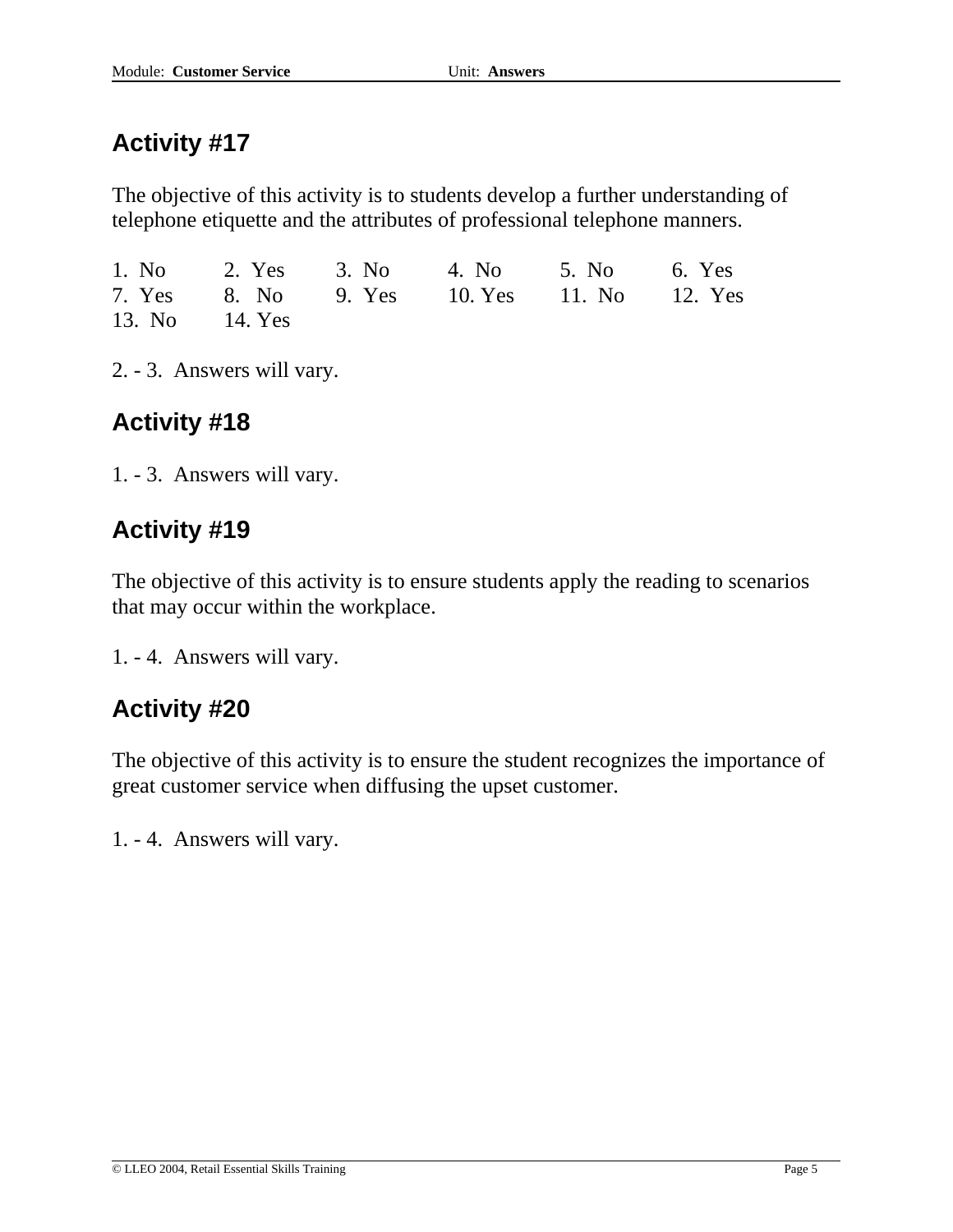## Activity #17

The objective of this activity is to students develop a further understanding of telephone etiquette and the attributes of professional telephone manners.

| | | | | | |
|---|---|---|---|---|---|
| 1. No | 2. Yes | 3. No | 4. No | 5. No | 6. Yes |
| 7. Yes | 8. No | 9. Yes | 10. Yes | 11. No | 12. Yes |
| 13. No | 14. Yes | | | | |

2. - 3. Answers will vary.

## Activity #18

1. - 3. Answers will vary.

## Activity #19

The objective of this activity is to ensure students apply the reading to scenarios that may occur within the workplace.

1. - 4. Answers will vary.

## Activity #20

The objective of this activity is to ensure the student recognizes the importance of great customer service when diffusing the upset customer.

1. - 4. Answers will vary.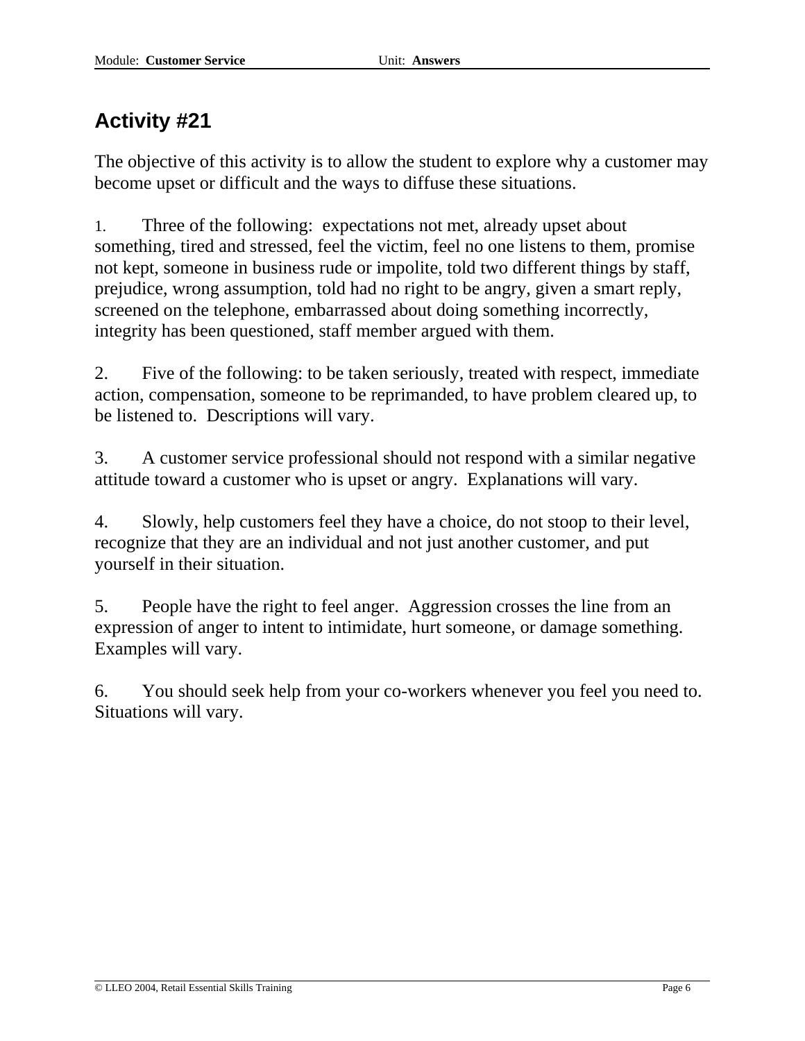## Activity #21

The objective of this activity is to allow the student to explore why a customer may become upset or difficult and the ways to diffuse these situations.

1. Three of the following: expectations not met, already upset about something, tired and stressed, feel the victim, feel no one listens to them, promise not kept, someone in business rude or impolite, told two different things by staff, prejudice, wrong assumption, told had no right to be angry, given a smart reply, screened on the telephone, embarrassed about doing something incorrectly, integrity has been questioned, staff member argued with them.

2. Five of the following: to be taken seriously, treated with respect, immediate action, compensation, someone to be reprimanded, to have problem cleared up, to be listened to. Descriptions will vary.

3. A customer service professional should not respond with a similar negative attitude toward a customer who is upset or angry. Explanations will vary.

4. Slowly, help customers feel they have a choice, do not stoop to their level, recognize that they are an individual and not just another customer, and put yourself in their situation.

5. People have the right to feel anger. Aggression crosses the line from an expression of anger to intent to intimidate, hurt someone, or damage something. Examples will vary.

6. You should seek help from your co-workers whenever you feel you need to. Situations will vary.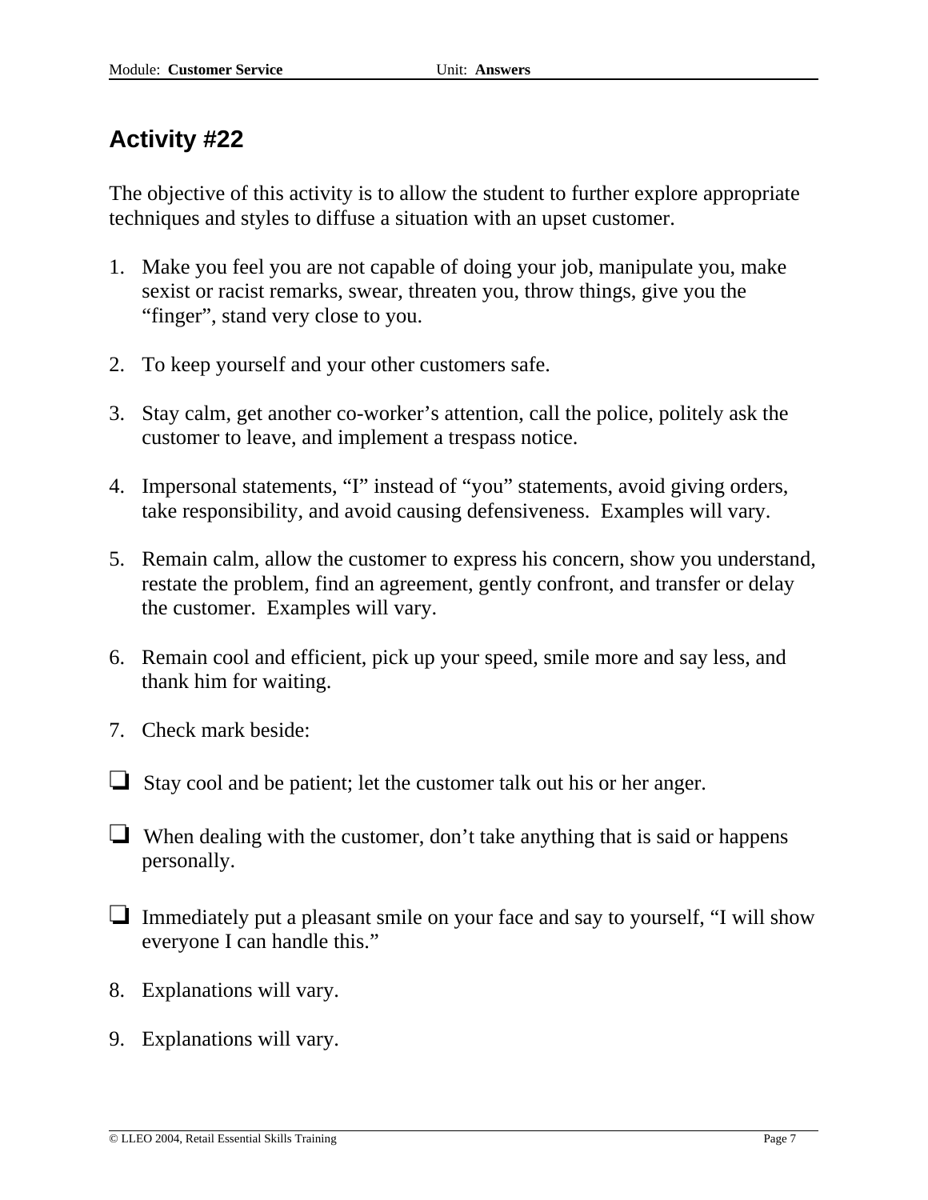## Activity #22

The objective of this activity is to allow the student to further explore appropriate techniques and styles to diffuse a situation with an upset customer.

1. Make you feel you are not capable of doing your job, manipulate you, make sexist or racist remarks, swear, threaten you, throw things, give you the "finger", stand very close to you.

2. To keep yourself and your other customers safe.

3. Stay calm, get another co-worker's attention, call the police, politely ask the customer to leave, and implement a trespass notice.

4. Impersonal statements, "I" instead of "you" statements, avoid giving orders, take responsibility, and avoid causing defensiveness. Examples will vary.

5. Remain calm, allow the customer to express his concern, show you understand, restate the problem, find an agreement, gently confront, and transfer or delay the customer. Examples will vary.

6. Remain cool and efficient, pick up your speed, smile more and say less, and thank him for waiting.

7. Check mark beside:

- ❑ Stay cool and be patient; let the customer talk out his or her anger.

- ❑ When dealing with the customer, don't take anything that is said or happens personally.

- ❑ Immediately put a pleasant smile on your face and say to yourself, "I will show everyone I can handle this."

8. Explanations will vary.

9. Explanations will vary.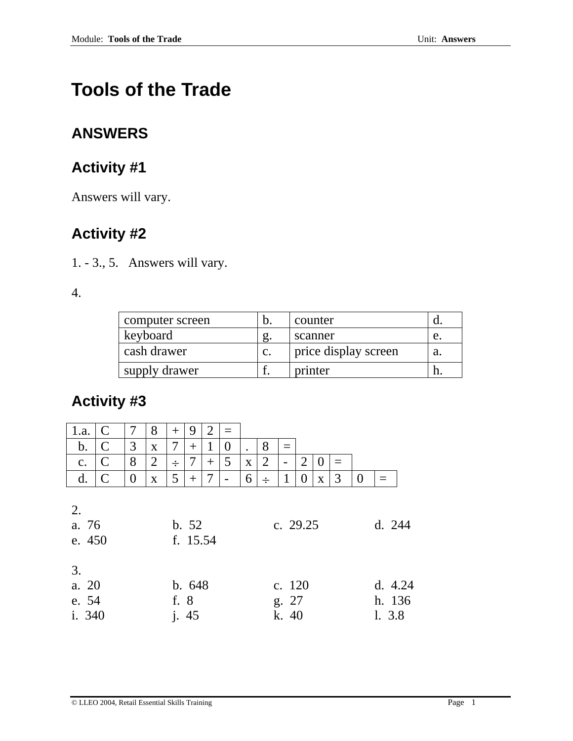# Tools of the Trade

## ANSWERS

### Activity #1

Answers will vary.

### Activity #2

1. - 3., 5.   Answers will vary.

4.

| computer screen | b. | counter | d. |
|---|---|---|---|
| keyboard | g. | scanner | e. |
| cash drawer | c. | price display screen | a. |
| supply drawer | f. | printer | h. |

### Activity #3

| 1.a. | C | 7 | 8 | + | 9 | 2 | = | | | | | | | | | |
|---|---|---|---|---|---|---|---|---|---|---|---|---|---|---|---|---|
| b. | C | 3 | x | 7 | + | 1 | 0 | . | 8 | = | | | | | | |
| c. | C | 8 | 2 | ÷ | 7 | + | 5 | x | 2 | - | 2 | 0 | = | | | |
| d. | C | 0 | x | 5 | + | 7 | - | 6 | ÷ | 1 | 0 | x | 3 | 0 | = | |

2.
a. 76 b. 52 c. 29.25 d. 244
e. 450 f. 15.54

3.
a. 20 b. 648 c. 120 d. 4.24
e. 54 f. 8 g. 27 h. 136
i. 340 j. 45 k. 40 l. 3.8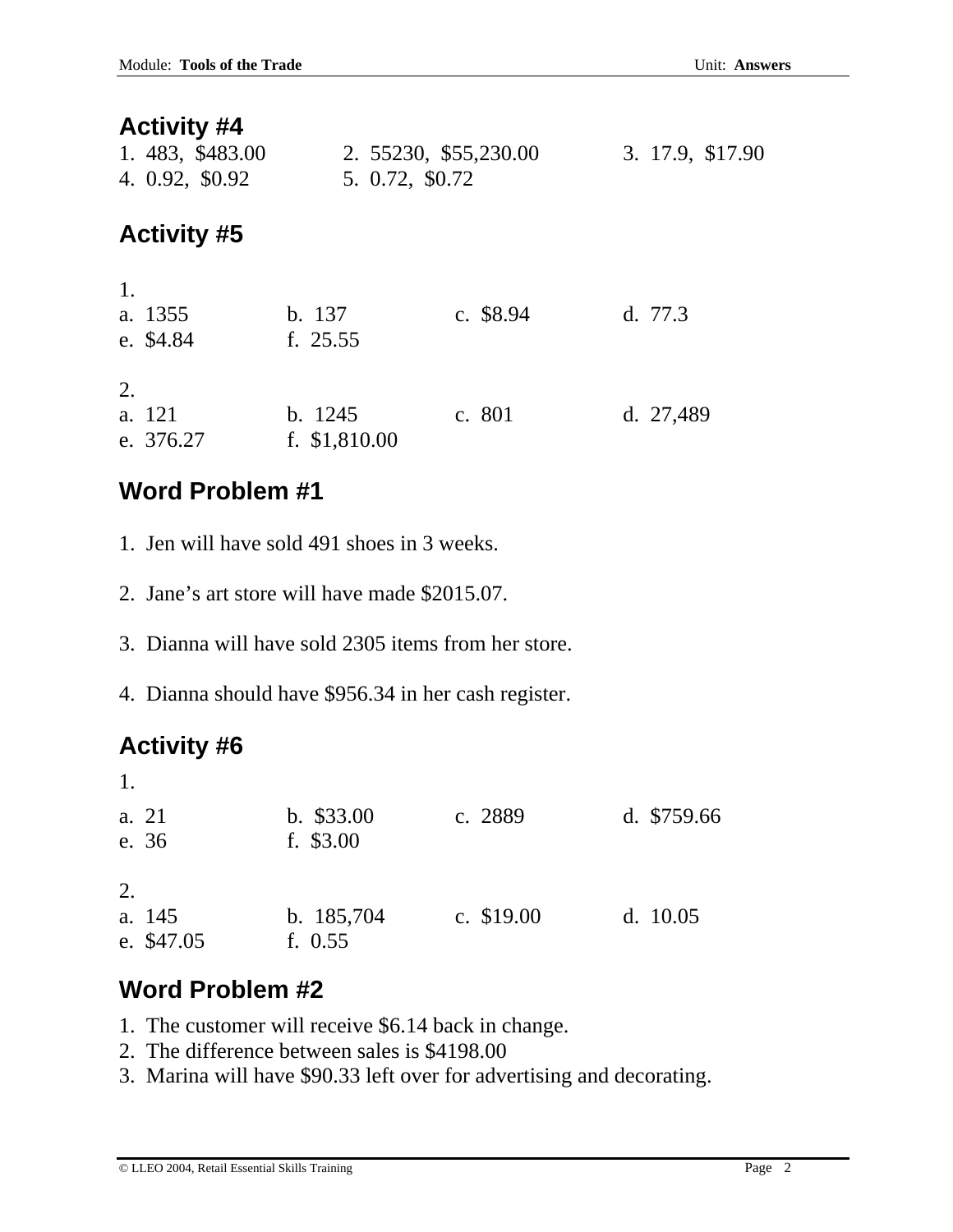## Activity #4

1. 483, $483.00
2. 55230, $55,230.00
3. 17.9, $17.90
4. 0.92, $0.92
5. 0.72, $0.72

## Activity #5

1.

a. 1355 b. 137 c. $8.94 d. 77.3
e. $4.84 f. 25.55

2.

a. 121 b. 1245 c. 801 d. 27,489
e. 376.27 f. $1,810.00

## Word Problem #1

1. Jen will have sold 491 shoes in 3 weeks.

2. Jane's art store will have made $2015.07.

3. Dianna will have sold 2305 items from her store.

4. Dianna should have $956.34 in her cash register.

## Activity #6

1.

a. 21 b. $33.00 c. 2889 d. $759.66
e. 36 f. $3.00

2.

a. 145 b. 185,704 c. $19.00 d. 10.05
e. $47.05 f. 0.55

## Word Problem #2

1. The customer will receive $6.14 back in change.
2. The difference between sales is $4198.00
3. Marina will have $90.33 left over for advertising and decorating.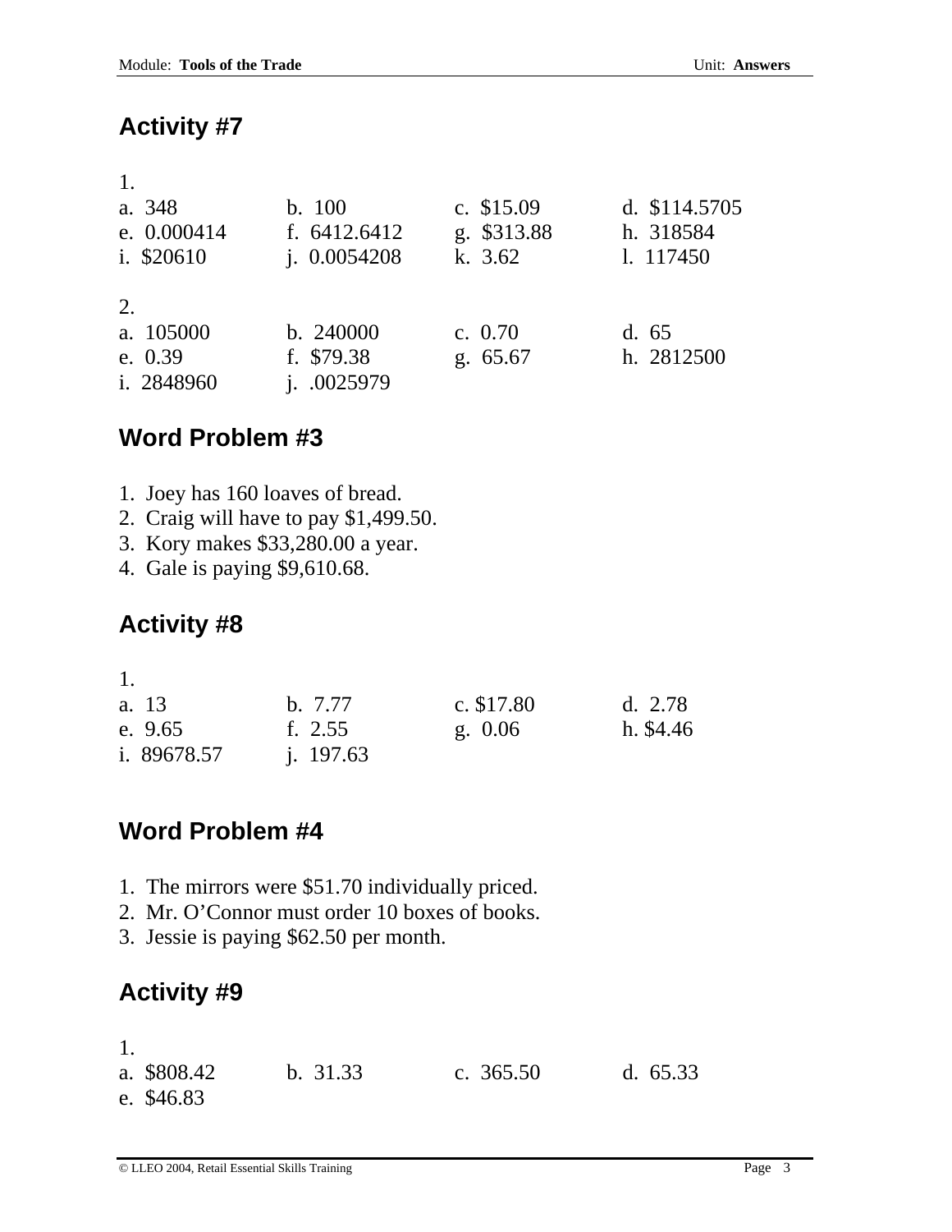## Activity #7

1.

| | | | |
|---|---|---|---|
| a. 348 | b. 100 | c. $15.09 | d. $114.5705 |
| e. 0.000414 | f. 6412.6412 | g. $313.88 | h. 318584 |
| i. $20610 | j. 0.0054208 | k. 3.62 | l. 117450 |

2.

| | | | |
|---|---|---|---|
| a. 105000 | b. 240000 | c. 0.70 | d. 65 |
| e. 0.39 | f. $79.38 | g. 65.67 | h. 2812500 |
| i. 2848960 | j. .0025979 | | |

## Word Problem #3

1. Joey has 160 loaves of bread.
2. Craig will have to pay $1,499.50.
3. Kory makes $33,280.00 a year.
4. Gale is paying $9,610.68.

## Activity #8

1.

| | | | |
|---|---|---|---|
| a. 13 | b. 7.77 | c. $17.80 | d. 2.78 |
| e. 9.65 | f. 2.55 | g. 0.06 | h. $4.46 |
| i. 89678.57 | j. 197.63 | | |

## Word Problem #4

1. The mirrors were $51.70 individually priced.
2. Mr. O'Connor must order 10 boxes of books.
3. Jessie is paying $62.50 per month.

## Activity #9

1.

| | | | |
|---|---|---|---|
| a. $808.42 | b. 31.33 | c. 365.50 | d. 65.33 |
| e. $46.83 | | | |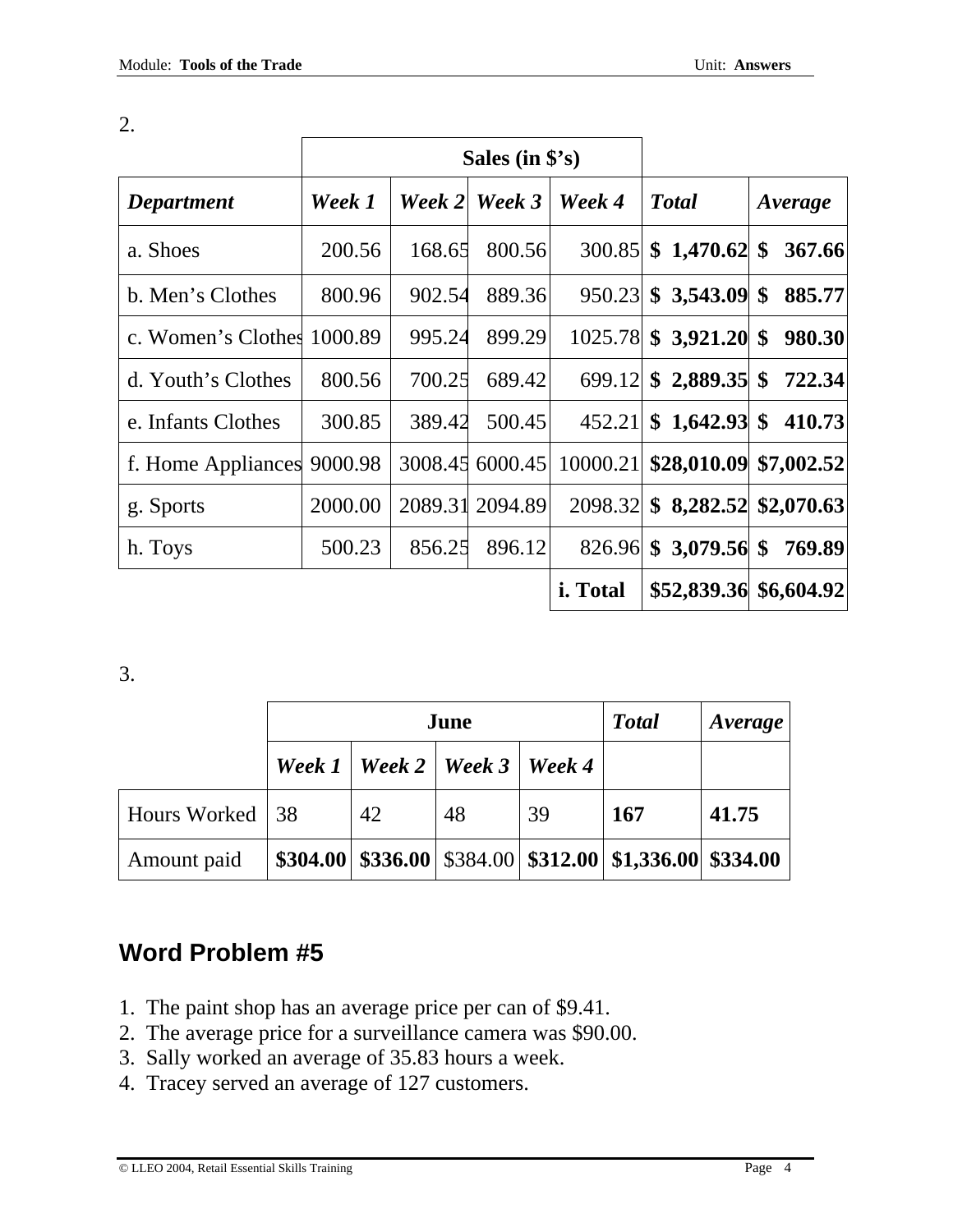2.

| | Sales (in $'s) | | | | | |
|---|---|---|---|---|---|---|
| ***Department*** | ***Week 1*** | ***Week 2*** | ***Week 3*** | ***Week 4*** | ***Total*** | ***Average*** |
| a. Shoes | 200.56 | 168.65 | 800.56 | 300.85 | **$ 1,470.62** | **$ 367.66** |
| b. Men's Clothes | 800.96 | 902.54 | 889.36 | 950.23 | **$ 3,543.09** | **$ 885.77** |
| c. Women's Clothes | 1000.89 | 995.24 | 899.29 | 1025.78 | **$ 3,921.20** | **$ 980.30** |
| d. Youth's Clothes | 800.56 | 700.25 | 689.42 | 699.12 | **$ 2,889.35** | **$ 722.34** |
| e. Infants Clothes | 300.85 | 389.42 | 500.45 | 452.21 | **$ 1,642.93** | **$ 410.73** |
| f. Home Appliances | 9000.98 | 3008.45 | 6000.45 | 10000.21 | **$28,010.09** | **$7,002.52** |
| g. Sports | 2000.00 | 2089.31 | 2094.89 | 2098.32 | **$ 8,282.52** | **$2,070.63** |
| h. Toys | 500.23 | 856.25 | 896.12 | 826.96 | **$ 3,079.56** | **$ 769.89** |
| | | | | **i. Total** | **$52,839.36** | **$6,604.92** |

3.

| | June | | | | ***Total*** | ***Average*** |
|---|---|---|---|---|---|---|
| | ***Week 1*** | ***Week 2*** | ***Week 3*** | ***Week 4*** | | |
| Hours Worked | 38 | 42 | 48 | 39 | **167** | **41.75** |
| Amount paid | **$304.00** | **$336.00** | $384.00 | **$312.00** | **$1,336.00** | **$334.00** |

## Word Problem #5

1. The paint shop has an average price per can of $9.41.
2. The average price for a surveillance camera was $90.00.
3. Sally worked an average of 35.83 hours a week.
4. Tracey served an average of 127 customers.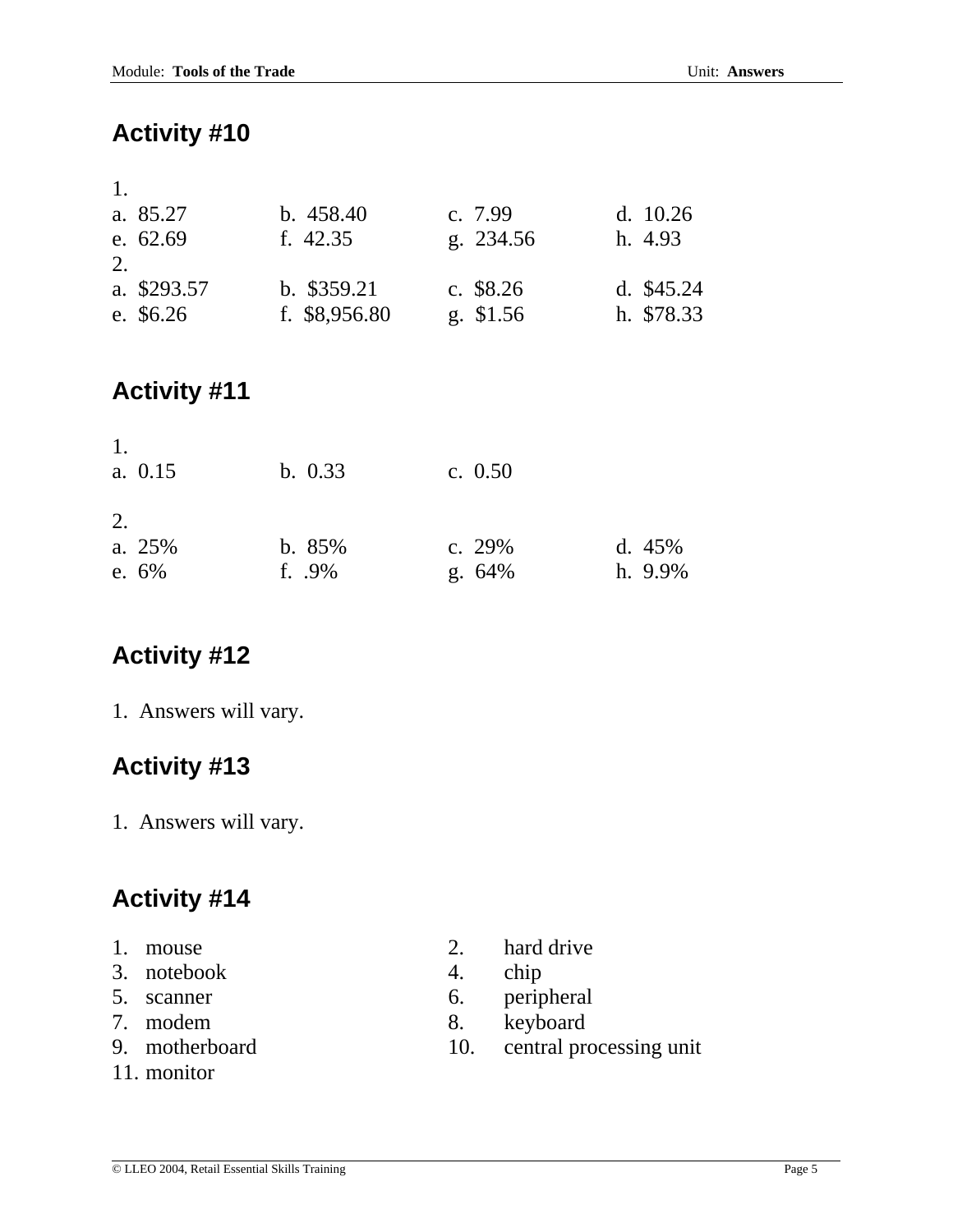## Activity #10

1.

a. 85.27 b. 458.40 c. 7.99 d. 10.26
e. 62.69 f. 42.35 g. 234.56 h. 4.93

2.

a. $293.57 b. $359.21 c. $8.26 d. $45.24
e. $6.26 f. $8,956.80 g. $1.56 h. $78.33

## Activity #11

1.

a. 0.15 b. 0.33 c. 0.50

2.

a. 25% b. 85% c. 29% d. 45%
e. 6% f. .9% g. 64% h. 9.9%

## Activity #12

1. Answers will vary.

## Activity #13

1. Answers will vary.

## Activity #14

1. mouse
2. hard drive
3. notebook
4. chip
5. scanner
6. peripheral
7. modem
8. keyboard
9. motherboard
10. central processing unit
11. monitor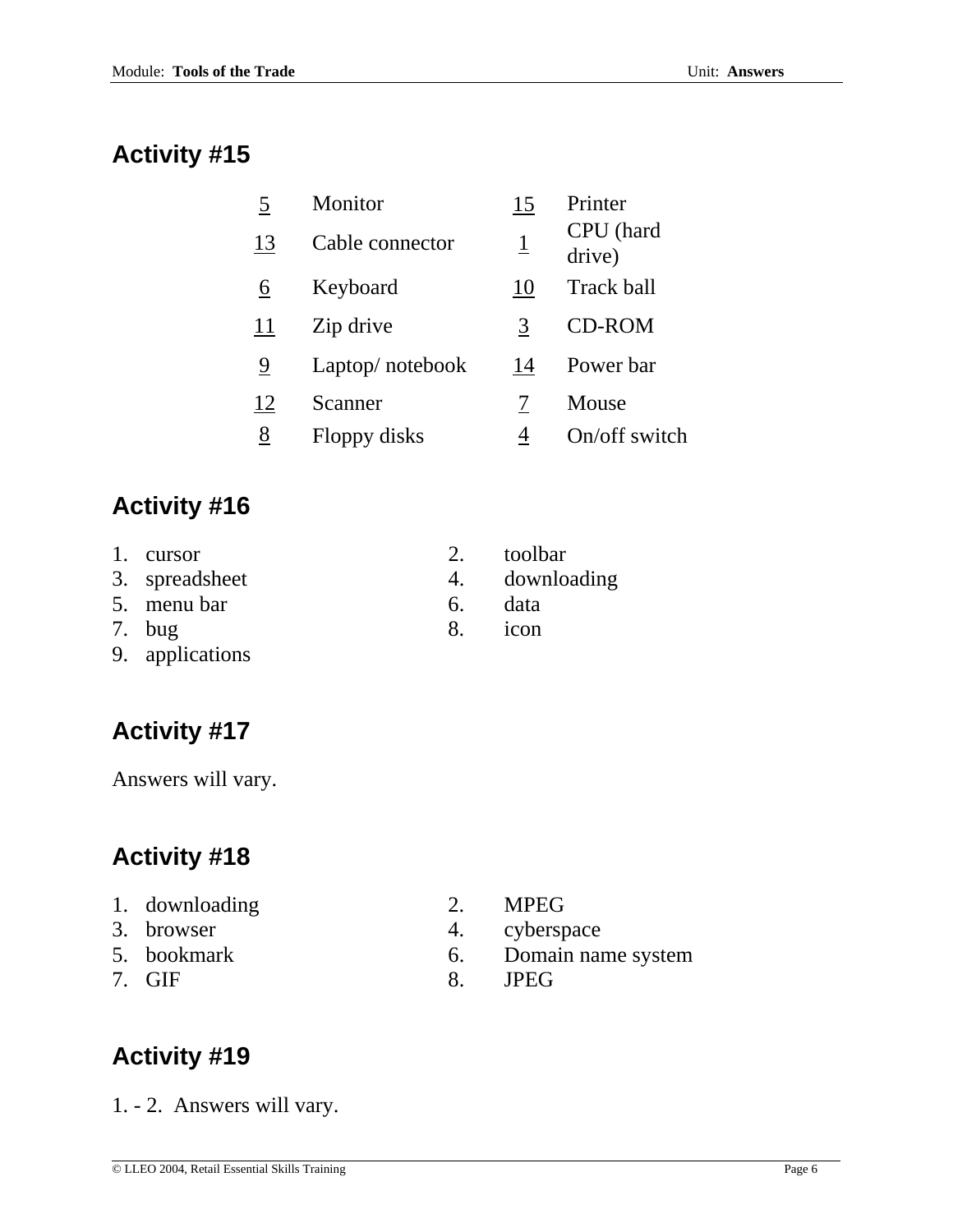## Activity #15

| | | | |
|---|---|---|---|
| 5 | Monitor | 15 | Printer |
| 13 | Cable connector | 1 | CPU (hard drive) |
| 6 | Keyboard | 10 | Track ball |
| 11 | Zip drive | 3 | CD-ROM |
| 9 | Laptop/ notebook | 14 | Power bar |
| 12 | Scanner | 7 | Mouse |
| 8 | Floppy disks | 4 | On/off switch |

## Activity #16

1. cursor
2. toolbar
3. spreadsheet
4. downloading
5. menu bar
6. data
7. bug
8. icon
9. applications

## Activity #17

Answers will vary.

## Activity #18

1. downloading
2. MPEG
3. browser
4. cyberspace
5. bookmark
6. Domain name system
7. GIF
8. JPEG

## Activity #19

1. - 2. Answers will vary.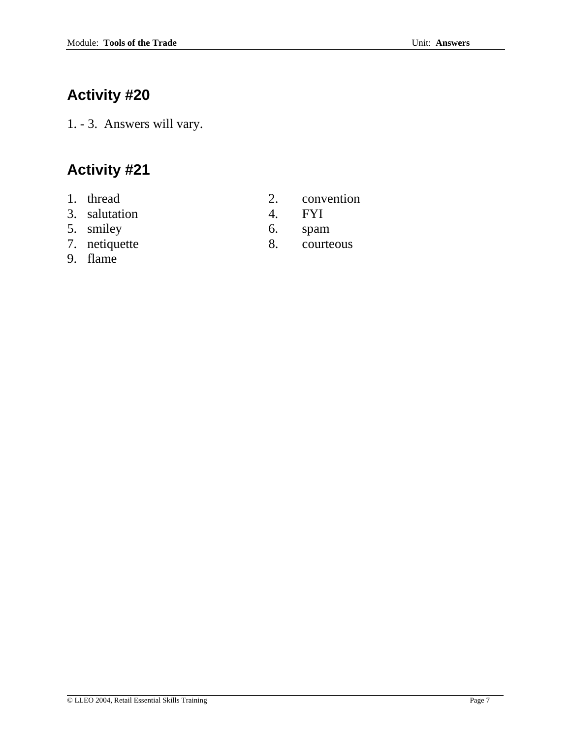## Activity #20

1. - 3. Answers will vary.

## Activity #21

1. thread
2. convention
3. salutation
4. FYI
5. smiley
6. spam
7. netiquette
8. courteous
9. flame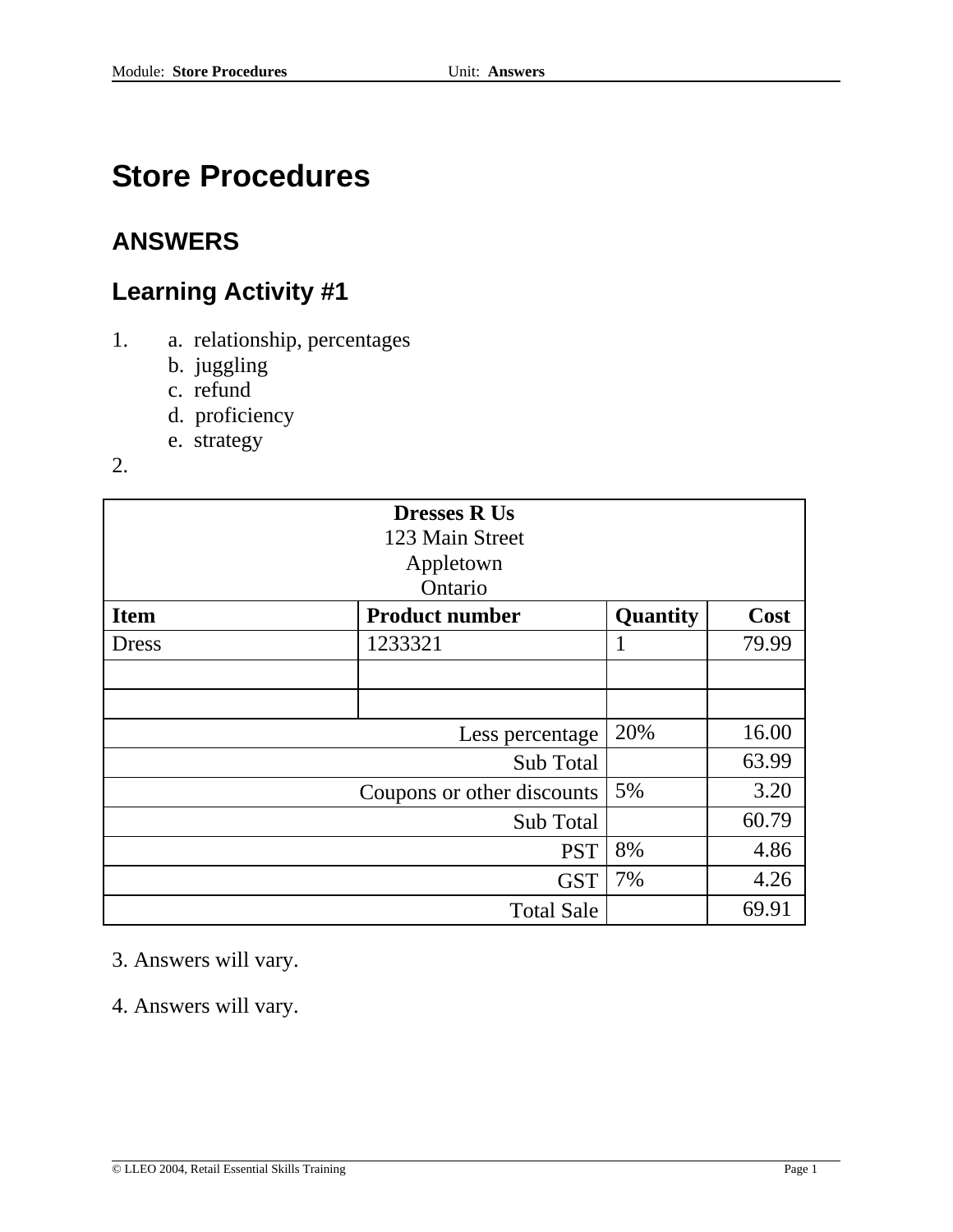# Store Procedures

## ANSWERS

## Learning Activity #1

1. a. relationship, percentages
   b. juggling
   c. refund
   d. proficiency
   e. strategy
2.

| Dresses R Us<br>123 Main Street<br>Appletown<br>Ontario | | | |
|---|---|---|---|
| **Item** | **Product number** | **Quantity** | **Cost** |
| Dress | 1233321 | 1 | 79.99 |
| | | | |
| | | | |
| Less percentage | | 20% | 16.00 |
| Sub Total | | | 63.99 |
| Coupons or other discounts | | 5% | 3.20 |
| Sub Total | | | 60.79 |
| PST | | 8% | 4.86 |
| GST | | 7% | 4.26 |
| Total Sale | | | 69.91 |

3. Answers will vary.

4. Answers will vary.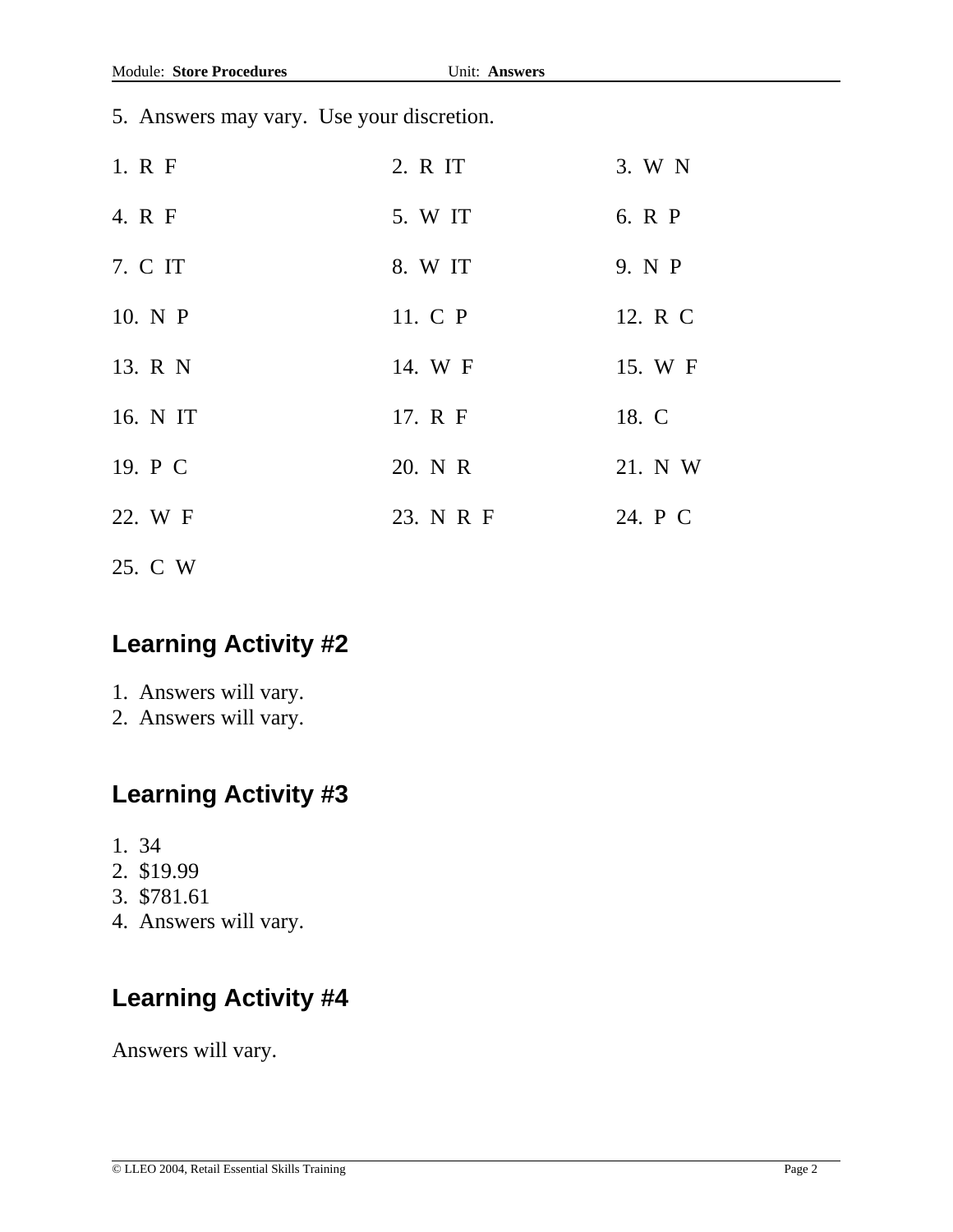5. Answers may vary. Use your discretion.

| | | |
|---|---|---|
| 1. R F | 2. R IT | 3. W N |
| 4. R F | 5. W IT | 6. R P |
| 7. C IT | 8. W IT | 9. N P |
| 10. N P | 11. C P | 12. R C |
| 13. R N | 14. W F | 15. W F |
| 16. N IT | 17. R F | 18. C |
| 19. P C | 20. N R | 21. N W |
| 22. W F | 23. N R F | 24. P C |
| 25. C W | | |

## Learning Activity #2

1. Answers will vary.
2. Answers will vary.

## Learning Activity #3

1. 34
2. $19.99
3. $781.61
4. Answers will vary.

## Learning Activity #4

Answers will vary.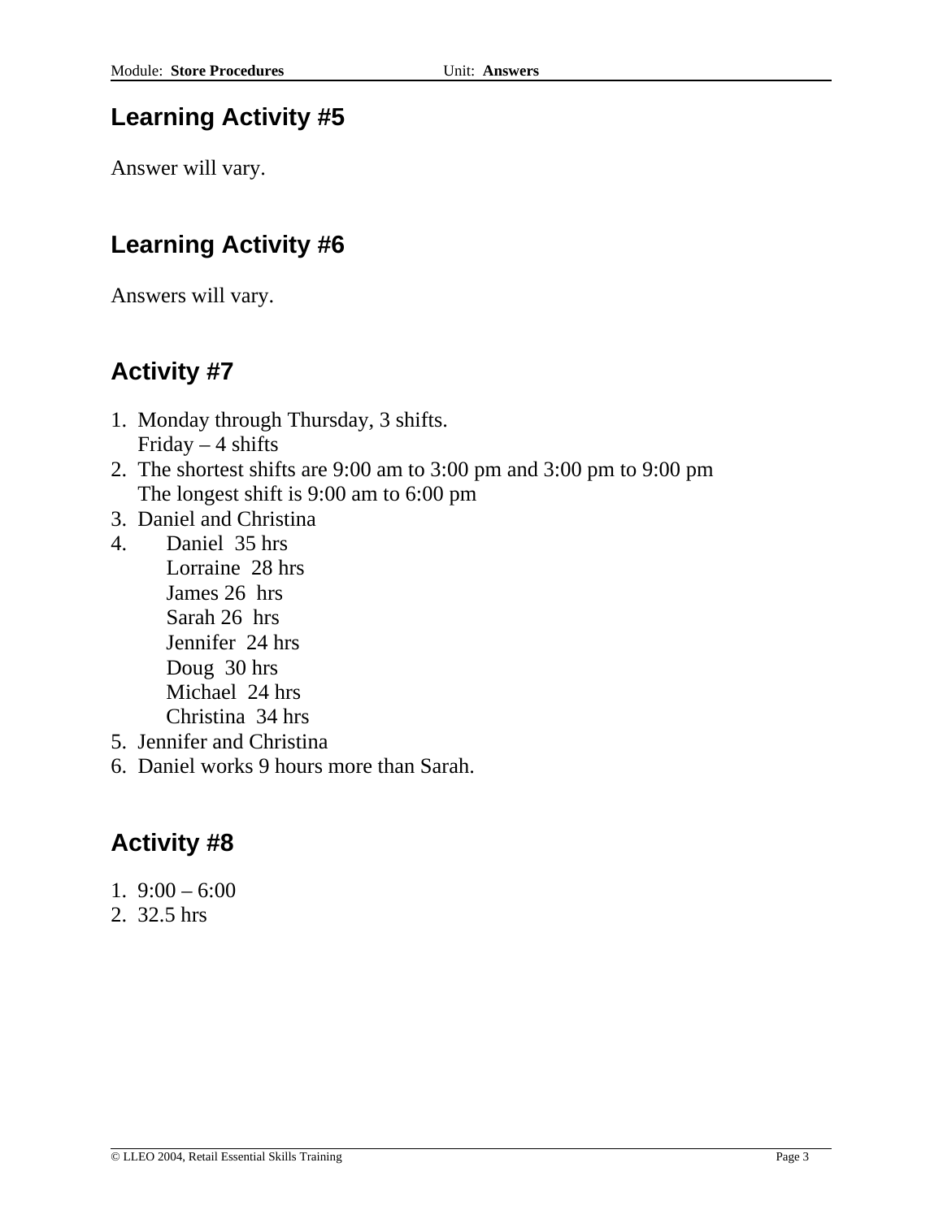## Learning Activity #5

Answer will vary.

## Learning Activity #6

Answers will vary.

## Activity #7

1. Monday through Thursday, 3 shifts.
   Friday – 4 shifts
2. The shortest shifts are 9:00 am to 3:00 pm and 3:00 pm to 9:00 pm
   The longest shift is 9:00 am to 6:00 pm
3. Daniel and Christina
4. Daniel 35 hrs
   Lorraine 28 hrs
   James 26 hrs
   Sarah 26 hrs
   Jennifer 24 hrs
   Doug 30 hrs
   Michael 24 hrs
   Christina 34 hrs
5. Jennifer and Christina
6. Daniel works 9 hours more than Sarah.

## Activity #8

1. 9:00 – 6:00
2. 32.5 hrs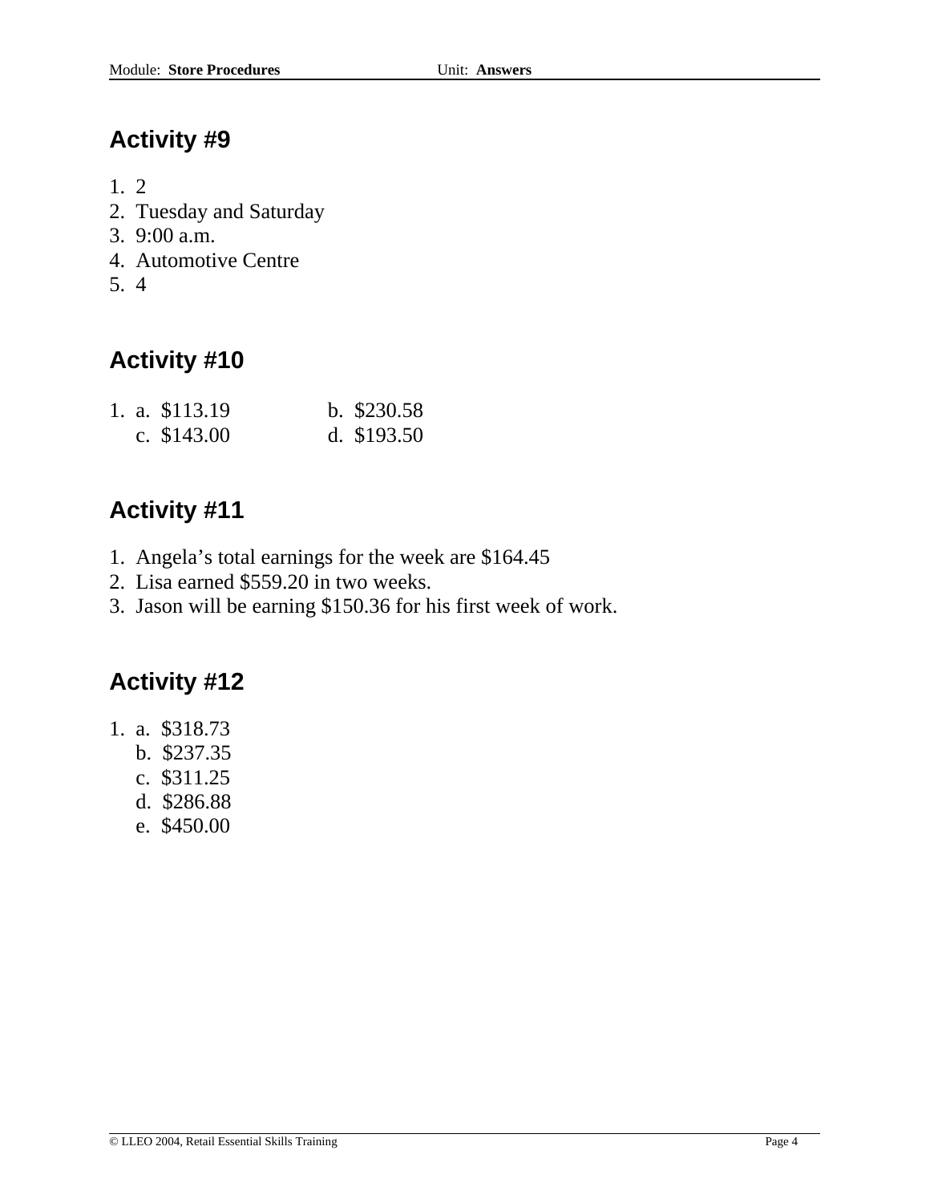## Activity #9

1. 2
2. Tuesday and Saturday
3. 9:00 a.m.
4. Automotive Centre
5. 4

## Activity #10

1. a. $113.19 b. $230.58
   c. $143.00 d. $193.50

## Activity #11

1. Angela's total earnings for the week are $164.45
2. Lisa earned $559.20 in two weeks.
3. Jason will be earning $150.36 for his first week of work.

## Activity #12

1. a. $318.73
   b. $237.35
   c. $311.25
   d. $286.88
   e. $450.00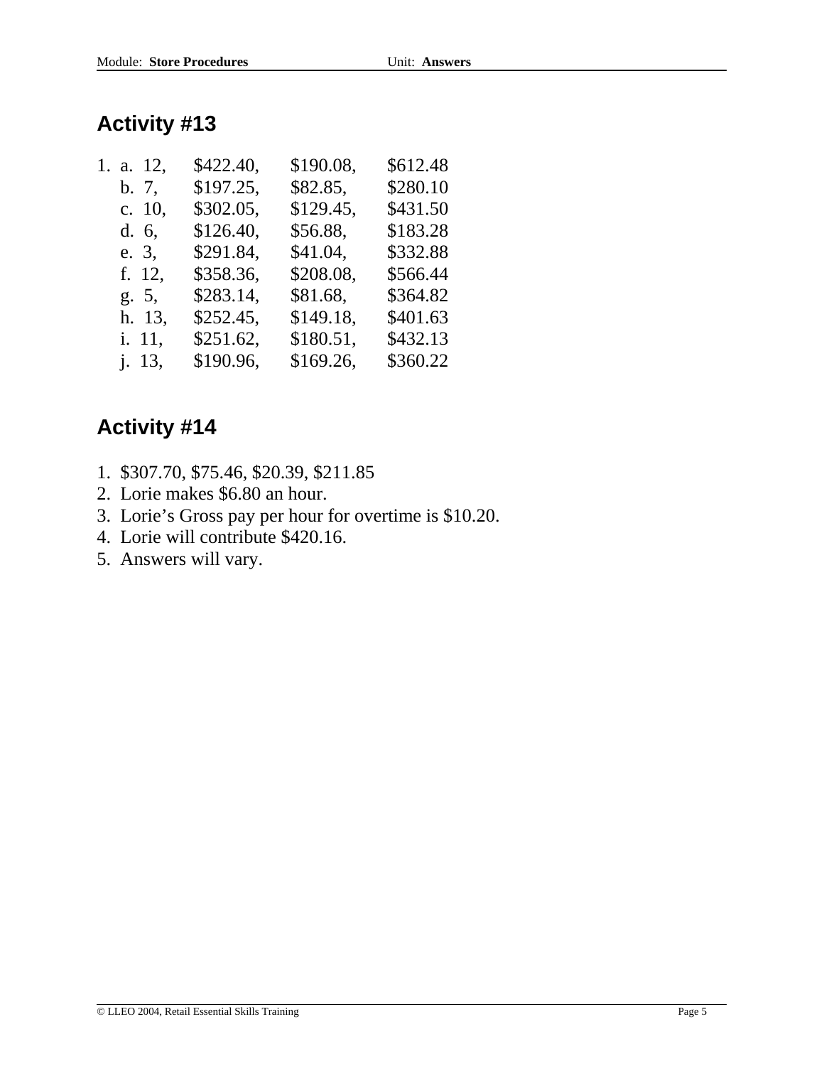## Activity #13

1. a. 12, $422.40, $190.08, $612.48
   b. 7, $197.25, $82.85, $280.10
   c. 10, $302.05, $129.45, $431.50
   d. 6, $126.40, $56.88, $183.28
   e. 3, $291.84, $41.04, $332.88
   f. 12, $358.36, $208.08, $566.44
   g. 5, $283.14, $81.68, $364.82
   h. 13, $252.45, $149.18, $401.63
   i. 11, $251.62, $180.51, $432.13
   j. 13, $190.96, $169.26, $360.22

## Activity #14

1. $307.70, $75.46, $20.39, $211.85
2. Lorie makes $6.80 an hour.
3. Lorie's Gross pay per hour for overtime is $10.20.
4. Lorie will contribute $420.16.
5. Answers will vary.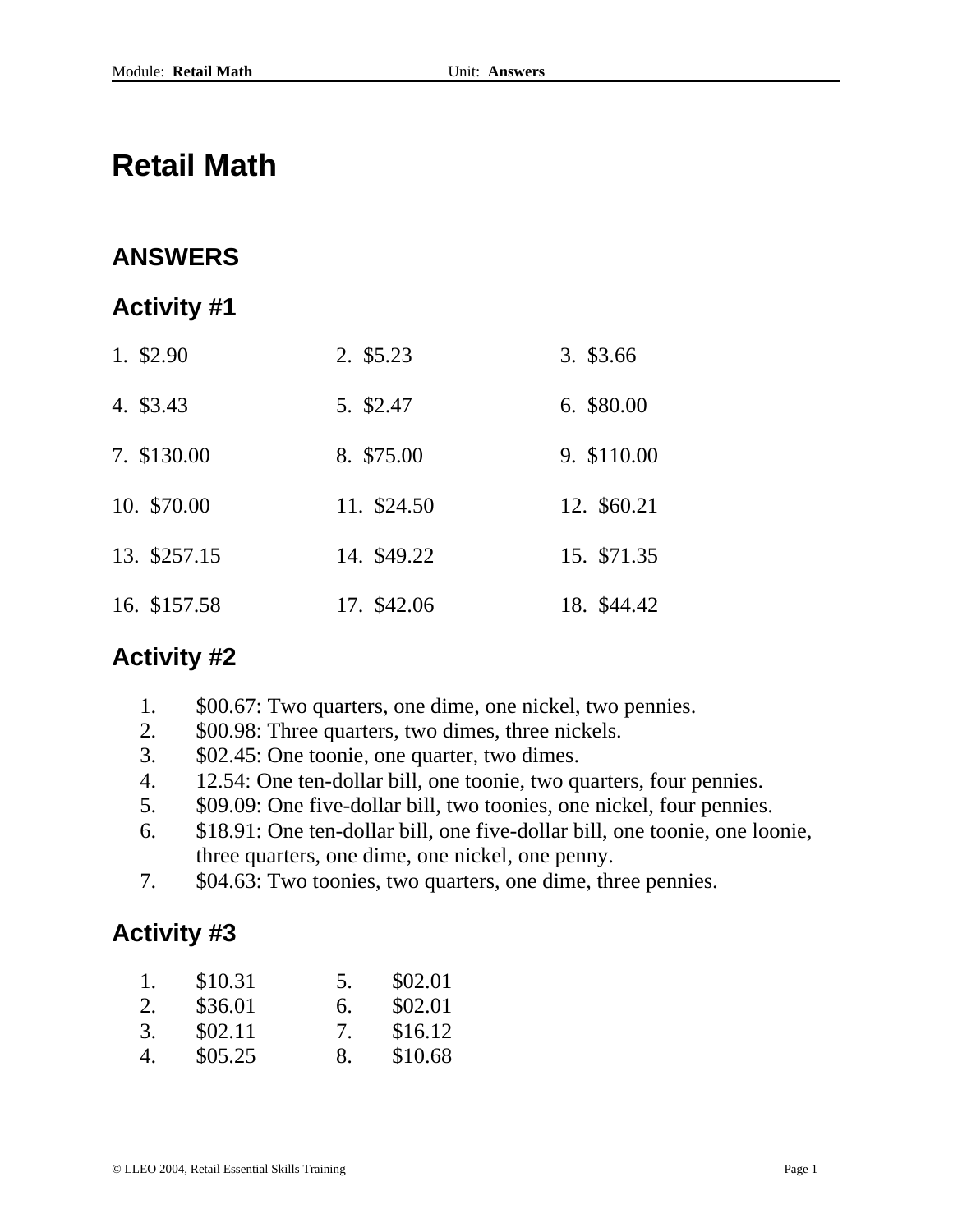# Retail Math

## ANSWERS

### Activity #1

| | | |
|---|---|---|
| 1. $2.90 | 2. $5.23 | 3. $3.66 |
| 4. $3.43 | 5. $2.47 | 6. $80.00 |
| 7. $130.00 | 8. $75.00 | 9. $110.00 |
| 10. $70.00 | 11. $24.50 | 12. $60.21 |
| 13. $257.15 | 14. $49.22 | 15. $71.35 |
| 16. $157.58 | 17. $42.06 | 18. $44.42 |

### Activity #2

1. $00.67: Two quarters, one dime, one nickel, two pennies.
2. $00.98: Three quarters, two dimes, three nickels.
3. $02.45: One toonie, one quarter, two dimes.
4. 12.54: One ten-dollar bill, one toonie, two quarters, four pennies.
5. $09.09: One five-dollar bill, two toonies, one nickel, four pennies.
6. $18.91: One ten-dollar bill, one five-dollar bill, one toonie, one loonie, three quarters, one dime, one nickel, one penny.
7. $04.63: Two toonies, two quarters, one dime, three pennies.

### Activity #3

| | |
|---|---|
| 1. $10.31 | 5. $02.01 |
| 2. $36.01 | 6. $02.01 |
| 3. $02.11 | 7. $16.12 |
| 4. $05.25 | 8. $10.68 |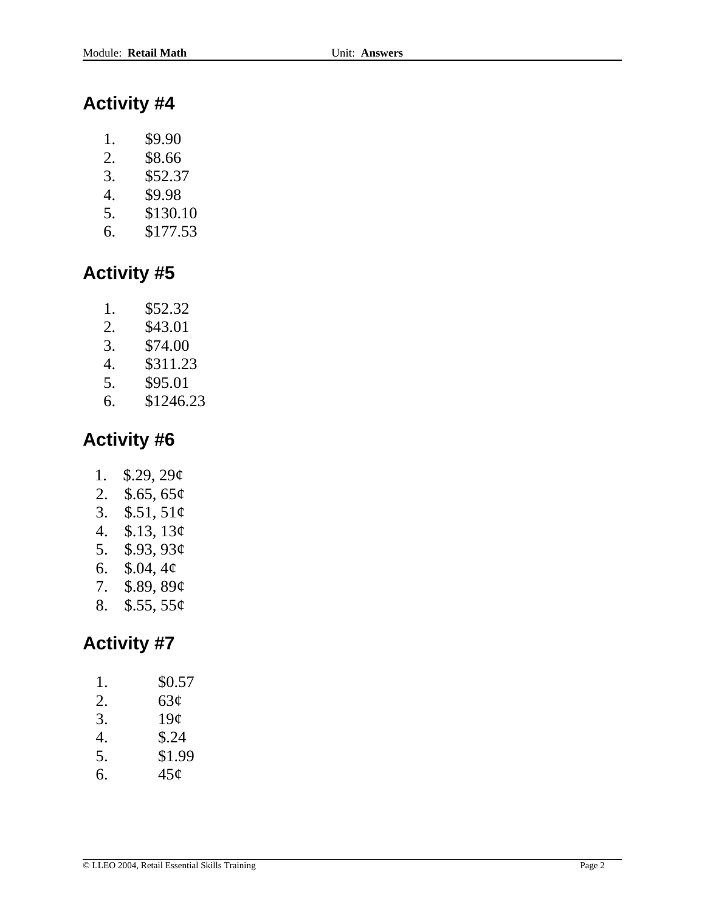## Activity #4

1. $9.90
2. $8.66
3. $52.37
4. $9.98
5. $130.10
6. $177.53

## Activity #5

1. $52.32
2. $43.01
3. $74.00
4. $311.23
5. $95.01
6. $1246.23

## Activity #6

1. $.29, 29¢
2. $.65, 65¢
3. $.51, 51¢
4. $.13, 13¢
5. $.93, 93¢
6. $.04, 4¢
7. $.89, 89¢
8. $.55, 55¢

## Activity #7

1. $0.57
2. 63¢
3. 19¢
4. $.24
5. $1.99
6. 45¢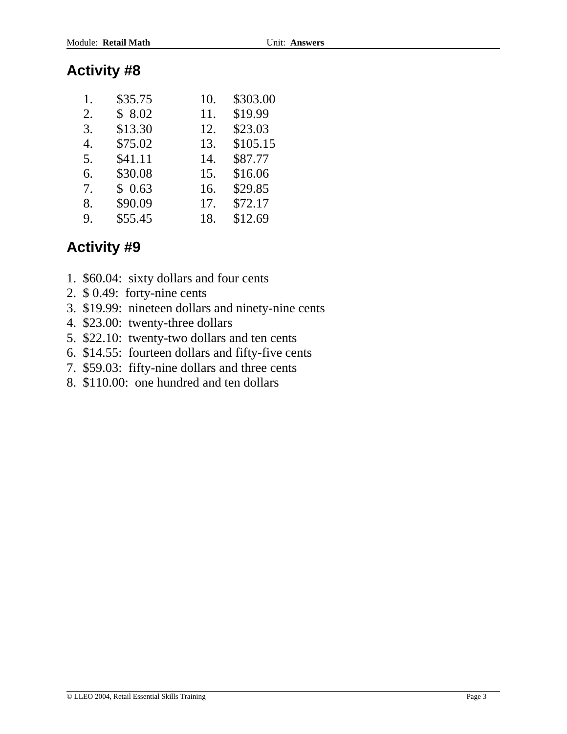## Activity #8

| | | | |
|---|---|---|---|
| 1. | $35.75 | 10. | $303.00 |
| 2. | $ 8.02 | 11. | $19.99 |
| 3. | $13.30 | 12. | $23.03 |
| 4. | $75.02 | 13. | $105.15 |
| 5. | $41.11 | 14. | $87.77 |
| 6. | $30.08 | 15. | $16.06 |
| 7. | $ 0.63 | 16. | $29.85 |
| 8. | $90.09 | 17. | $72.17 |
| 9. | $55.45 | 18. | $12.69 |

## Activity #9

1. $60.04: sixty dollars and four cents
2. $ 0.49: forty-nine cents
3. $19.99: nineteen dollars and ninety-nine cents
4. $23.00: twenty-three dollars
5. $22.10: twenty-two dollars and ten cents
6. $14.55: fourteen dollars and fifty-five cents
7. $59.03: fifty-nine dollars and three cents
8. $110.00: one hundred and ten dollars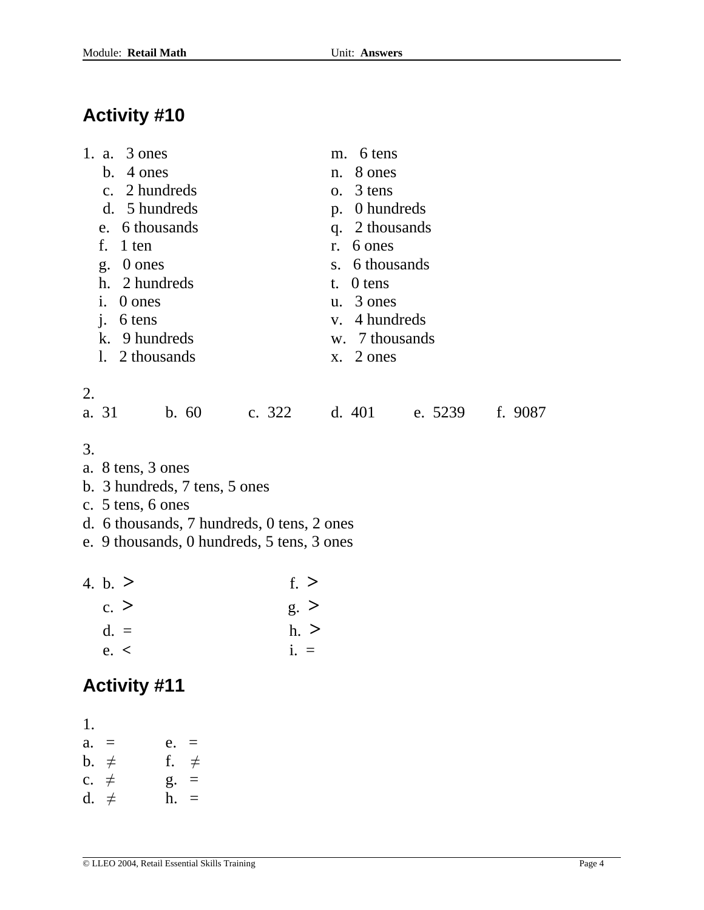## Activity #10

1. a. 3 ones
   b. 4 ones
   c. 2 hundreds
   d. 5 hundreds
   e. 6 thousands
   f. 1 ten
   g. 0 ones
   h. 2 hundreds
   i. 0 ones
   j. 6 tens
   k. 9 hundreds
   l. 2 thousands
   m. 6 tens
   n. 8 ones
   o. 3 tens
   p. 0 hundreds
   q. 2 thousands
   r. 6 ones
   s. 6 thousands
   t. 0 tens
   u. 3 ones
   v. 4 hundreds
   w. 7 thousands
   x. 2 ones

2.
a. 31  b. 60  c. 322  d. 401  e. 5239  f. 9087

3.
a. 8 tens, 3 ones
b. 3 hundreds, 7 tens, 5 ones
c. 5 tens, 6 ones
d. 6 thousands, 7 hundreds, 0 tens, 2 ones
e. 9 thousands, 0 hundreds, 5 tens, 3 ones

4. b. $>$
   c. $>$
   d. $=$
   e. $<$
   f. $>$
   g. $>$
   h. $>$
   i. $=$

## Activity #11

1.
a. $=$
b. $\neq$
c. $\neq$
d. $\neq$
e. $=$
f. $\neq$
g. $=$
h. $=$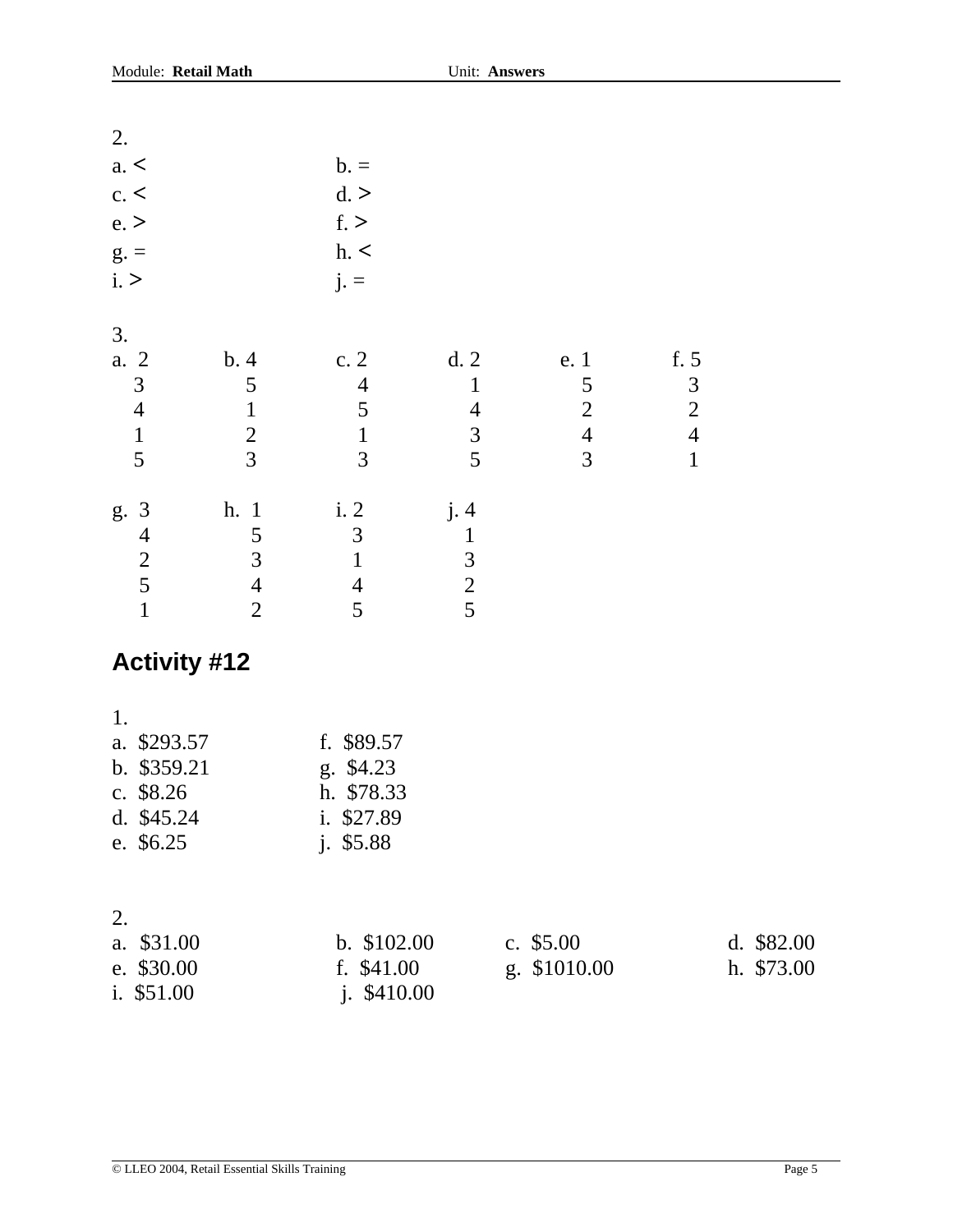2.

| | |
|---|---|
| a. < | b. = |
| c. < | d. > |
| e. > | f. > |
| g. = | h. < |
| i. > | j. = |

3.

| a. | b. | c. | d. | e. | f. |
|---|---|---|---|---|---|
| 2 | 4 | 2 | 2 | 1 | 5 |
| 3 | 5 | 4 | 1 | 5 | 3 |
| 4 | 1 | 5 | 4 | 2 | 2 |
| 1 | 2 | 1 | 3 | 4 | 4 |
| 5 | 3 | 3 | 5 | 3 | 1 |

| g. | h. | i. | j. |
|---|---|---|---|
| 3 | 1 | 2 | 4 |
| 4 | 5 | 3 | 1 |
| 2 | 3 | 1 | 3 |
| 5 | 4 | 4 | 2 |
| 1 | 2 | 5 | 5 |

## Activity #12

1.

| | |
|---|---|
| a. $293.57 | f. $89.57 |
| b. $359.21 | g. $4.23 |
| c. $8.26 | h. $78.33 |
| d. $45.24 | i. $27.89 |
| e. $6.25 | j. $5.88 |

2.

| | | | |
|---|---|---|---|
| a. $31.00 | b. $102.00 | c. $5.00 | d. $82.00 |
| e. $30.00 | f. $41.00 | g. $1010.00 | h. $73.00 |
| i. $51.00 | j. $410.00 | | |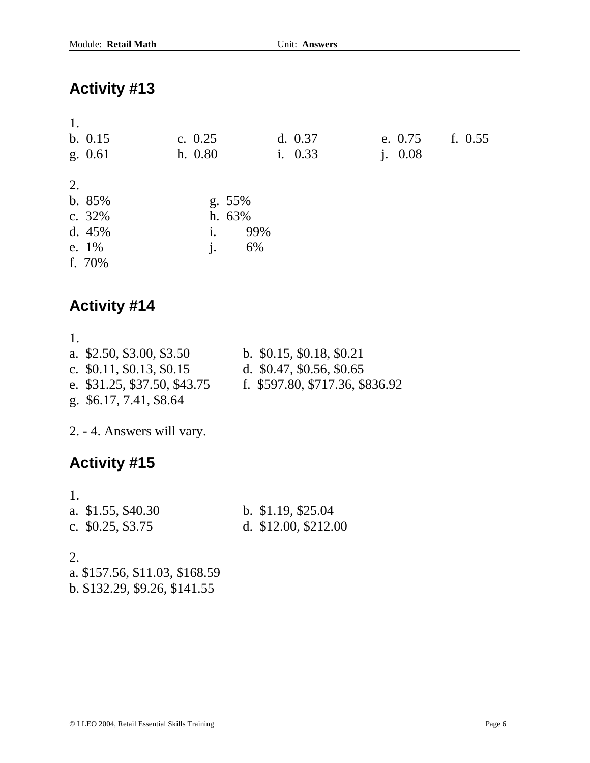## Activity #13

1.

b. 0.15 c. 0.25 d. 0.37 e. 0.75 f. 0.55
g. 0.61 h. 0.80 i. 0.33 j. 0.08

2.

b. 85%
c. 32%
d. 45%
e. 1%
f. 70%
g. 55%
h. 63%
i. 99%
j. 6%

## Activity #14

1.

a. $2.50, $3.00, $3.50
b. $0.15, $0.18, $0.21
c. $0.11, $0.13, $0.15
d. $0.47, $0.56, $0.65
e. $31.25, $37.50, $43.75
f. $597.80, $717.36, $836.92
g. $6.17, 7.41, $8.64

2. - 4. Answers will vary.

## Activity #15

1.

a. $1.55, $40.30
b. $1.19, $25.04
c. $0.25, $3.75
d. $12.00, $212.00

2.

a. $157.56, $11.03, $168.59
b. $132.29, $9.26, $141.55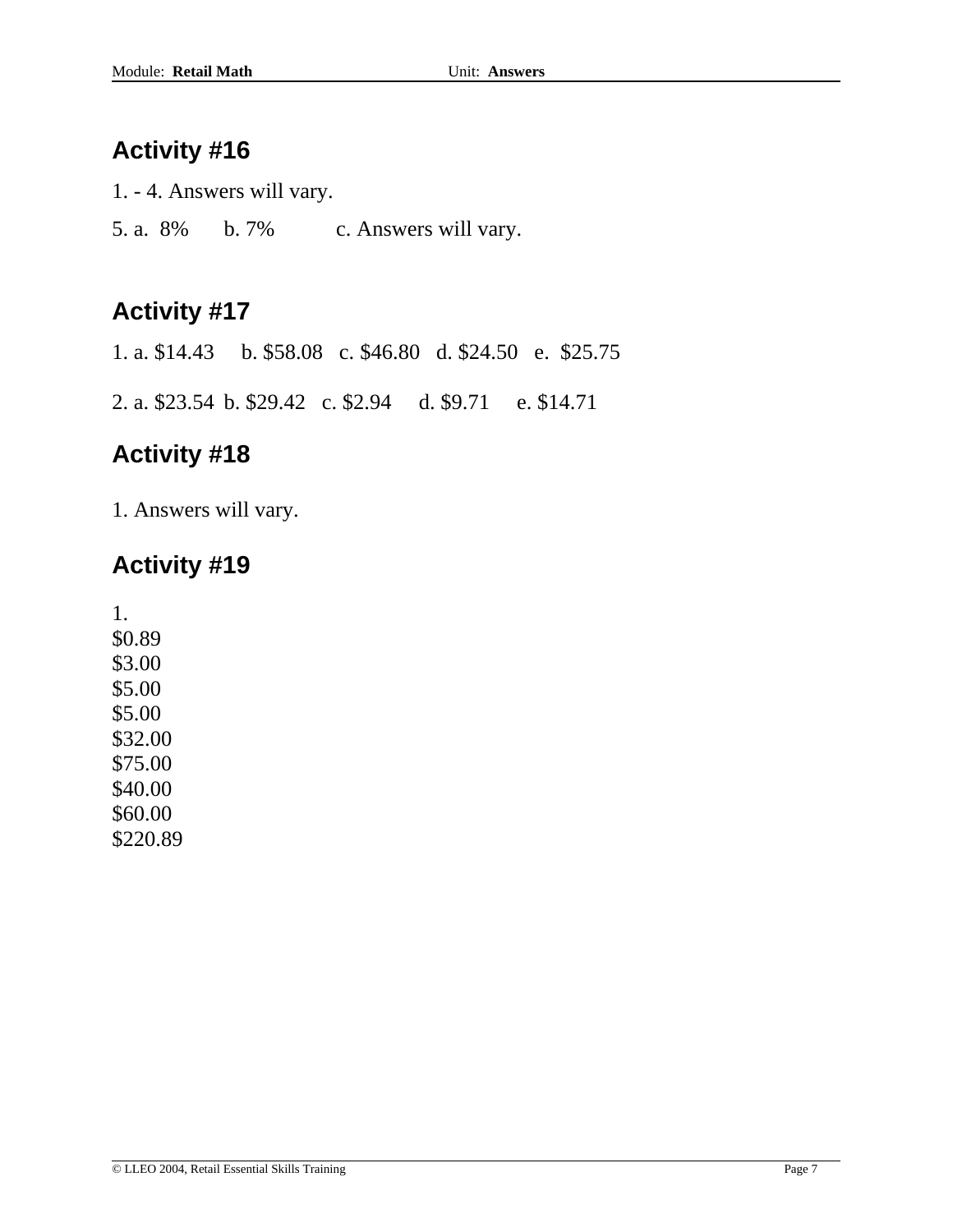## Activity #16

1. - 4. Answers will vary.

5. a. 8% b. 7% c. Answers will vary.

## Activity #17

1. a. $14.43 b. $58.08 c. $46.80 d. $24.50 e. $25.75

2. a. $23.54 b. $29.42 c. $2.94 d. $9.71 e. $14.71

## Activity #18

1. Answers will vary.

## Activity #19

1.
$0.89
$3.00
$5.00
$5.00
$32.00
$75.00
$40.00
$60.00
$220.89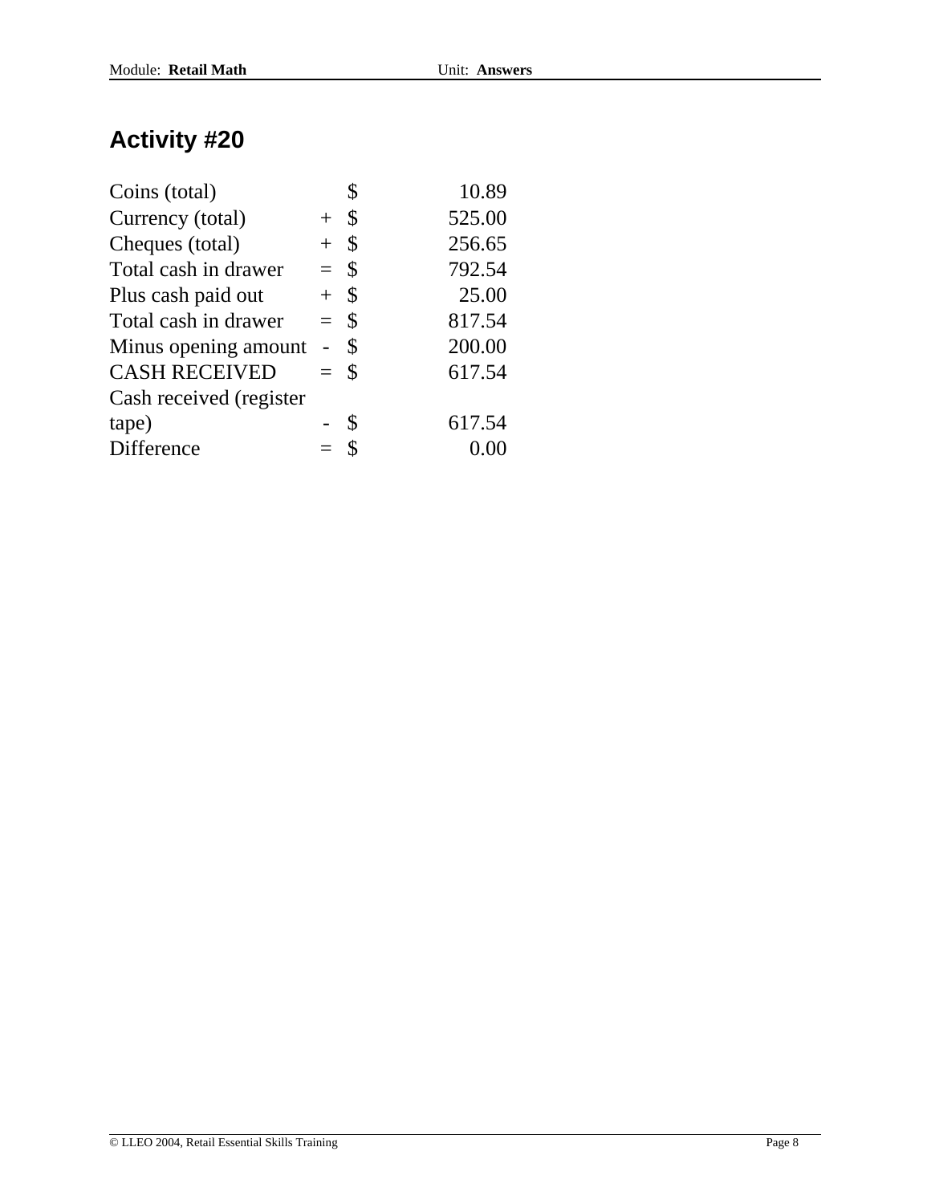## Activity #20

| | | | |
|---|---|---|---|
| Coins (total) | | $ | 10.89 |
| Currency (total) | + | $ | 525.00 |
| Cheques (total) | + | $ | 256.65 |
| Total cash in drawer | = | $ | 792.54 |
| Plus cash paid out | + | $ | 25.00 |
| Total cash in drawer | = | $ | 817.54 |
| Minus opening amount | - | $ | 200.00 |
| CASH RECEIVED | = | $ | 617.54 |
| Cash received (register tape) | - | $ | 617.54 |
| Difference | = | $ | 0.00 |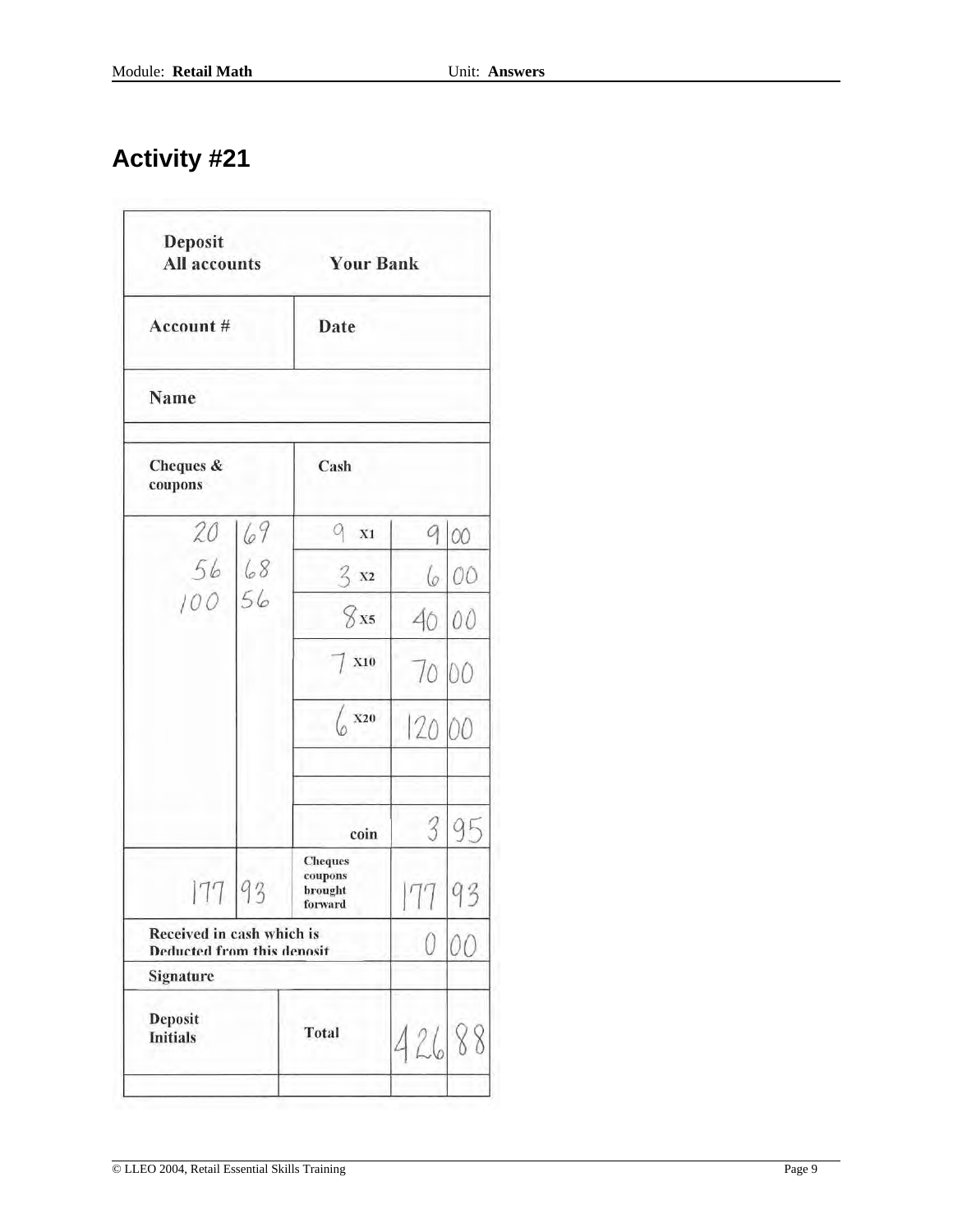# Activity #21

| Deposit All accounts | | Your Bank | | |
|---|---|---|---|---|
| Account # | | Date | | |
| Name | | | | |
| Cheques & coupons | | Cash | | |
| 20 | 69 | 9 X1 | 9 | 00 |
| 56 | 68 | 3 X2 | 6 | 00 |
| 100 | 56 | 8 X5 | 40 | 00 |
| | | 7 X10 | 70 | 00 |
| | | 6 X20 | 120 | 00 |
| | | | | |
| | | | | |
| | | coin | 3 | 95 |
| 177 | 93 | Cheques coupons brought forward | 177 | 93 |
| Received in cash which is Deducted from this deposit | | | 0 | 00 |
| Signature | | | | |
| Deposit Initials | | Total | 426 | 88 |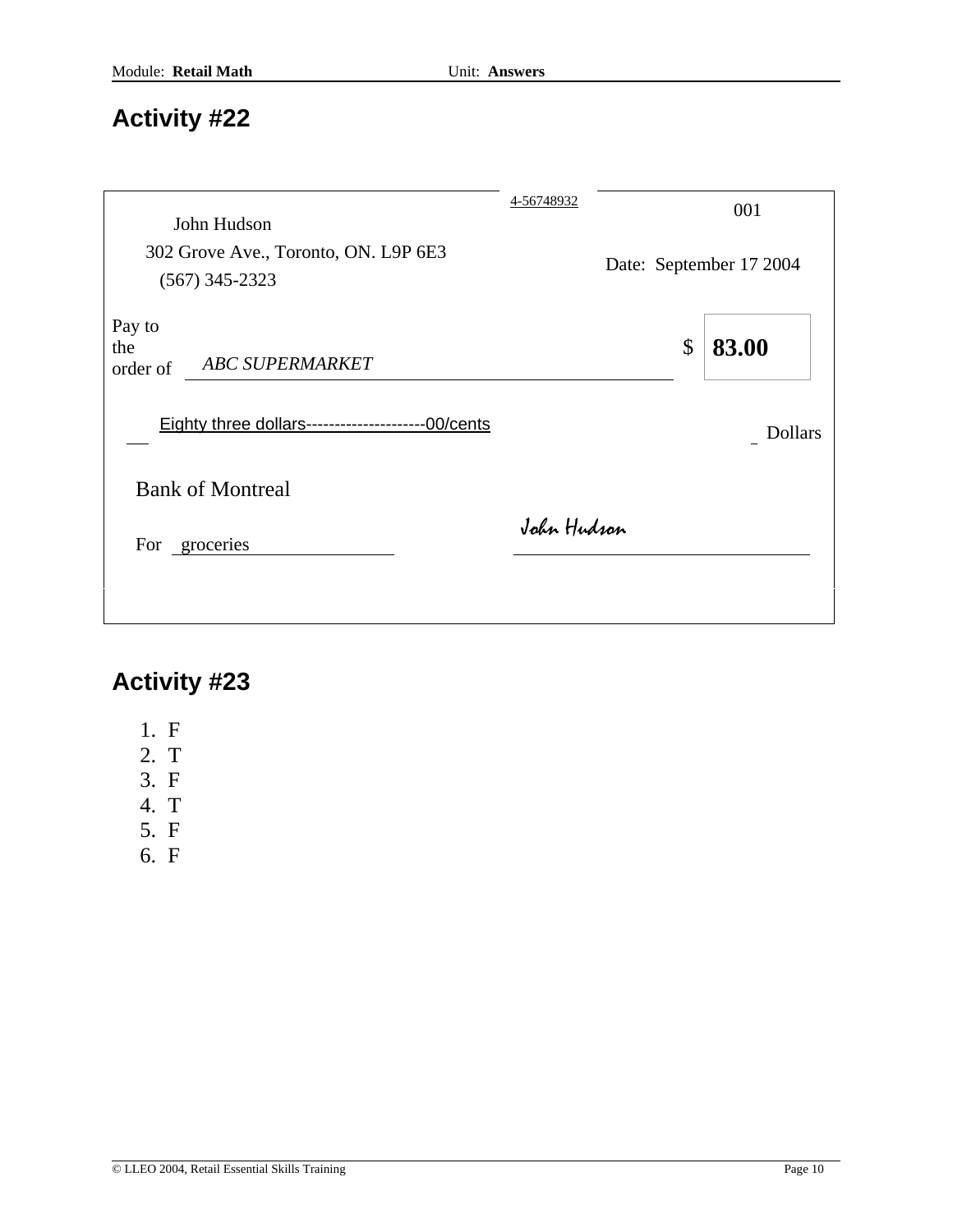## Activity #22

4-56748932

001

John Hudson
302 Grove Ave., Toronto, ON. L9P 6E3
(567) 345-2323

Date: September 17 2004

Pay to the order of *ABC SUPERMARKET* $ **83.00**

Eighty three dollars---------------------00/cents Dollars

Bank of Montreal

For groceries

John Hudson

## Activity #23

1. F
2. T
3. F
4. T
5. F
6. F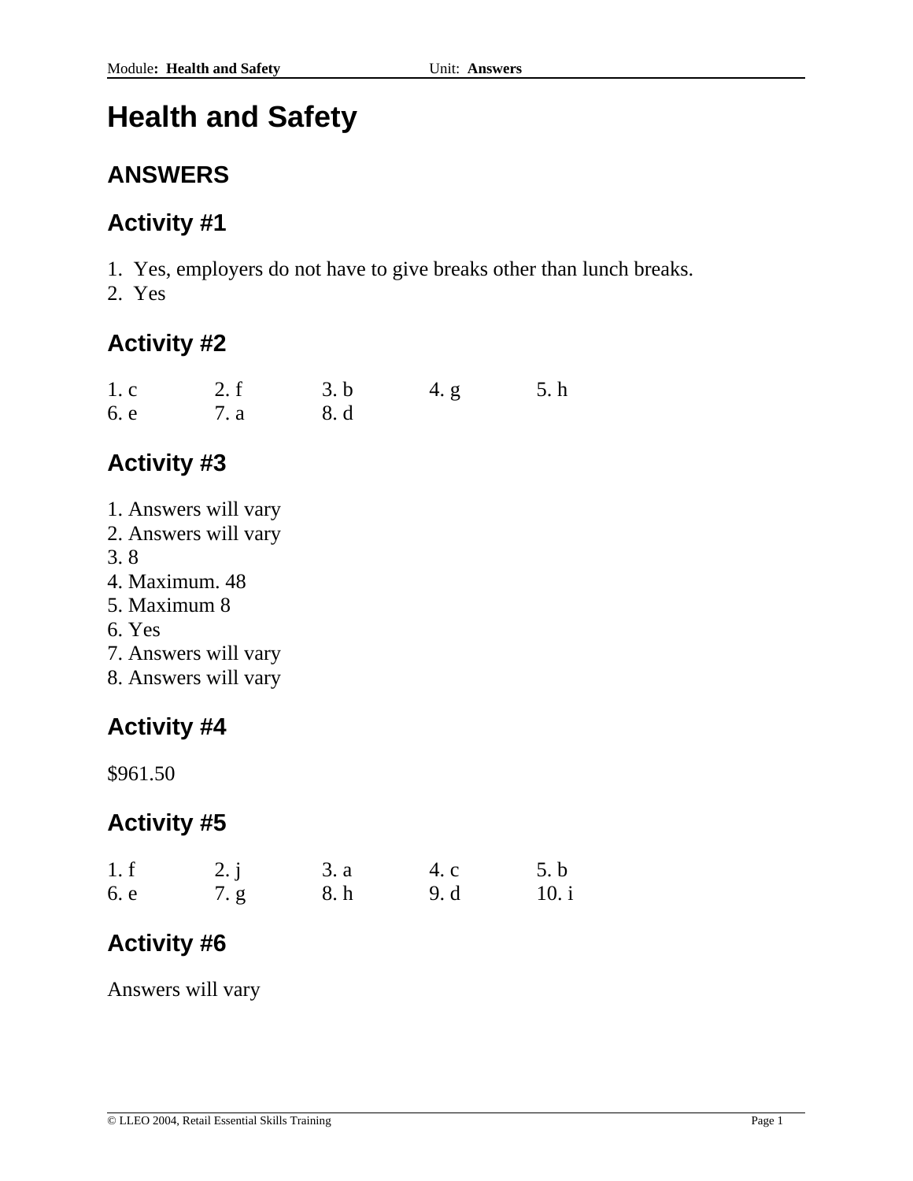# Health and Safety

## ANSWERS

### Activity #1

1. Yes, employers do not have to give breaks other than lunch breaks.
2. Yes

### Activity #2

| | | | | |
|---|---|---|---|---|
| 1. c | 2. f | 3. b | 4. g | 5. h |
| 6. e | 7. a | 8. d | | |

### Activity #3

1. Answers will vary
2. Answers will vary
3. 8
4. Maximum. 48
5. Maximum 8
6. Yes
7. Answers will vary
8. Answers will vary

### Activity #4

$961.50

### Activity #5

| | | | | |
|---|---|---|---|---|
| 1. f | 2. j | 3. a | 4. c | 5. b |
| 6. e | 7. g | 8. h | 9. d | 10. i |

### Activity #6

Answers will vary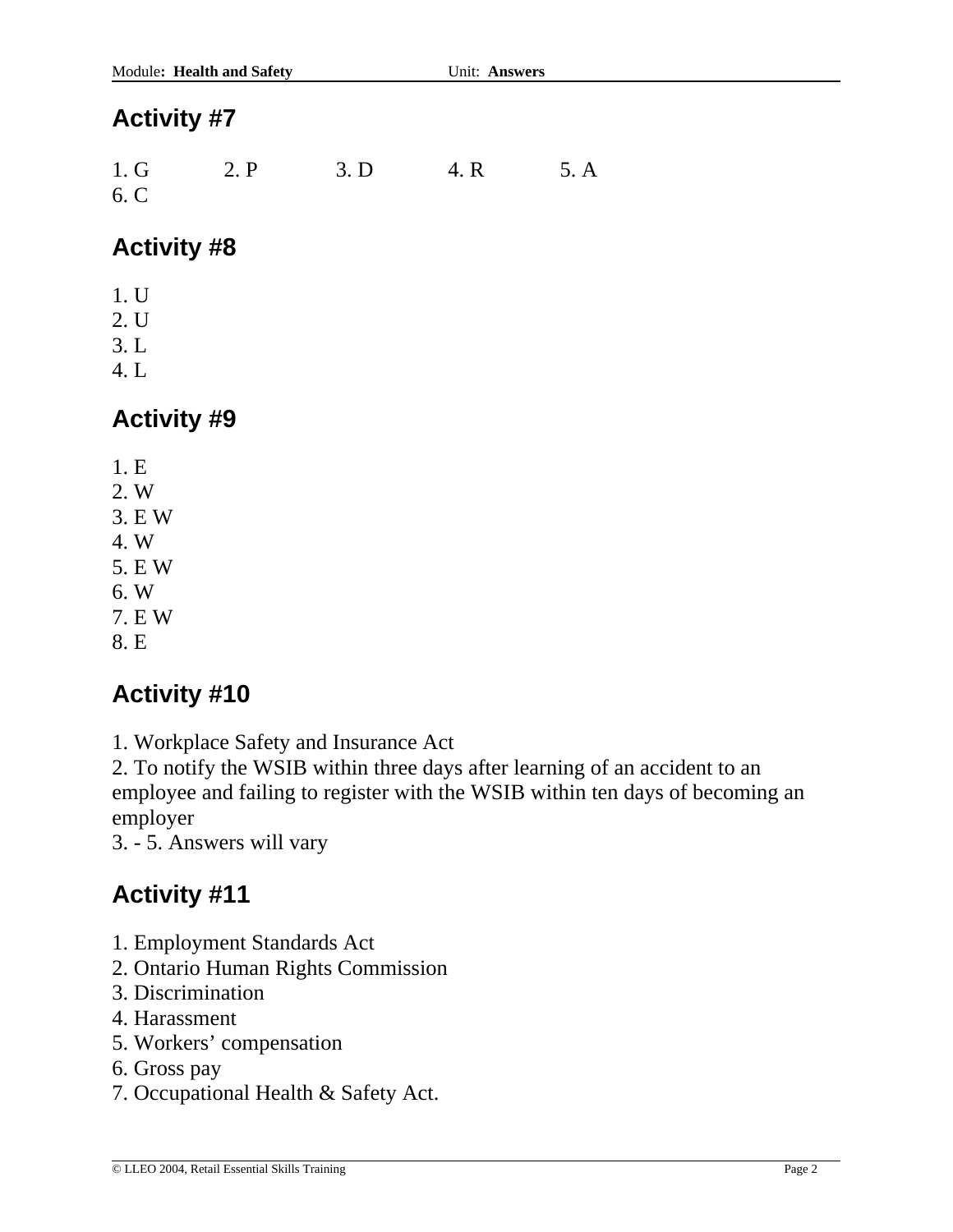## Activity #7

1. G  2. P  3. D  4. R  5. A
6. C

## Activity #8

1. U
2. U
3. L
4. L

## Activity #9

1. E
2. W
3. E W
4. W
5. E W
6. W
7. E W
8. E

## Activity #10

1. Workplace Safety and Insurance Act
2. To notify the WSIB within three days after learning of an accident to an employee and failing to register with the WSIB within ten days of becoming an employer
3. - 5. Answers will vary

## Activity #11

1. Employment Standards Act
2. Ontario Human Rights Commission
3. Discrimination
4. Harassment
5. Workers' compensation
6. Gross pay
7. Occupational Health & Safety Act.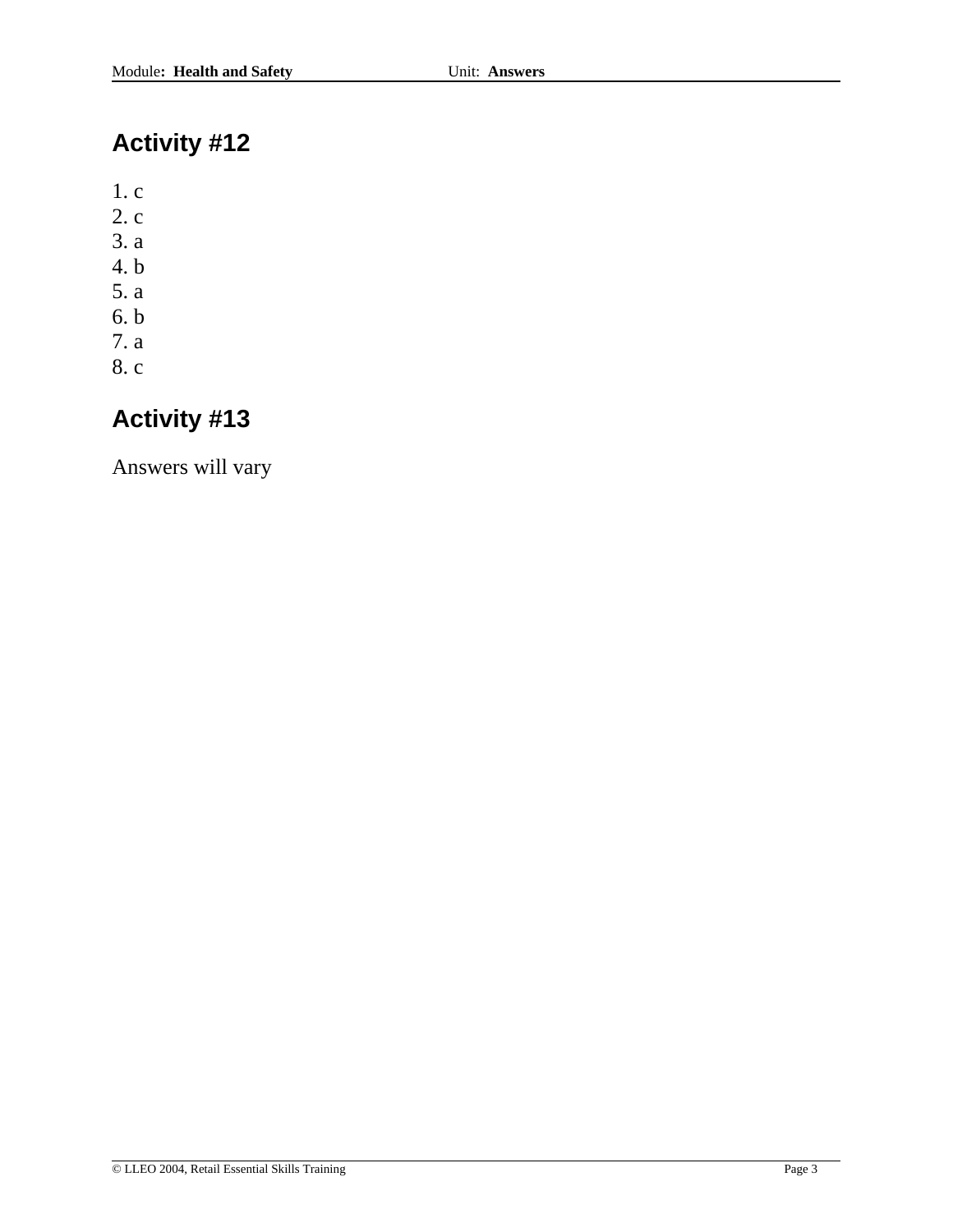## Activity #12

1. c
2. c
3. a
4. b
5. a
6. b
7. a
8. c

## Activity #13

Answers will vary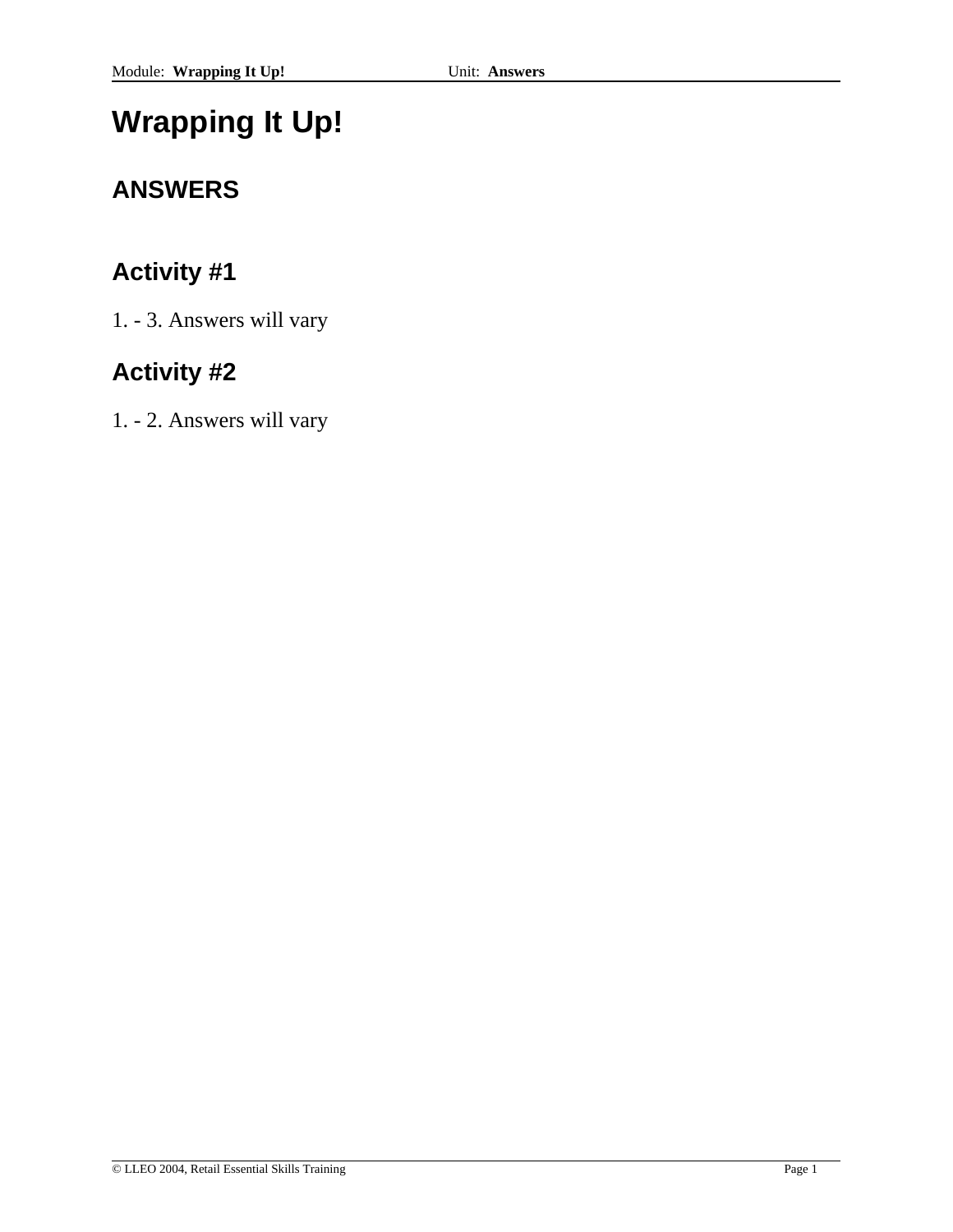# Wrapping It Up!

## ANSWERS

### Activity #1

1. - 3. Answers will vary

### Activity #2

1. - 2. Answers will vary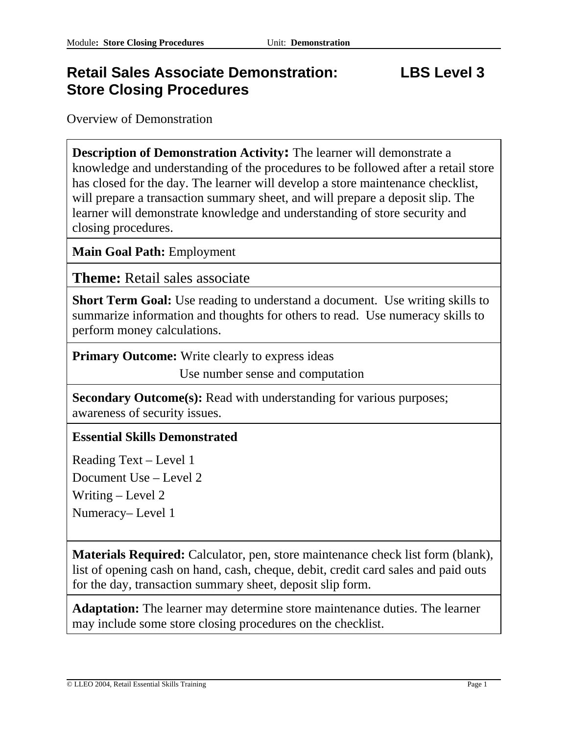# Retail Sales Associate Demonstration: Store Closing Procedures

**LBS Level 3**

Overview of Demonstration

| |
|---|
| **Description of Demonstration Activity:** The learner will demonstrate a knowledge and understanding of the procedures to be followed after a retail store has closed for the day. The learner will develop a store maintenance checklist, will prepare a transaction summary sheet, and will prepare a deposit slip. The learner will demonstrate knowledge and understanding of store security and closing procedures. |
| **Main Goal Path:** Employment |
| **Theme:** Retail sales associate |
| **Short Term Goal:** Use reading to understand a document. Use writing skills to summarize information and thoughts for others to read. Use numeracy skills to perform money calculations. |
| **Primary Outcome:** Write clearly to express ideas<br>Use number sense and computation |
| **Secondary Outcome(s):** Read with understanding for various purposes; awareness of security issues. |
| **Essential Skills Demonstrated**<br>Reading Text – Level 1<br>Document Use – Level 2<br>Writing – Level 2<br>Numeracy– Level 1 |
| **Materials Required:** Calculator, pen, store maintenance check list form (blank), list of opening cash on hand, cash, cheque, debit, credit card sales and paid outs for the day, transaction summary sheet, deposit slip form. |
| **Adaptation:** The learner may determine store maintenance duties. The learner may include some store closing procedures on the checklist. |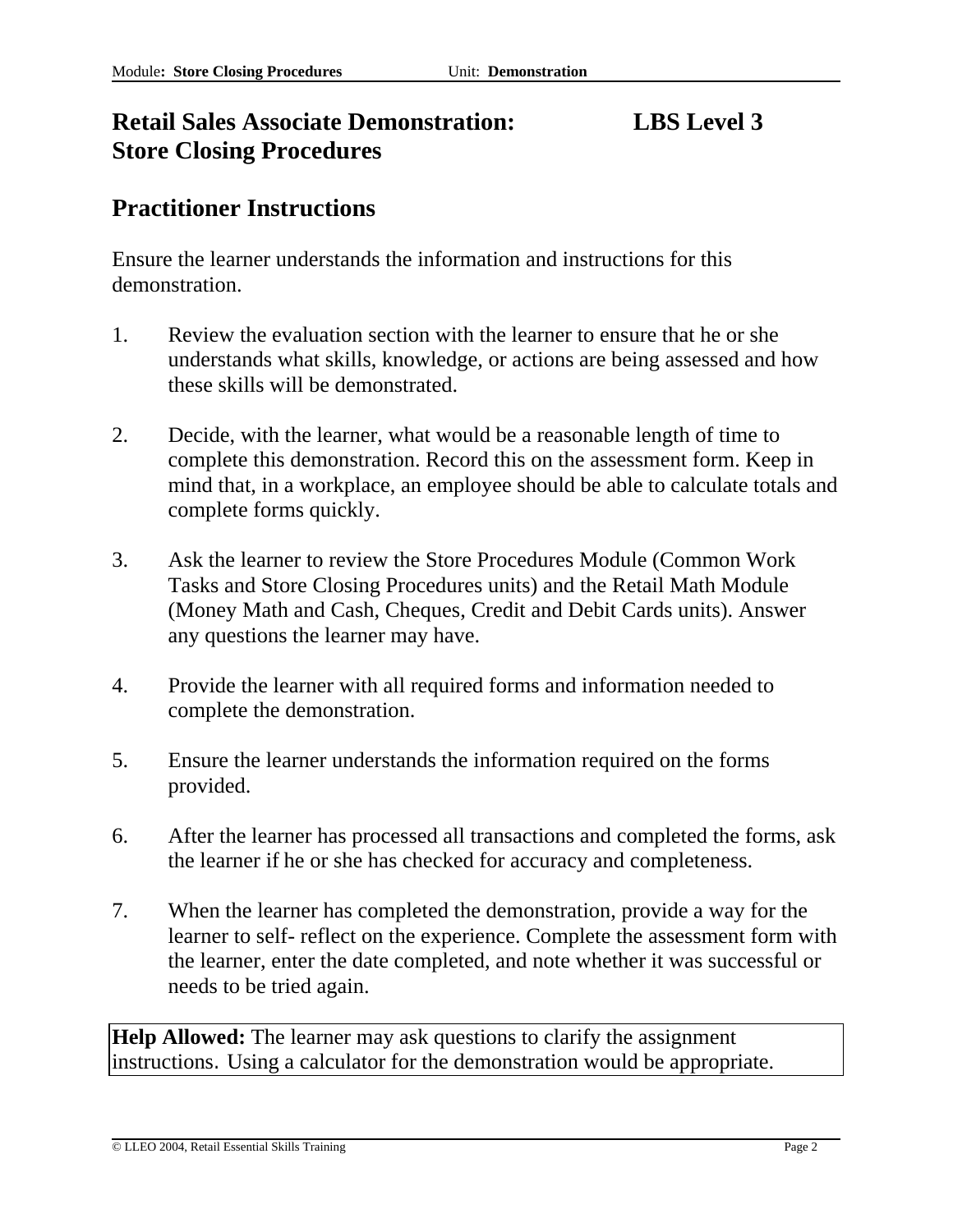# Retail Sales Associate Demonstration: Store Closing Procedures

**LBS Level 3**

## Practitioner Instructions

Ensure the learner understands the information and instructions for this demonstration.

1. Review the evaluation section with the learner to ensure that he or she understands what skills, knowledge, or actions are being assessed and how these skills will be demonstrated.

2. Decide, with the learner, what would be a reasonable length of time to complete this demonstration. Record this on the assessment form. Keep in mind that, in a workplace, an employee should be able to calculate totals and complete forms quickly.

3. Ask the learner to review the Store Procedures Module (Common Work Tasks and Store Closing Procedures units) and the Retail Math Module (Money Math and Cash, Cheques, Credit and Debit Cards units). Answer any questions the learner may have.

4. Provide the learner with all required forms and information needed to complete the demonstration.

5. Ensure the learner understands the information required on the forms provided.

6. After the learner has processed all transactions and completed the forms, ask the learner if he or she has checked for accuracy and completeness.

7. When the learner has completed the demonstration, provide a way for the learner to self- reflect on the experience. Complete the assessment form with the learner, enter the date completed, and note whether it was successful or needs to be tried again.

**Help Allowed:** The learner may ask questions to clarify the assignment instructions. Using a calculator for the demonstration would be appropriate.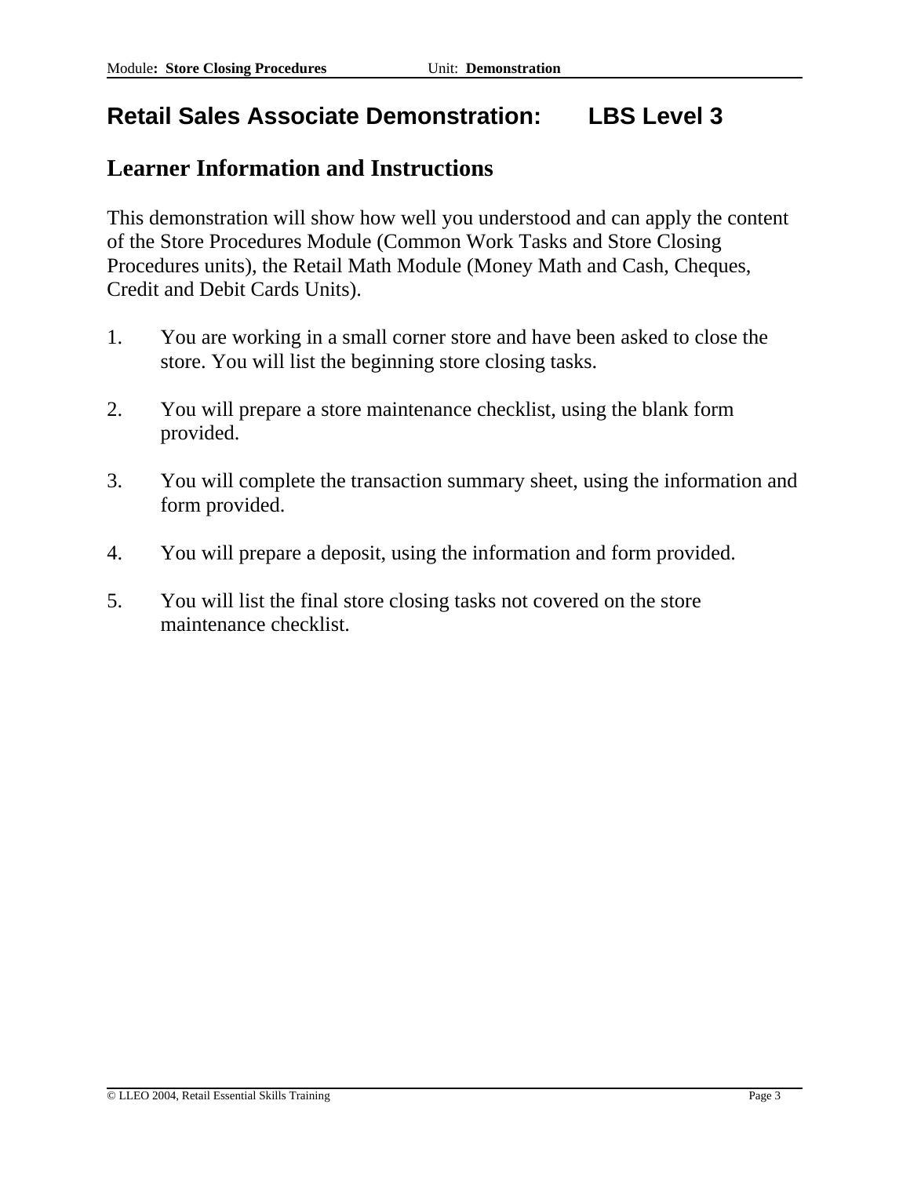# Retail Sales Associate Demonstration: LBS Level 3

## Learner Information and Instructions

This demonstration will show how well you understood and can apply the content of the Store Procedures Module (Common Work Tasks and Store Closing Procedures units), the Retail Math Module (Money Math and Cash, Cheques, Credit and Debit Cards Units).

1. You are working in a small corner store and have been asked to close the store. You will list the beginning store closing tasks.

2. You will prepare a store maintenance checklist, using the blank form provided.

3. You will complete the transaction summary sheet, using the information and form provided.

4. You will prepare a deposit, using the information and form provided.

5. You will list the final store closing tasks not covered on the store maintenance checklist.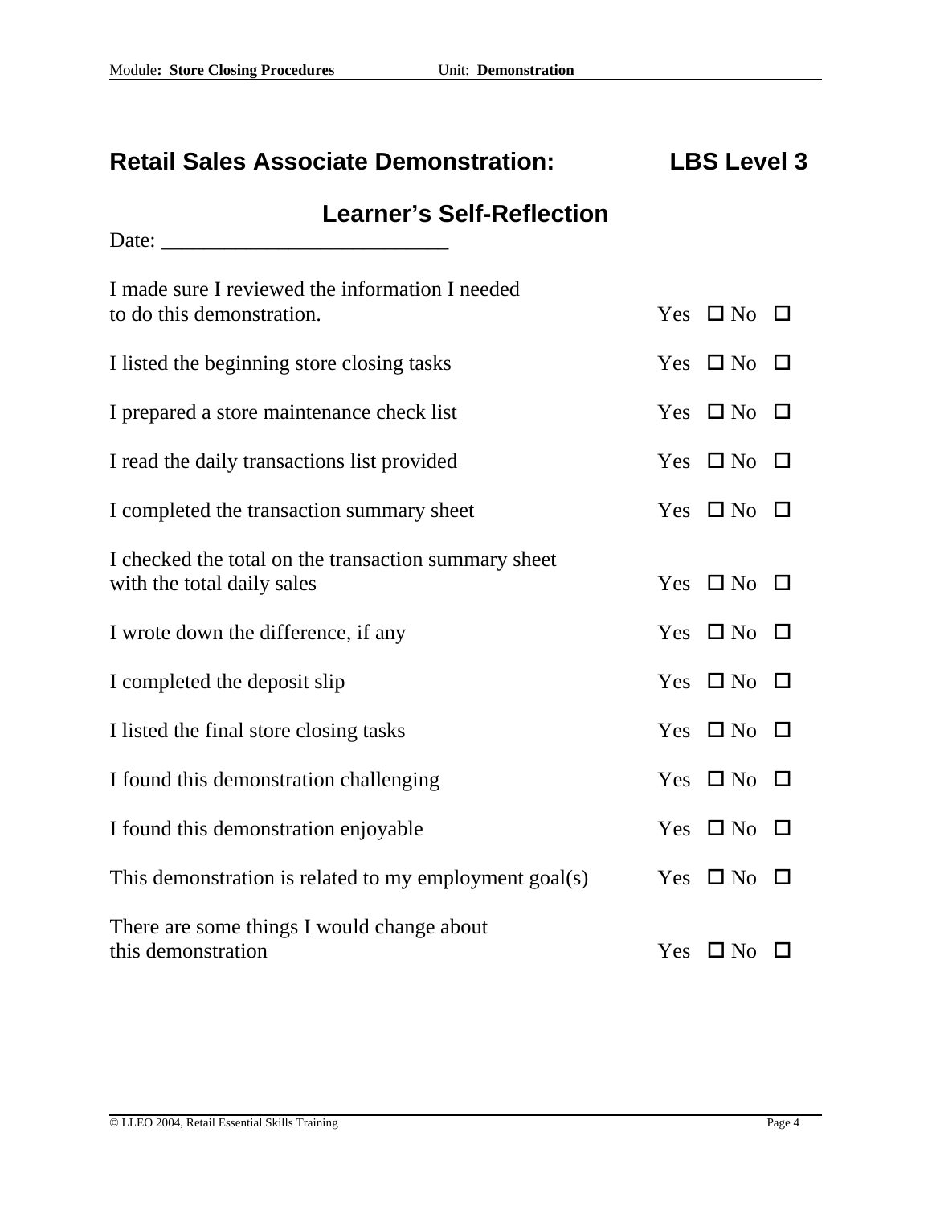## Retail Sales Associate Demonstration: LBS Level 3

### Learner's Self-Reflection

Date: ___________________________

I made sure I reviewed the information I needed to do this demonstration. Yes ☐ No ☐

I listed the beginning store closing tasks Yes ☐ No ☐

I prepared a store maintenance check list Yes ☐ No ☐

I read the daily transactions list provided Yes ☐ No ☐

I completed the transaction summary sheet Yes ☐ No ☐

I checked the total on the transaction summary sheet with the total daily sales Yes ☐ No ☐

I wrote down the difference, if any Yes ☐ No ☐

I completed the deposit slip Yes ☐ No ☐

I listed the final store closing tasks Yes ☐ No ☐

I found this demonstration challenging Yes ☐ No ☐

I found this demonstration enjoyable Yes ☐ No ☐

This demonstration is related to my employment goal(s) Yes ☐ No ☐

There are some things I would change about this demonstration Yes ☐ No ☐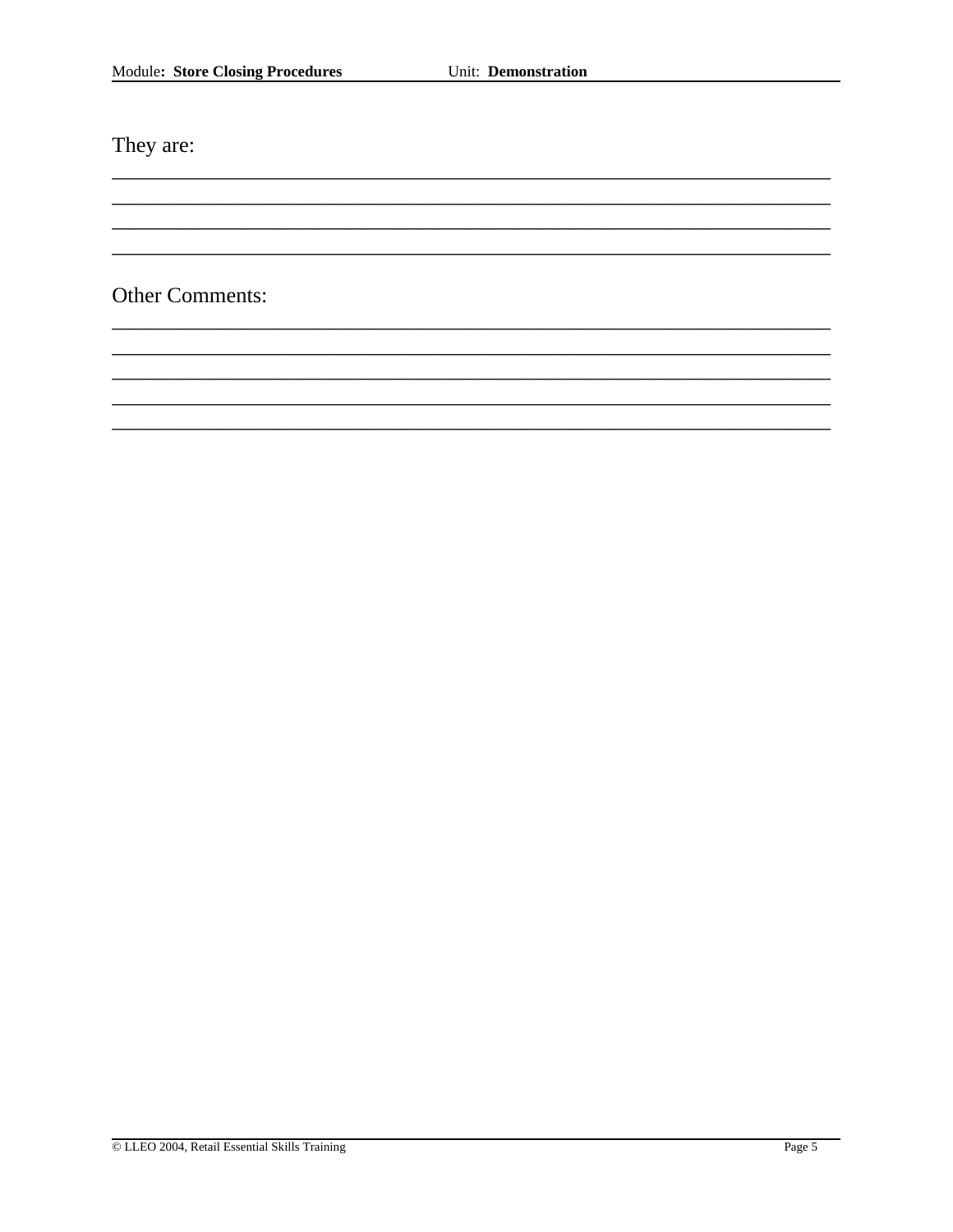They are:

\_\_\_\_\_\_\_\_\_\_\_\_\_\_\_\_\_\_\_\_\_\_\_\_\_\_\_\_\_\_\_\_\_\_\_\_\_\_\_\_\_\_\_\_\_\_\_\_\_\_\_\_\_\_\_\_\_\_\_\_\_\_\_\_\_\_\_\_\_\_
\_\_\_\_\_\_\_\_\_\_\_\_\_\_\_\_\_\_\_\_\_\_\_\_\_\_\_\_\_\_\_\_\_\_\_\_\_\_\_\_\_\_\_\_\_\_\_\_\_\_\_\_\_\_\_\_\_\_\_\_\_\_\_\_\_\_\_\_\_\_
\_\_\_\_\_\_\_\_\_\_\_\_\_\_\_\_\_\_\_\_\_\_\_\_\_\_\_\_\_\_\_\_\_\_\_\_\_\_\_\_\_\_\_\_\_\_\_\_\_\_\_\_\_\_\_\_\_\_\_\_\_\_\_\_\_\_\_\_\_\_
\_\_\_\_\_\_\_\_\_\_\_\_\_\_\_\_\_\_\_\_\_\_\_\_\_\_\_\_\_\_\_\_\_\_\_\_\_\_\_\_\_\_\_\_\_\_\_\_\_\_\_\_\_\_\_\_\_\_\_\_\_\_\_\_\_\_\_\_\_\_

Other Comments:

\_\_\_\_\_\_\_\_\_\_\_\_\_\_\_\_\_\_\_\_\_\_\_\_\_\_\_\_\_\_\_\_\_\_\_\_\_\_\_\_\_\_\_\_\_\_\_\_\_\_\_\_\_\_\_\_\_\_\_\_\_\_\_\_\_\_\_\_\_\_
\_\_\_\_\_\_\_\_\_\_\_\_\_\_\_\_\_\_\_\_\_\_\_\_\_\_\_\_\_\_\_\_\_\_\_\_\_\_\_\_\_\_\_\_\_\_\_\_\_\_\_\_\_\_\_\_\_\_\_\_\_\_\_\_\_\_\_\_\_\_
\_\_\_\_\_\_\_\_\_\_\_\_\_\_\_\_\_\_\_\_\_\_\_\_\_\_\_\_\_\_\_\_\_\_\_\_\_\_\_\_\_\_\_\_\_\_\_\_\_\_\_\_\_\_\_\_\_\_\_\_\_\_\_\_\_\_\_\_\_\_
\_\_\_\_\_\_\_\_\_\_\_\_\_\_\_\_\_\_\_\_\_\_\_\_\_\_\_\_\_\_\_\_\_\_\_\_\_\_\_\_\_\_\_\_\_\_\_\_\_\_\_\_\_\_\_\_\_\_\_\_\_\_\_\_\_\_\_\_\_\_
\_\_\_\_\_\_\_\_\_\_\_\_\_\_\_\_\_\_\_\_\_\_\_\_\_\_\_\_\_\_\_\_\_\_\_\_\_\_\_\_\_\_\_\_\_\_\_\_\_\_\_\_\_\_\_\_\_\_\_\_\_\_\_\_\_\_\_\_\_\_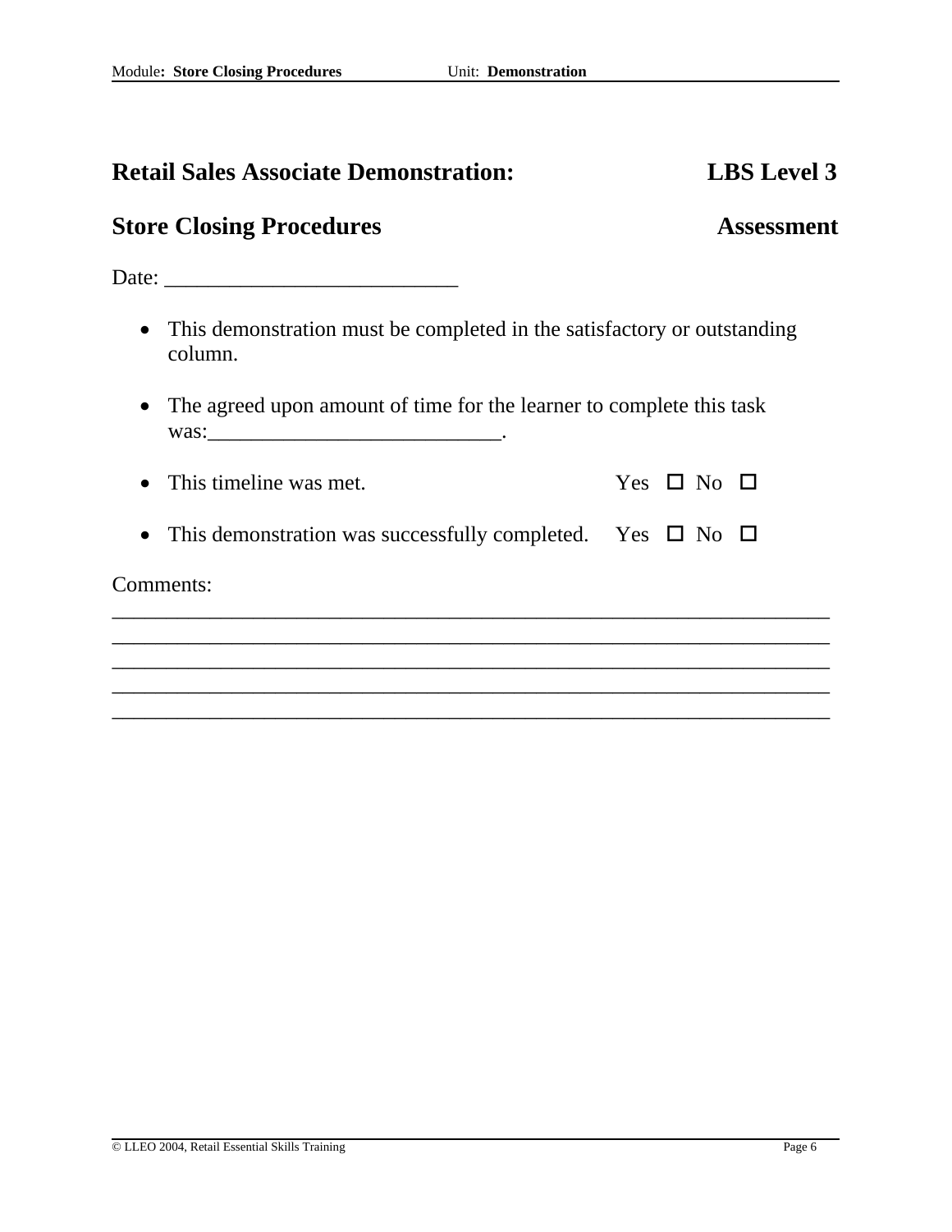# Retail Sales Associate Demonstration: LBS Level 3

## Store Closing Procedures Assessment

Date: ___________________________

- This demonstration must be completed in the satisfactory or outstanding column.

- The agreed upon amount of time for the learner to complete this task was:___________________________.

- This timeline was met. Yes ☐ No ☐

- This demonstration was successfully completed. Yes ☐ No ☐

Comments:
_____________________________________________________________________
_____________________________________________________________________
_____________________________________________________________________
_____________________________________________________________________
_____________________________________________________________________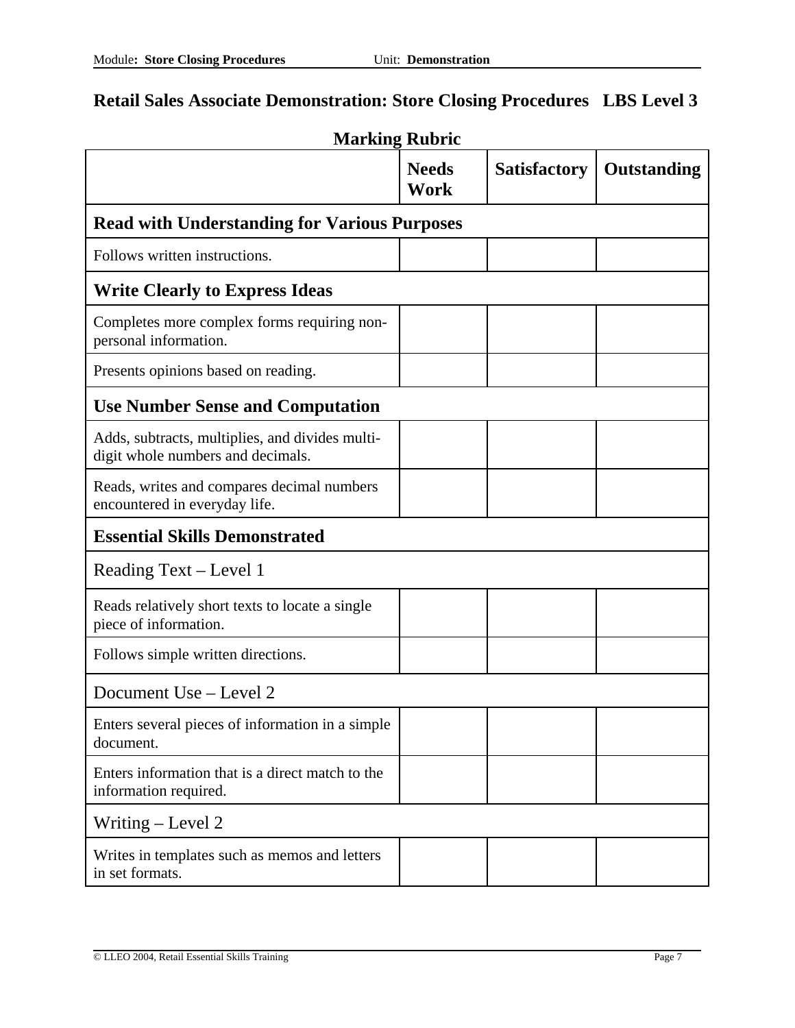# Retail Sales Associate Demonstration: Store Closing Procedures LBS Level 3

## Marking Rubric

| | Needs Work | Satisfactory | Outstanding |
|---|---|---|---|
| **Read with Understanding for Various Purposes** | | | |
| Follows written instructions. | | | |
| **Write Clearly to Express Ideas** | | | |
| Completes more complex forms requiring non-personal information. | | | |
| Presents opinions based on reading. | | | |
| **Use Number Sense and Computation** | | | |
| Adds, subtracts, multiplies, and divides multi-digit whole numbers and decimals. | | | |
| Reads, writes and compares decimal numbers encountered in everyday life. | | | |
| **Essential Skills Demonstrated** | | | |
| Reading Text – Level 1 | | | |
| Reads relatively short texts to locate a single piece of information. | | | |
| Follows simple written directions. | | | |
| Document Use – Level 2 | | | |
| Enters several pieces of information in a simple document. | | | |
| Enters information that is a direct match to the information required. | | | |
| Writing – Level 2 | | | |
| Writes in templates such as memos and letters in set formats. | | | |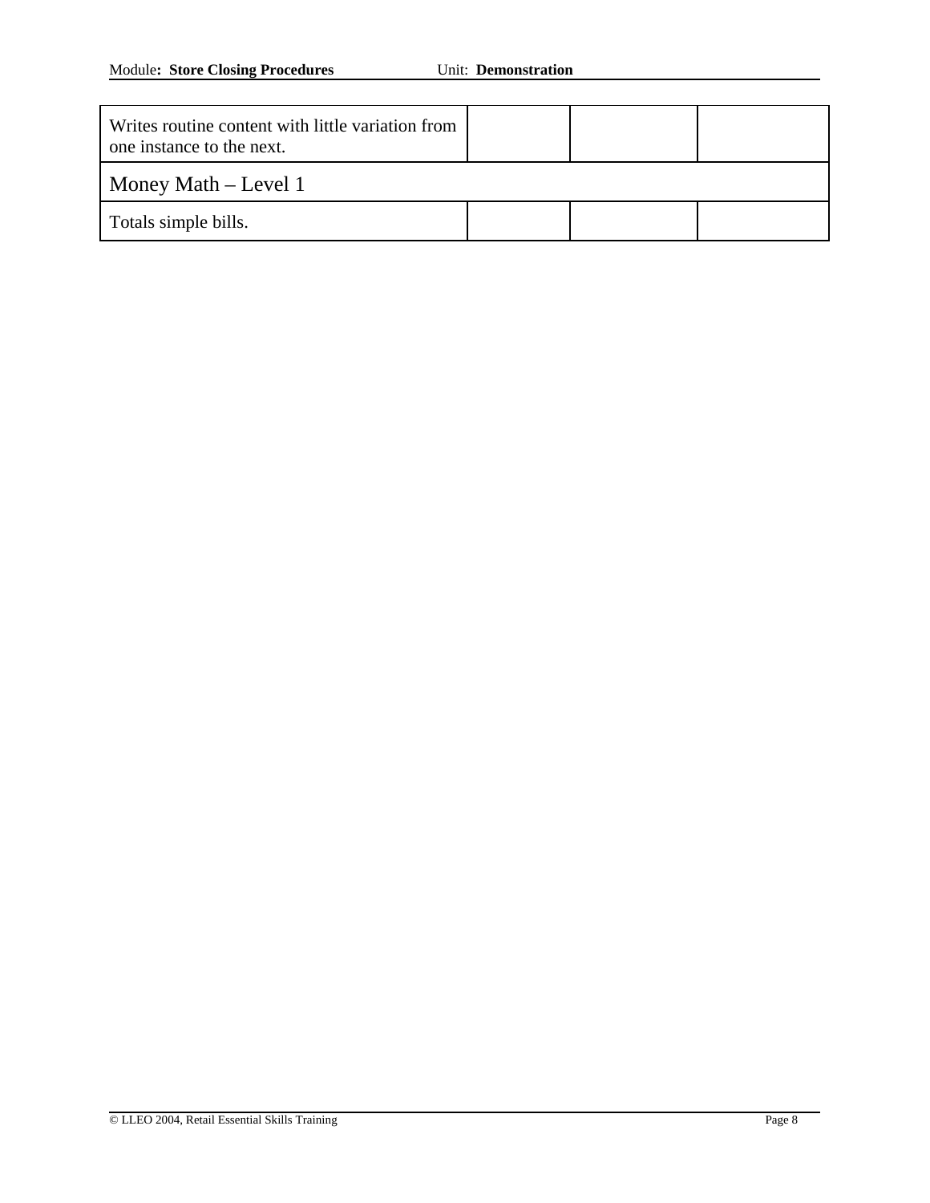| | | | |
|---|---|---|---|
| Writes routine content with little variation from one instance to the next. | | | |
| Money Math – Level 1 | | | |
| Totals simple bills. | | | |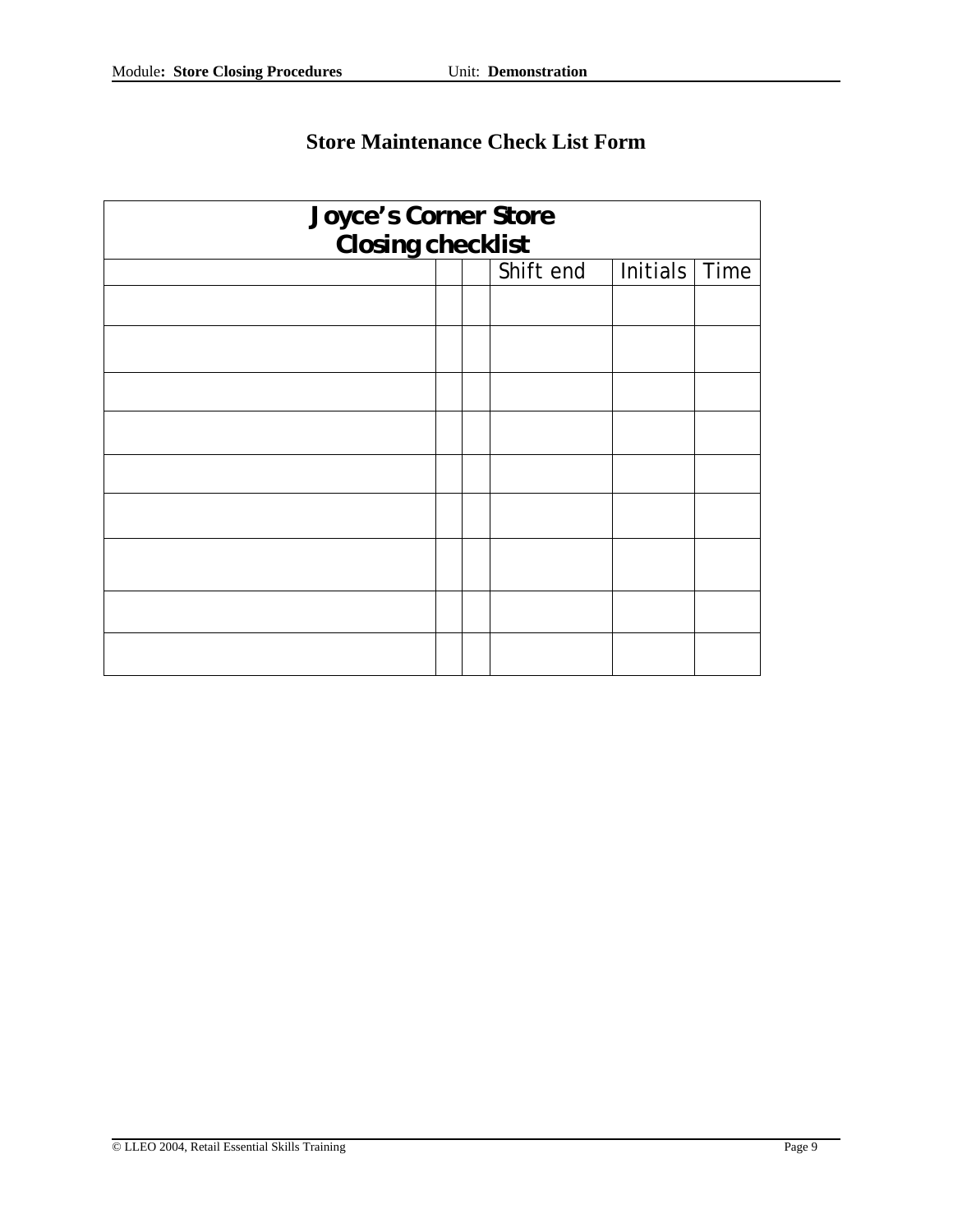# Store Maintenance Check List Form

| Joyce's Corner Store<br>Closing checklist | | | | | |
|---|---|---|---|---|---|
| | | | Shift end | Initials | Time |
| | | | | | |
| | | | | | |
| | | | | | |
| | | | | | |
| | | | | | |
| | | | | | |
| | | | | | |
| | | | | | |
| | | | | | |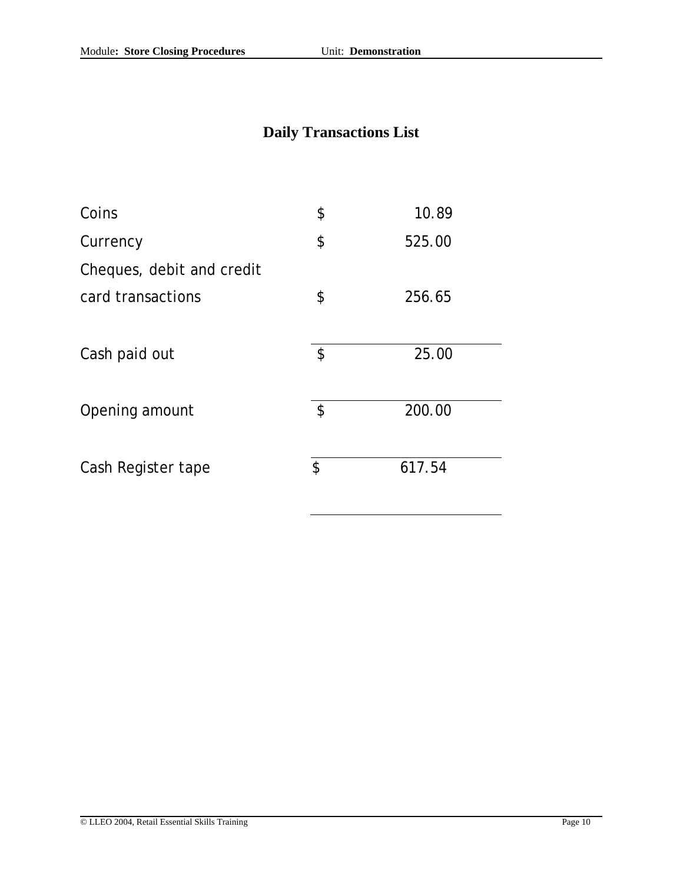# Daily Transactions List

| | | |
|---|---|---|
| Coins | $ | 10.89 |
| Currency | $ | 525.00 |
| Cheques, debit and credit card transactions | $ | 256.65 |
| Cash paid out | $ | 25.00 |
| Opening amount | $ | 200.00 |
| Cash Register tape | $ | 617.54 |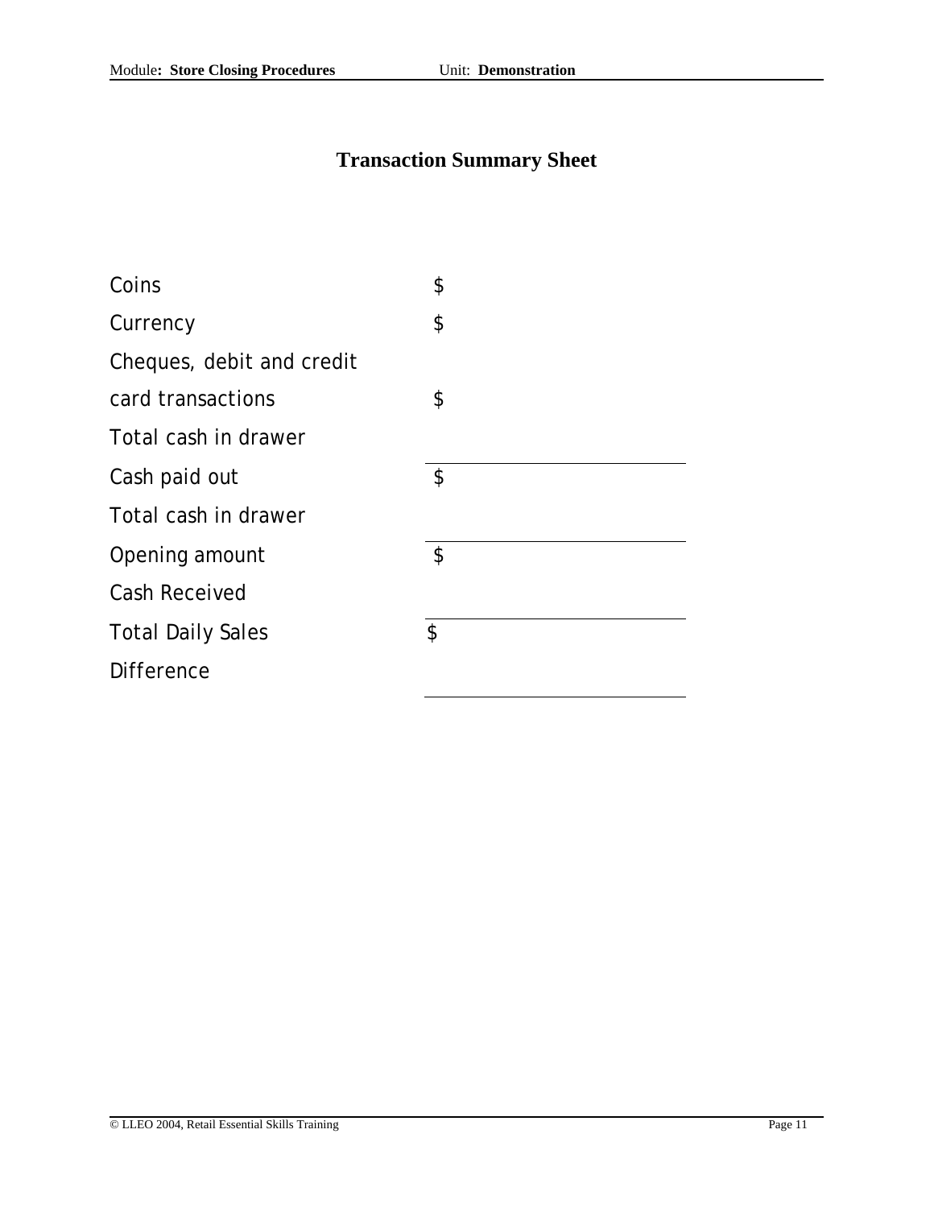# Transaction Summary Sheet

| | |
|---|---|
| Coins | $ |
| Currency | $ |
| Cheques, debit and credit card transactions | $ |
| Total cash in drawer | |
| Cash paid out | $ |
| Total cash in drawer | |
| Opening amount | $ |
| Cash Received | |
| Total Daily Sales | $ |
| Difference | |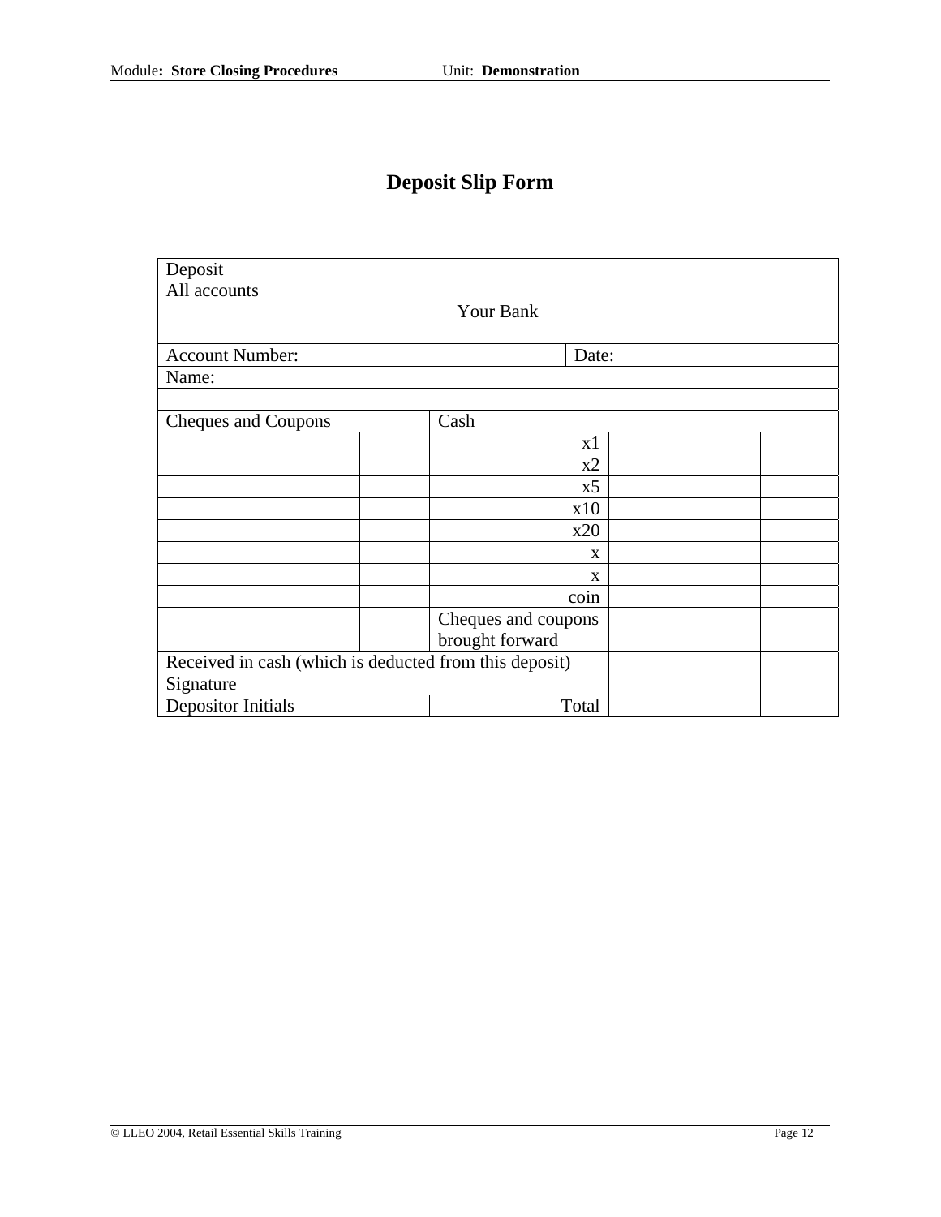# Deposit Slip Form

| Deposit<br>All accounts<br>Your Bank | | | | |
|---|---|---|---|---|
| Account Number: | | | Date: | |
| Name: | | | | |
| | | | | |
| Cheques and Coupons | | Cash | | |
| | | x1 | | |
| | | x2 | | |
| | | x5 | | |
| | | x10 | | |
| | | x20 | | |
| | | x | | |
| | | x | | |
| | | coin | | |
| | | Cheques and coupons brought forward | | |
| Received in cash (which is deducted from this deposit) | | | | |
| Signature | | | | |
| Depositor Initials | | Total | | |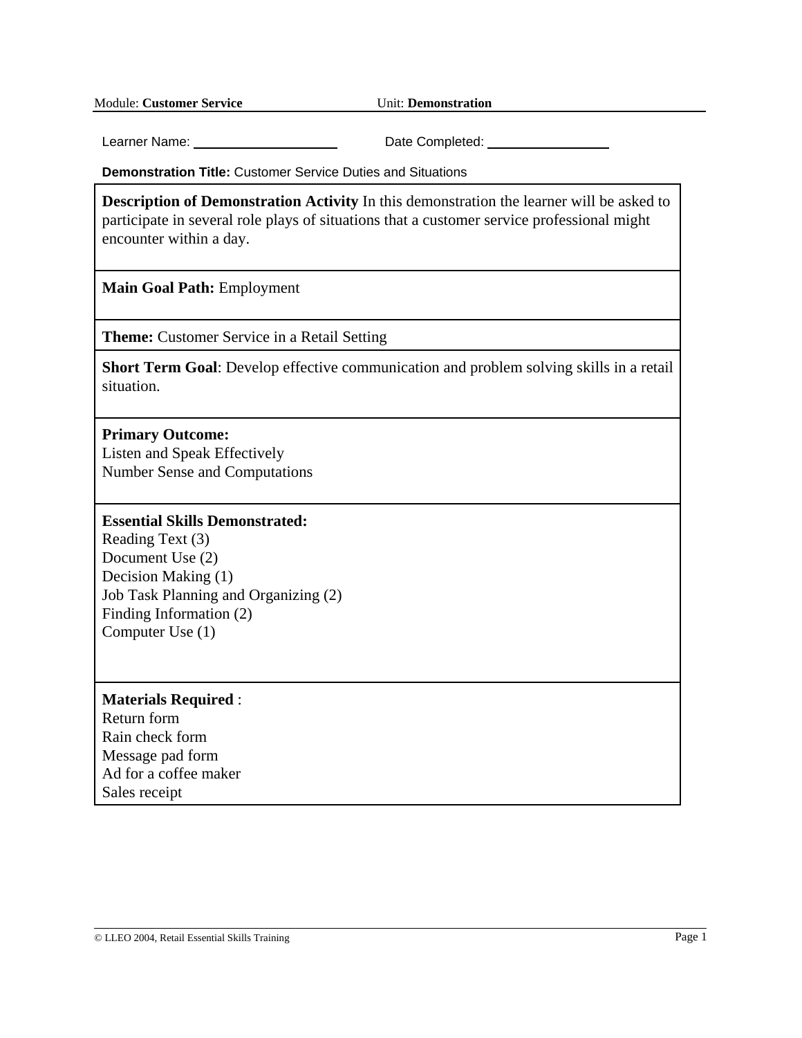Module: **Customer Service** Unit: **Demonstration**

Learner Name: ____________________ Date Completed: ________________

**Demonstration Title:** Customer Service Duties and Situations

**Description of Demonstration Activity** In this demonstration the learner will be asked to participate in several role plays of situations that a customer service professional might encounter within a day.

**Main Goal Path:** Employment

**Theme:** Customer Service in a Retail Setting

**Short Term Goal**: Develop effective communication and problem solving skills in a retail situation.

**Primary Outcome:**
Listen and Speak Effectively
Number Sense and Computations

**Essential Skills Demonstrated:**
Reading Text (3)
Document Use (2)
Decision Making (1)
Job Task Planning and Organizing (2)
Finding Information (2)
Computer Use (1)

**Materials Required** :
Return form
Rain check form
Message pad form
Ad for a coffee maker
Sales receipt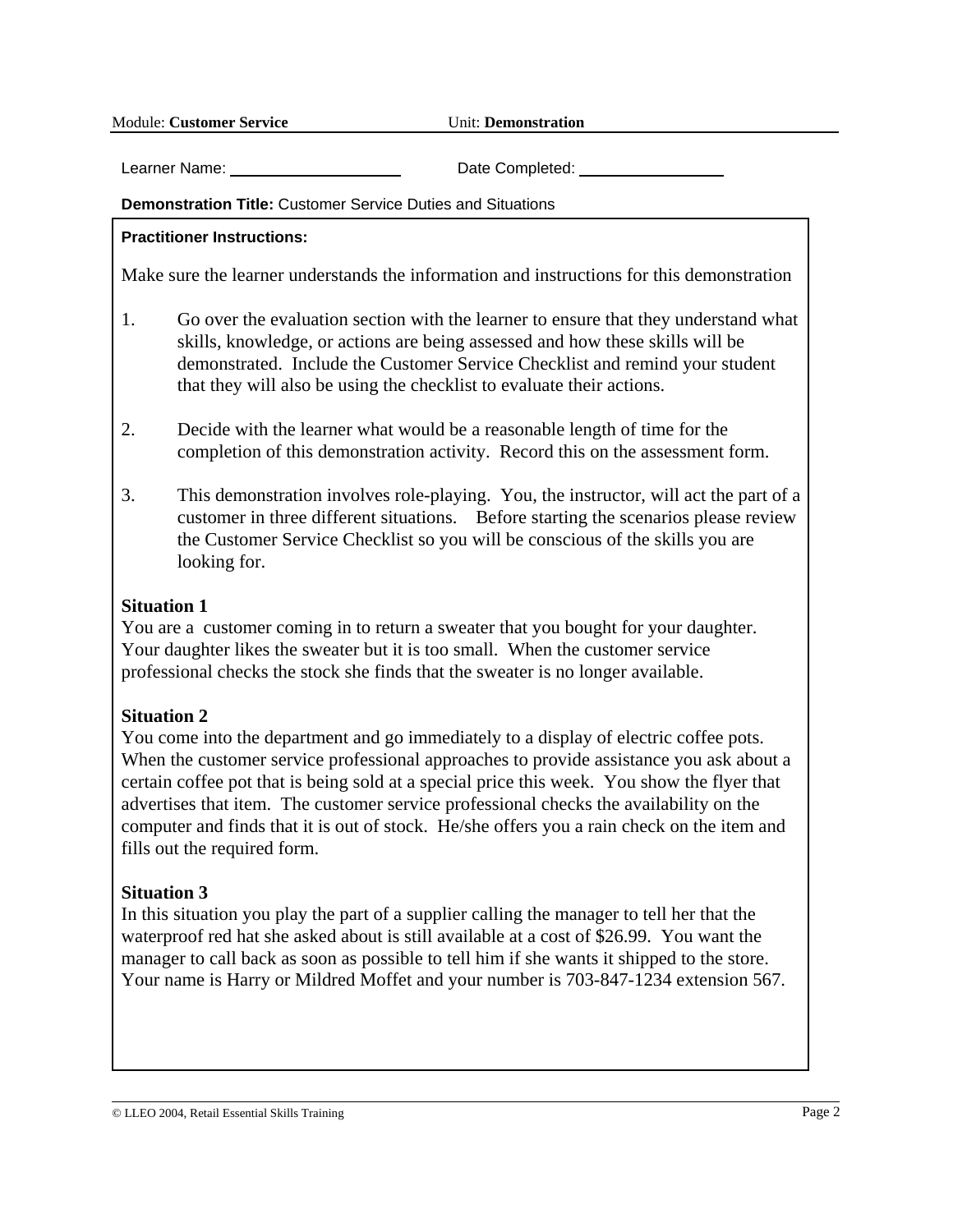Module: **Customer Service** Unit: **Demonstration**

Learner Name: ____________________ Date Completed: ________________

**Demonstration Title:** Customer Service Duties and Situations

**Practitioner Instructions:**

Make sure the learner understands the information and instructions for this demonstration

1. Go over the evaluation section with the learner to ensure that they understand what skills, knowledge, or actions are being assessed and how these skills will be demonstrated. Include the Customer Service Checklist and remind your student that they will also be using the checklist to evaluate their actions.

2. Decide with the learner what would be a reasonable length of time for the completion of this demonstration activity. Record this on the assessment form.

3. This demonstration involves role-playing. You, the instructor, will act the part of a customer in three different situations. Before starting the scenarios please review the Customer Service Checklist so you will be conscious of the skills you are looking for.

**Situation 1**
You are a customer coming in to return a sweater that you bought for your daughter. Your daughter likes the sweater but it is too small. When the customer service professional checks the stock she finds that the sweater is no longer available.

**Situation 2**
You come into the department and go immediately to a display of electric coffee pots. When the customer service professional approaches to provide assistance you ask about a certain coffee pot that is being sold at a special price this week. You show the flyer that advertises that item. The customer service professional checks the availability on the computer and finds that it is out of stock. He/she offers you a rain check on the item and fills out the required form.

**Situation 3**
In this situation you play the part of a supplier calling the manager to tell her that the waterproof red hat she asked about is still available at a cost of $26.99. You want the manager to call back as soon as possible to tell him if she wants it shipped to the store. Your name is Harry or Mildred Moffet and your number is 703-847-1234 extension 567.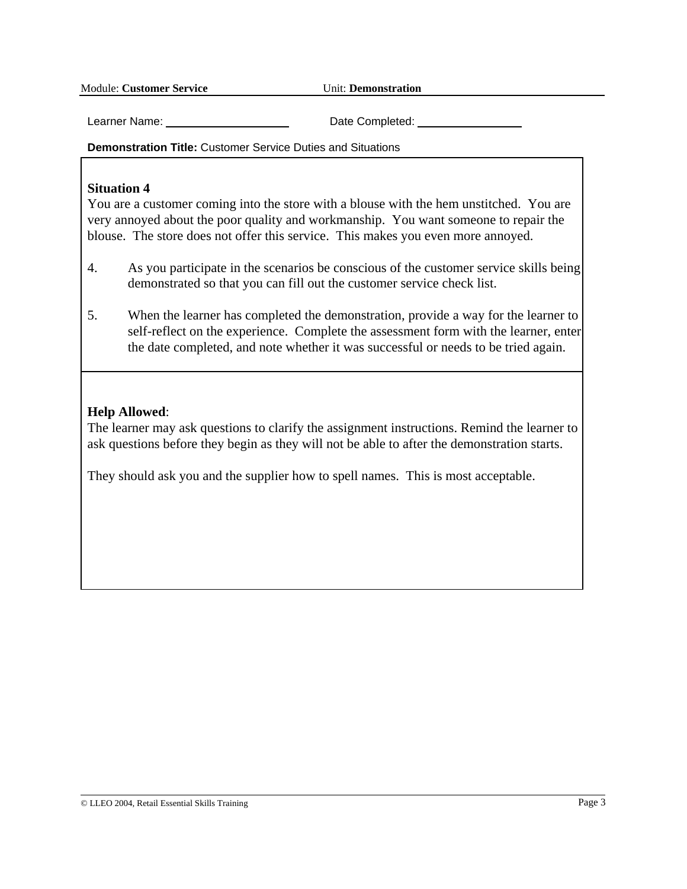Module: **Customer Service** Unit: **Demonstration**

Learner Name: ____________________ Date Completed: ________________

**Demonstration Title:** Customer Service Duties and Situations

**Situation 4**
You are a customer coming into the store with a blouse with the hem unstitched. You are very annoyed about the poor quality and workmanship. You want someone to repair the blouse. The store does not offer this service. This makes you even more annoyed.

4. As you participate in the scenarios be conscious of the customer service skills being demonstrated so that you can fill out the customer service check list.

5. When the learner has completed the demonstration, provide a way for the learner to self-reflect on the experience. Complete the assessment form with the learner, enter the date completed, and note whether it was successful or needs to be tried again.

**Help Allowed**:
The learner may ask questions to clarify the assignment instructions. Remind the learner to ask questions before they begin as they will not be able to after the demonstration starts.

They should ask you and the supplier how to spell names. This is most acceptable.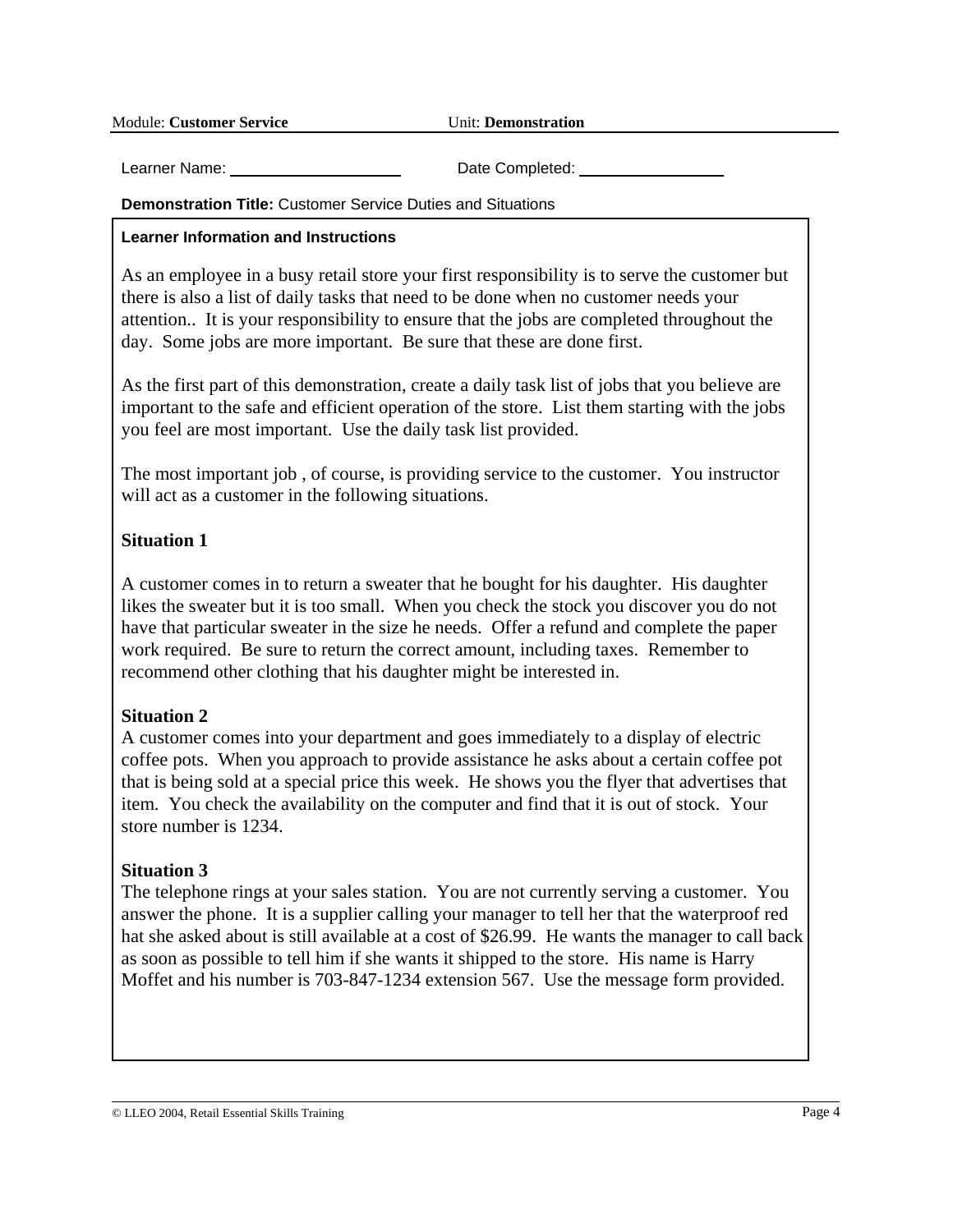Module: **Customer Service** Unit: **Demonstration**

Learner Name: ____________________ Date Completed: ________________

**Demonstration Title:** Customer Service Duties and Situations

**Learner Information and Instructions**

As an employee in a busy retail store your first responsibility is to serve the customer but there is also a list of daily tasks that need to be done when no customer needs your attention.. It is your responsibility to ensure that the jobs are completed throughout the day. Some jobs are more important. Be sure that these are done first.

As the first part of this demonstration, create a daily task list of jobs that you believe are important to the safe and efficient operation of the store. List them starting with the jobs you feel are most important. Use the daily task list provided.

The most important job , of course, is providing service to the customer. You instructor will act as a customer in the following situations.

**Situation 1**

A customer comes in to return a sweater that he bought for his daughter. His daughter likes the sweater but it is too small. When you check the stock you discover you do not have that particular sweater in the size he needs. Offer a refund and complete the paper work required. Be sure to return the correct amount, including taxes. Remember to recommend other clothing that his daughter might be interested in.

**Situation 2**

A customer comes into your department and goes immediately to a display of electric coffee pots. When you approach to provide assistance he asks about a certain coffee pot that is being sold at a special price this week. He shows you the flyer that advertises that item. You check the availability on the computer and find that it is out of stock. Your store number is 1234.

**Situation 3**

The telephone rings at your sales station. You are not currently serving a customer. You answer the phone. It is a supplier calling your manager to tell her that the waterproof red hat she asked about is still available at a cost of $26.99. He wants the manager to call back as soon as possible to tell him if she wants it shipped to the store. His name is Harry Moffet and his number is 703-847-1234 extension 567. Use the message form provided.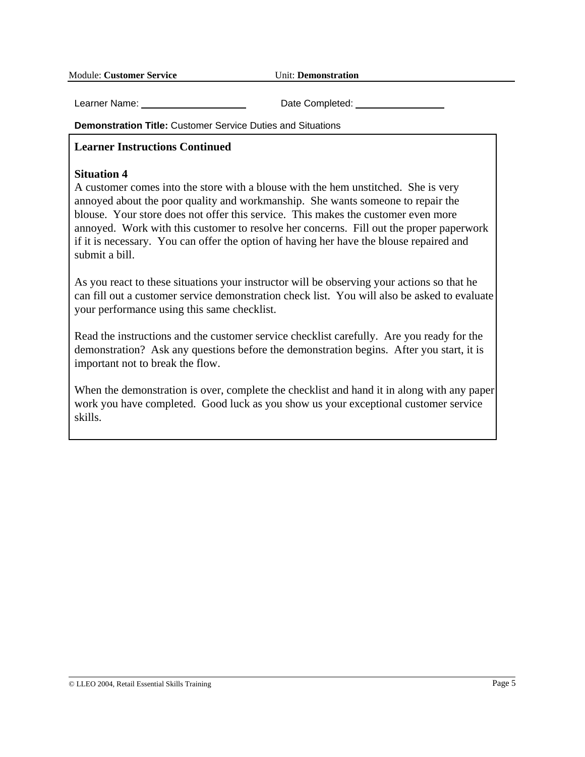Module: **Customer Service** Unit: **Demonstration**

Learner Name: ____________________ Date Completed: ________________

**Demonstration Title:** Customer Service Duties and Situations

## Learner Instructions Continued

### Situation 4

A customer comes into the store with a blouse with the hem unstitched. She is very annoyed about the poor quality and workmanship. She wants someone to repair the blouse. Your store does not offer this service. This makes the customer even more annoyed. Work with this customer to resolve her concerns. Fill out the proper paperwork if it is necessary. You can offer the option of having her have the blouse repaired and submit a bill.

As you react to these situations your instructor will be observing your actions so that he can fill out a customer service demonstration check list. You will also be asked to evaluate your performance using this same checklist.

Read the instructions and the customer service checklist carefully. Are you ready for the demonstration? Ask any questions before the demonstration begins. After you start, it is important not to break the flow.

When the demonstration is over, complete the checklist and hand it in along with any paper work you have completed. Good luck as you show us your exceptional customer service skills.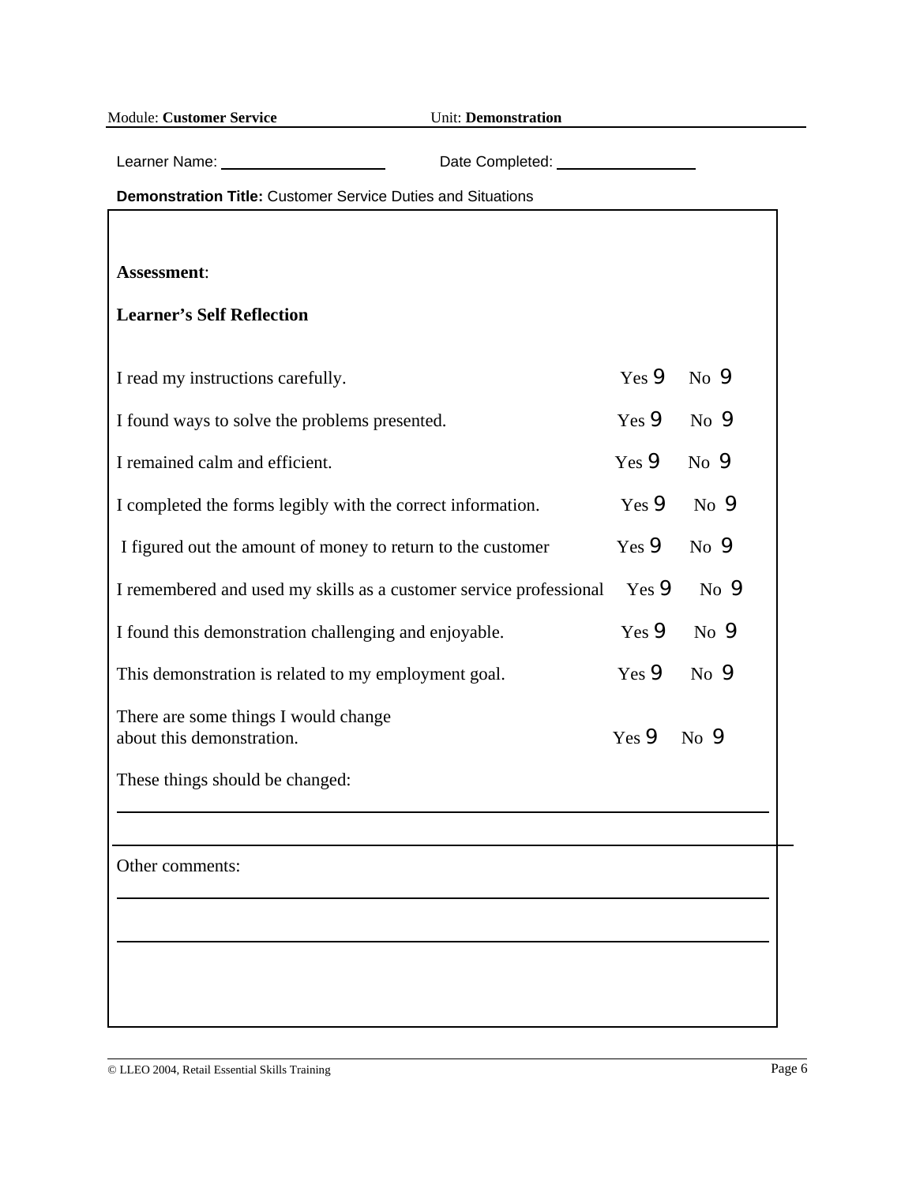Module: **Customer Service** Unit: **Demonstration**

Learner Name: ____________________ Date Completed: ________________

**Demonstration Title:** Customer Service Duties and Situations

**Assessment**:

**Learner's Self Reflection**

| | | |
|---|---|---|
| I read my instructions carefully. | Yes 9 | No 9 |
| I found ways to solve the problems presented. | Yes 9 | No 9 |
| I remained calm and efficient. | Yes 9 | No 9 |
| I completed the forms legibly with the correct information. | Yes 9 | No 9 |
| I figured out the amount of money to return to the customer | Yes 9 | No 9 |
| I remembered and used my skills as a customer service professional | Yes 9 | No 9 |
| I found this demonstration challenging and enjoyable. | Yes 9 | No 9 |
| This demonstration is related to my employment goal. | Yes 9 | No 9 |
| There are some things I would change about this demonstration. | Yes 9 | No 9 |

These things should be changed:

______________________________________________________________________

______________________________________________________________________

Other comments:

______________________________________________________________________

______________________________________________________________________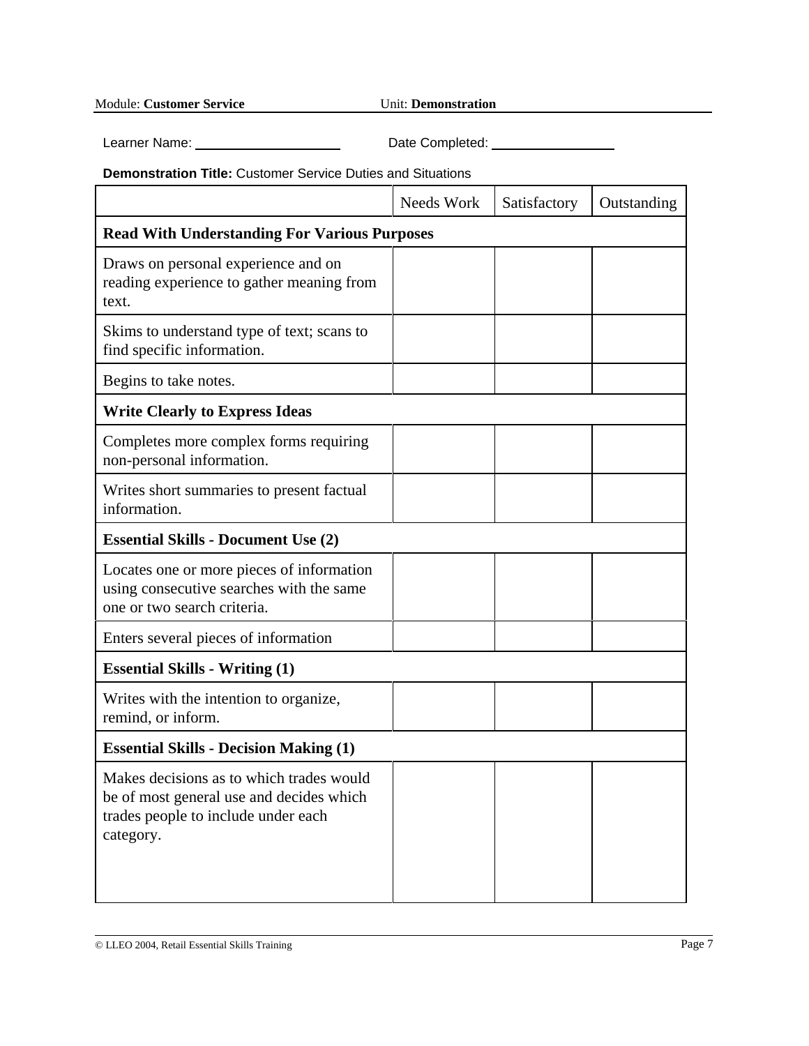Module: **Customer Service** Unit: **Demonstration**

Learner Name: ____________________ Date Completed: ________________

**Demonstration Title:** Customer Service Duties and Situations

| | Needs Work | Satisfactory | Outstanding |
|---|---|---|---|
| **Read With Understanding For Various Purposes** | | | |
| Draws on personal experience and on reading experience to gather meaning from text. | | | |
| Skims to understand type of text; scans to find specific information. | | | |
| Begins to take notes. | | | |
| **Write Clearly to Express Ideas** | | | |
| Completes more complex forms requiring non-personal information. | | | |
| Writes short summaries to present factual information. | | | |
| **Essential Skills - Document Use (2)** | | | |
| Locates one or more pieces of information using consecutive searches with the same one or two search criteria. | | | |
| Enters several pieces of information | | | |
| **Essential Skills - Writing (1)** | | | |
| Writes with the intention to organize, remind, or inform. | | | |
| **Essential Skills - Decision Making (1)** | | | |
| Makes decisions as to which trades would be of most general use and decides which trades people to include under each category. | | | |

© LLEO 2004, Retail Essential Skills Training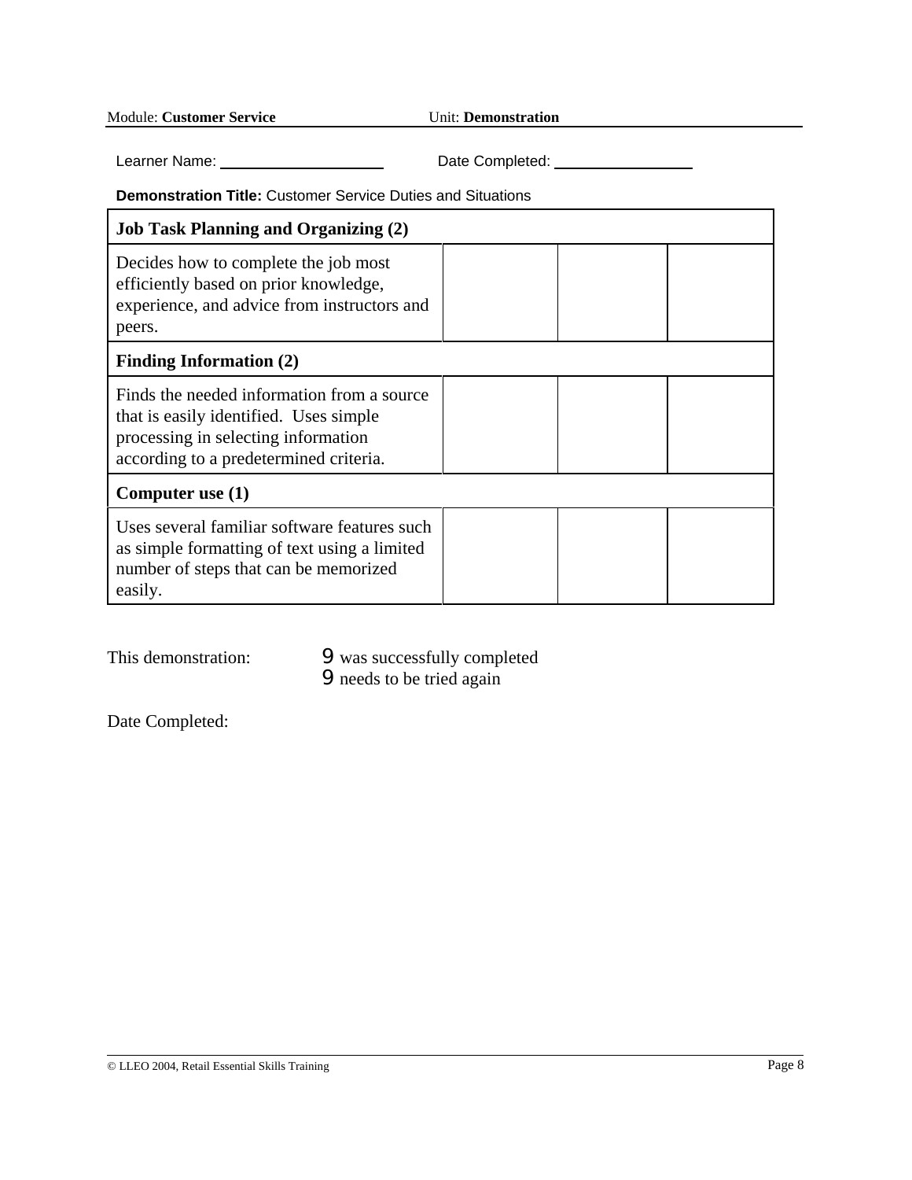Module: **Customer Service** Unit: **Demonstration**

Learner Name: ____________________ Date Completed: ________________

**Demonstration Title:** Customer Service Duties and Situations

| **Job Task Planning and Organizing (2)** | | | |
|---|---|---|---|
| Decides how to complete the job most efficiently based on prior knowledge, experience, and advice from instructors and peers. | | | |
| **Finding Information (2)** | | | |
| Finds the needed information from a source that is easily identified. Uses simple processing in selecting information according to a predetermined criteria. | | | |
| **Computer use (1)** | | | |
| Uses several familiar software features such as simple formatting of text using a limited number of steps that can be memorized easily. | | | |

This demonstration:
- 9 was successfully completed
- 9 needs to be tried again

Date Completed: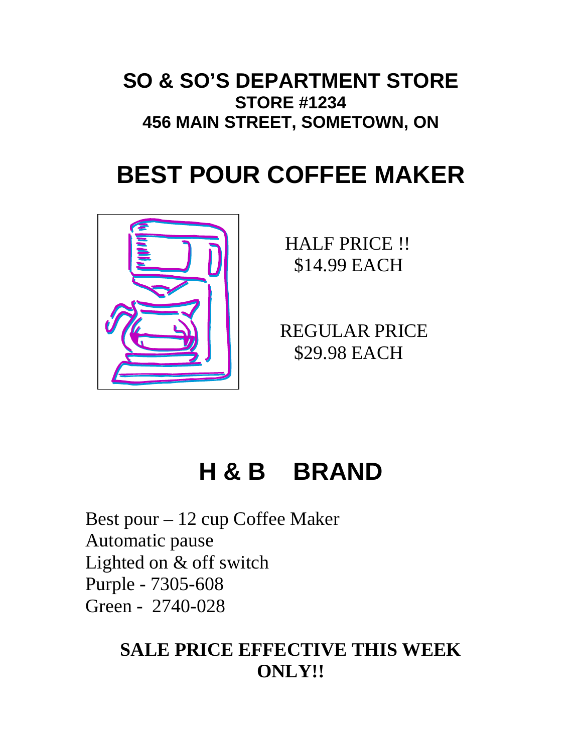# SO & SO'S DEPARTMENT STORE

**STORE #1234**

**456 MAIN STREET, SOMETOWN, ON**

# BEST POUR COFFEE MAKER

HALF PRICE !!
$14.99 EACH

REGULAR PRICE
$29.98 EACH

# H & B BRAND

Best pour – 12 cup Coffee Maker
Automatic pause
Lighted on & off switch
Purple - 7305-608
Green - 2740-028

**SALE PRICE EFFECTIVE THIS WEEK ONLY!!**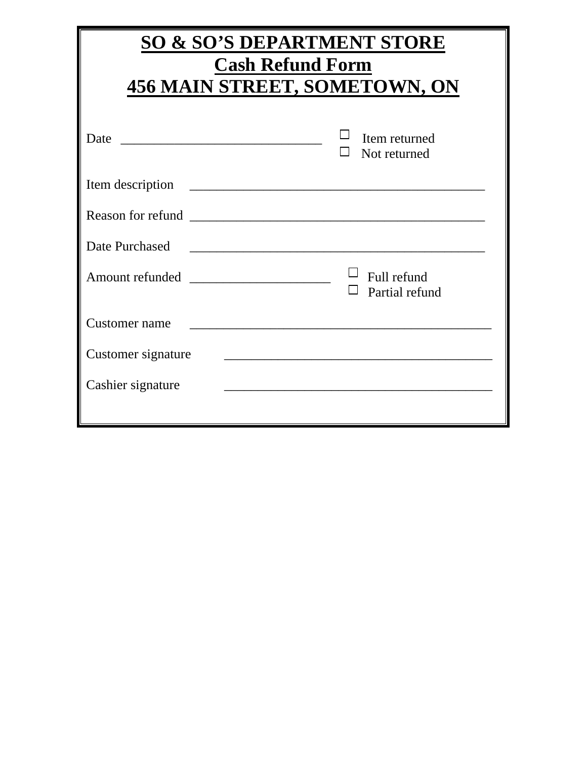# SO & SO'S DEPARTMENT STORE

## Cash Refund Form

## 456 MAIN STREET, SOMETOWN, ON

Date ______________________________ ☐ Item returned ☐ Not returned

Item description ____________________________________________

Reason for refund ____________________________________________

Date Purchased ____________________________________________

Amount refunded _____________________ ☐ Full refund ☐ Partial refund

Customer name ____________________________________________

Customer signature ________________________________________

Cashier signature ________________________________________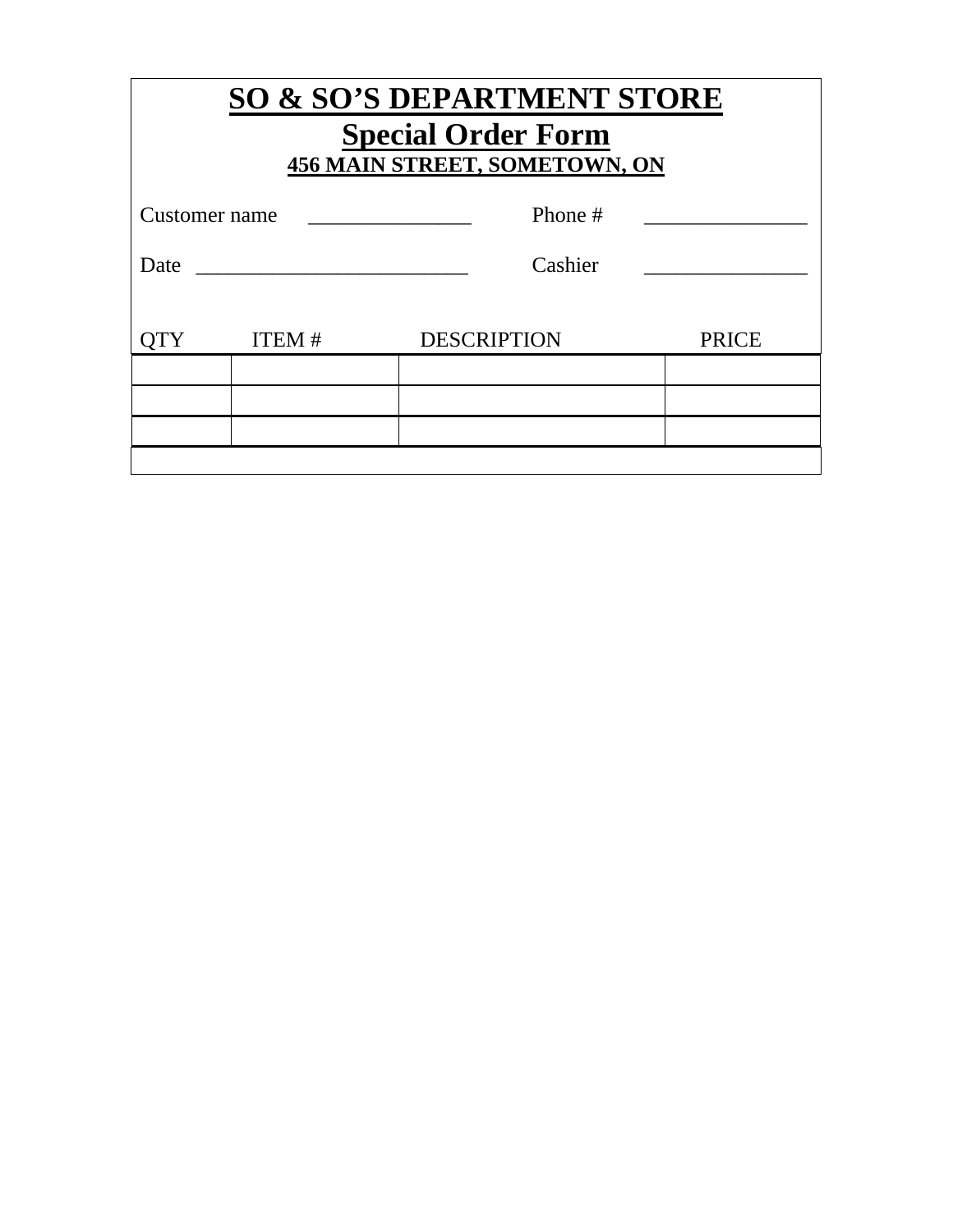# SO & SO'S DEPARTMENT STORE

## Special Order Form

### 456 MAIN STREET, SOMETOWN, ON

Customer name _______________ Phone # _______________

Date _________________________ Cashier _______________

| QTY | ITEM # | DESCRIPTION | PRICE |
|---|---|---|---|
| | | | |
| | | | |
| | | | |
| | | | |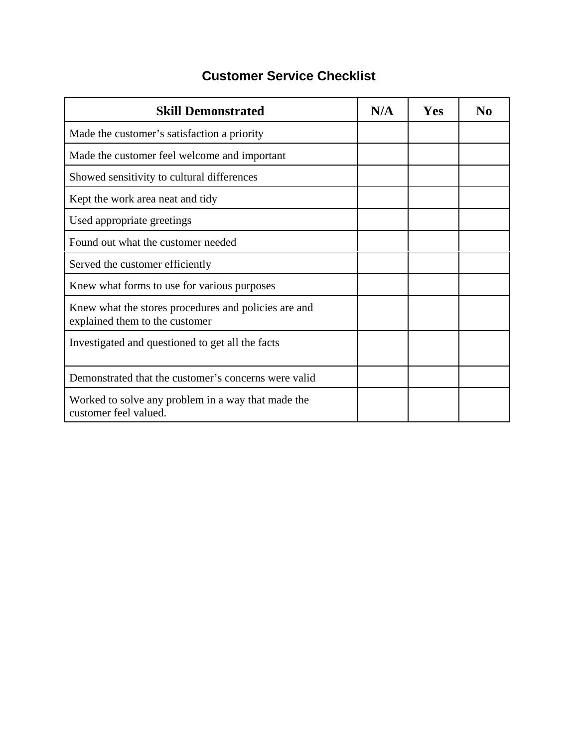# Customer Service Checklist

| Skill Demonstrated | N/A | Yes | No |
|---|---|---|---|
| Made the customer’s satisfaction a priority | | | |
| Made the customer feel welcome and important | | | |
| Showed sensitivity to cultural differences | | | |
| Kept the work area neat and tidy | | | |
| Used appropriate greetings | | | |
| Found out what the customer needed | | | |
| Served the customer efficiently | | | |
| Knew what forms to use for various purposes | | | |
| Knew what the stores procedures and policies are and explained them to the customer | | | |
| Investigated and questioned to get all the facts | | | |
| Demonstrated that the customer’s concerns were valid | | | |
| Worked to solve any problem in a way that made the customer feel valued. | | | |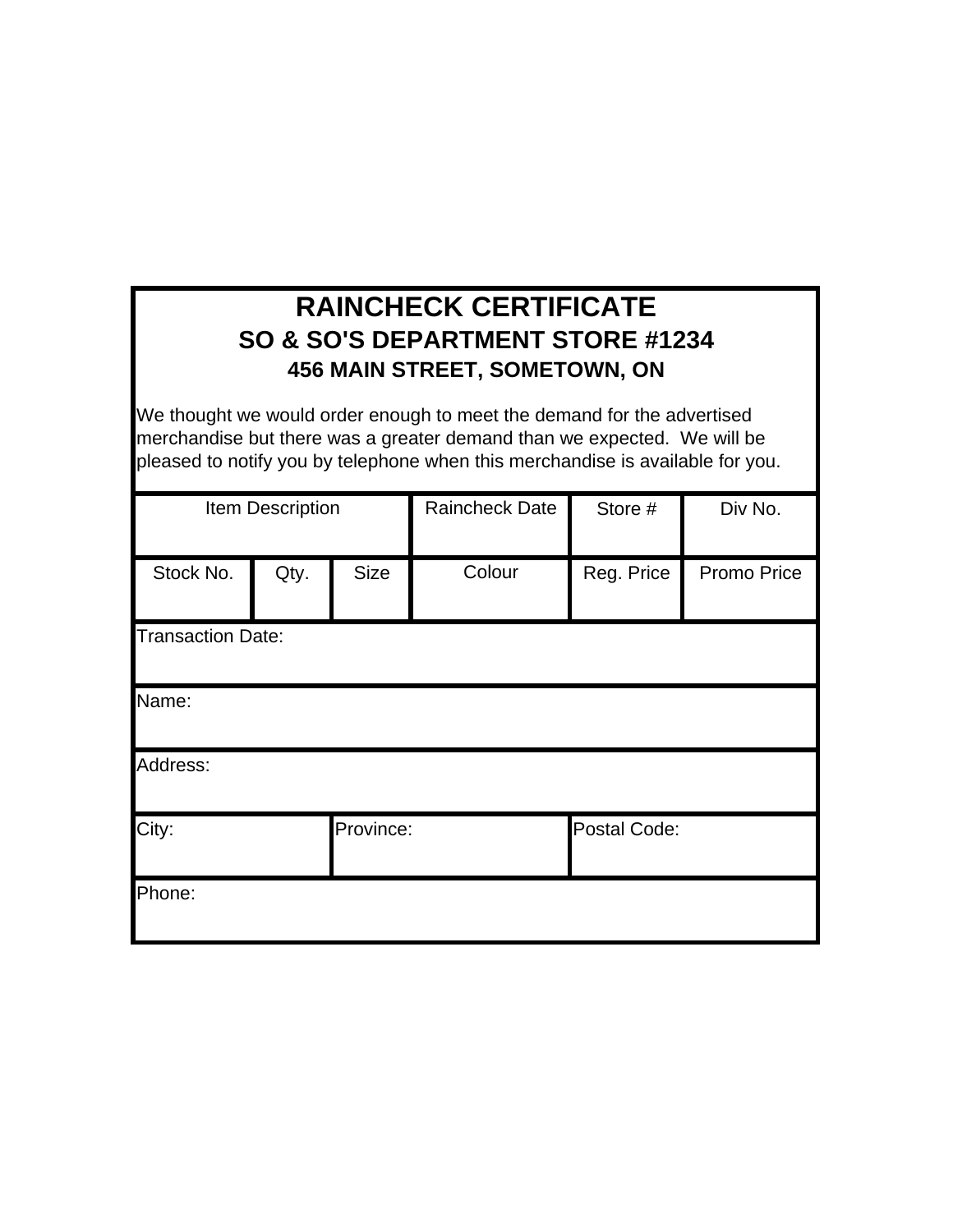# RAINCHECK CERTIFICATE

## SO & SO'S DEPARTMENT STORE #1234

### 456 MAIN STREET, SOMETOWN, ON

We thought we would order enough to meet the demand for the advertised merchandise but there was a greater demand than we expected. We will be pleased to notify you by telephone when this merchandise is available for you.

| Item Description | | | Raincheck Date | Store # | Div No. |
|---|---|---|---|---|---|
| | | | | | |
| Stock No. | Qty. | Size | Colour | Reg. Price | Promo Price |
| | | | | | |
| Transaction Date: | | | | | |
| Name: | | | | | |
| Address: | | | | | |
| City: | | Province: | | Postal Code: | |
| Phone: | | | | | |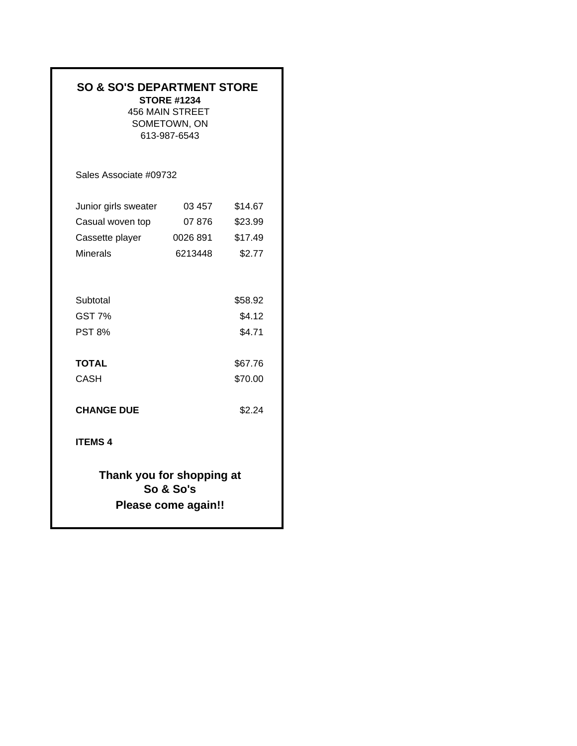**SO & SO'S DEPARTMENT STORE**

**STORE #1234**

456 MAIN STREET
SOMETOWN, ON
613-987-6543

Sales Associate #09732

| | | |
|---|---|---|
| Junior girls sweater | 03 457 | $14.67 |
| Casual woven top | 07 876 | $23.99 |
| Cassette player | 0026 891 | $17.49 |
| Minerals | 6213448 | $2.77 |
| | | |
| Subtotal | | $58.92 |
| GST 7% | | $4.12 |
| PST 8% | | $4.71 |
| | | |
| **TOTAL** | | $67.76 |
| CASH | | $70.00 |
| | | |
| **CHANGE DUE** | | $2.24 |

**ITEMS 4**

**Thank you for shopping at So & So's**

**Please come again!!**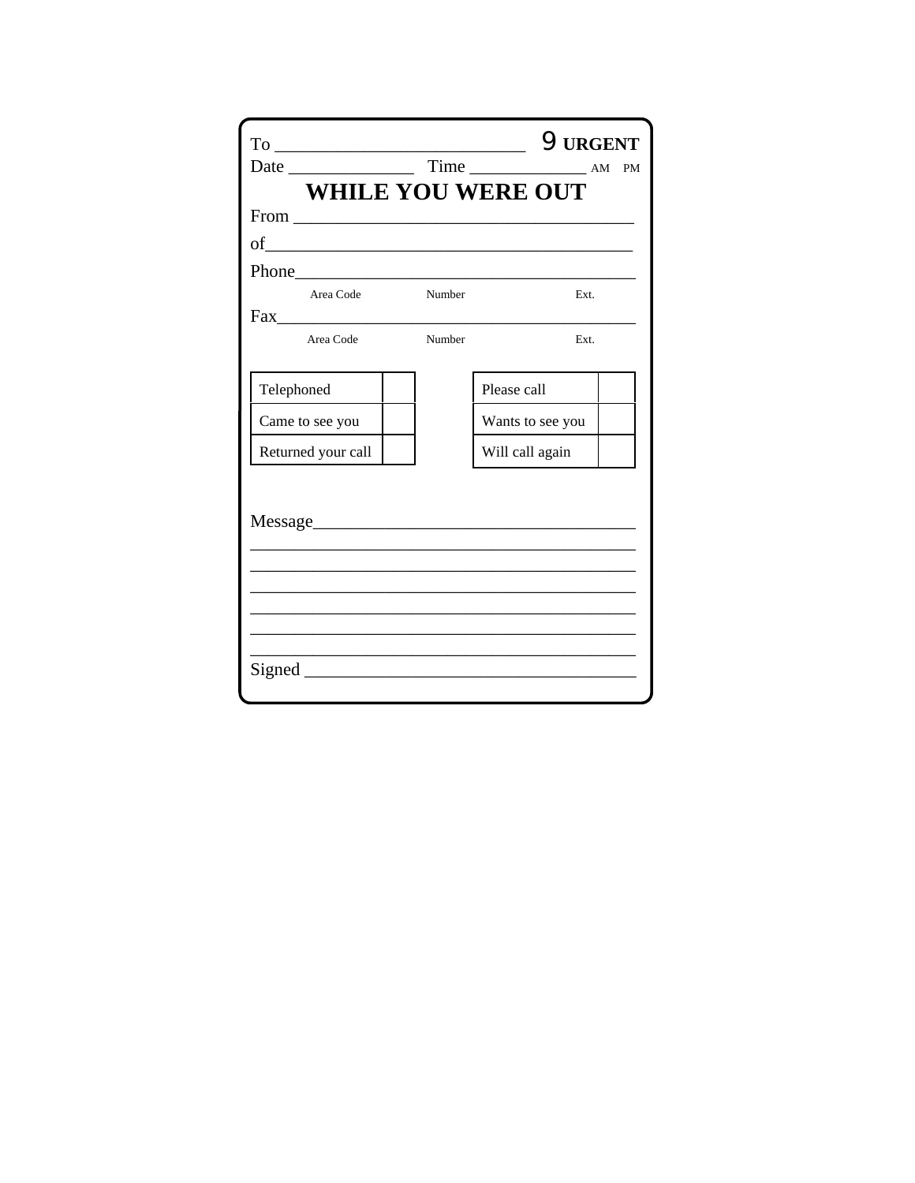To ___________________________ 9 **URGENT**

Date ______________ Time _____________ AM PM

# WHILE YOU WERE OUT

From ______________________________________

of_________________________________________

Phone______________________________________

Area Code Number Ext.

Fax________________________________________

Area Code Number Ext.

| | | | | |
|---|---|---|---|---|
| Telephoned | | | Please call | |
| Came to see you | | | Wants to see you | |
| Returned your call | | | Will call again | |

Message____________________________________

___________________________________________

___________________________________________

___________________________________________

___________________________________________

___________________________________________

___________________________________________

Signed _____________________________________